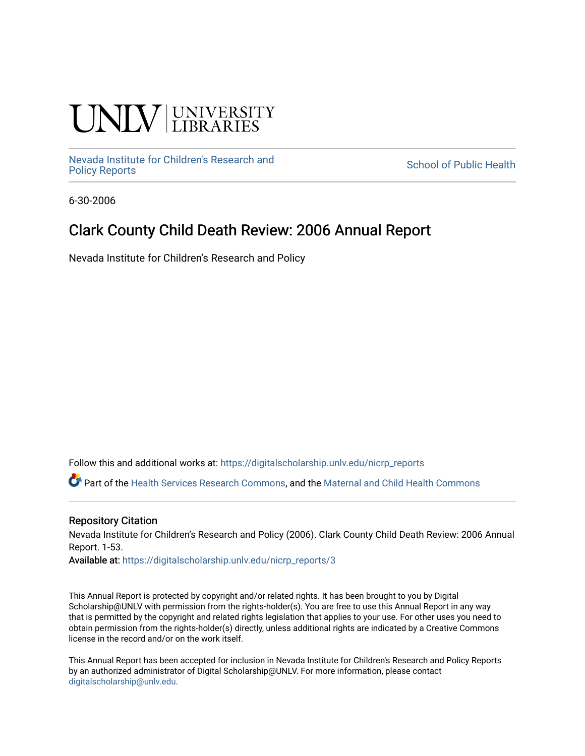UNLV | UNIVERSITY LIBRARIES

Nevada Institute for Children's Research and Policy Reports

School of Public Health

6-30-2006

# Clark County Child Death Review: 2006 Annual Report

Nevada Institute for Children's Research and Policy

Follow this and additional works at: https://digitalscholarship.unlv.edu/nicrp_reports

Part of the Health Services Research Commons, and the Maternal and Child Health Commons

## Repository Citation

Nevada Institute for Children's Research and Policy (2006). Clark County Child Death Review: 2006 Annual Report. 1-53.

**Available at:** https://digitalscholarship.unlv.edu/nicrp_reports/3

This Annual Report is protected by copyright and/or related rights. It has been brought to you by Digital Scholarship@UNLV with permission from the rights-holder(s). You are free to use this Annual Report in any way that is permitted by the copyright and related rights legislation that applies to your use. For other uses you need to obtain permission from the rights-holder(s) directly, unless additional rights are indicated by a Creative Commons license in the record and/or on the work itself.

This Annual Report has been accepted for inclusion in Nevada Institute for Children's Research and Policy Reports by an authorized administrator of Digital Scholarship@UNLV. For more information, please contact digitalscholarship@unlv.edu.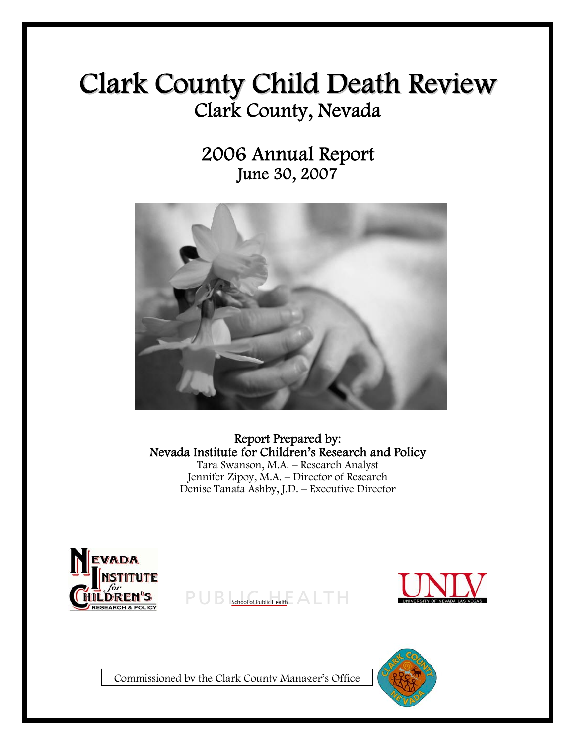# Clark County Child Death Review

## Clark County, Nevada

## 2006 Annual Report

### June 30, 2007

**Report Prepared by:**
**Nevada Institute for Children's Research and Policy**

Tara Swanson, M.A. – Research Analyst
Jennifer Zipoy, M.A. – Director of Research
Denise Tanata Ashby, J.D. – Executive Director

NEVADA INSTITUTE for CHILDREN'S RESEARCH & POLICY

PUBLIC HEALTH School of Public Health

UNLV UNIVERSITY OF NEVADA LAS VEGAS

Commissioned by the Clark County Manager's Office

CLARK COUNTY NEVADA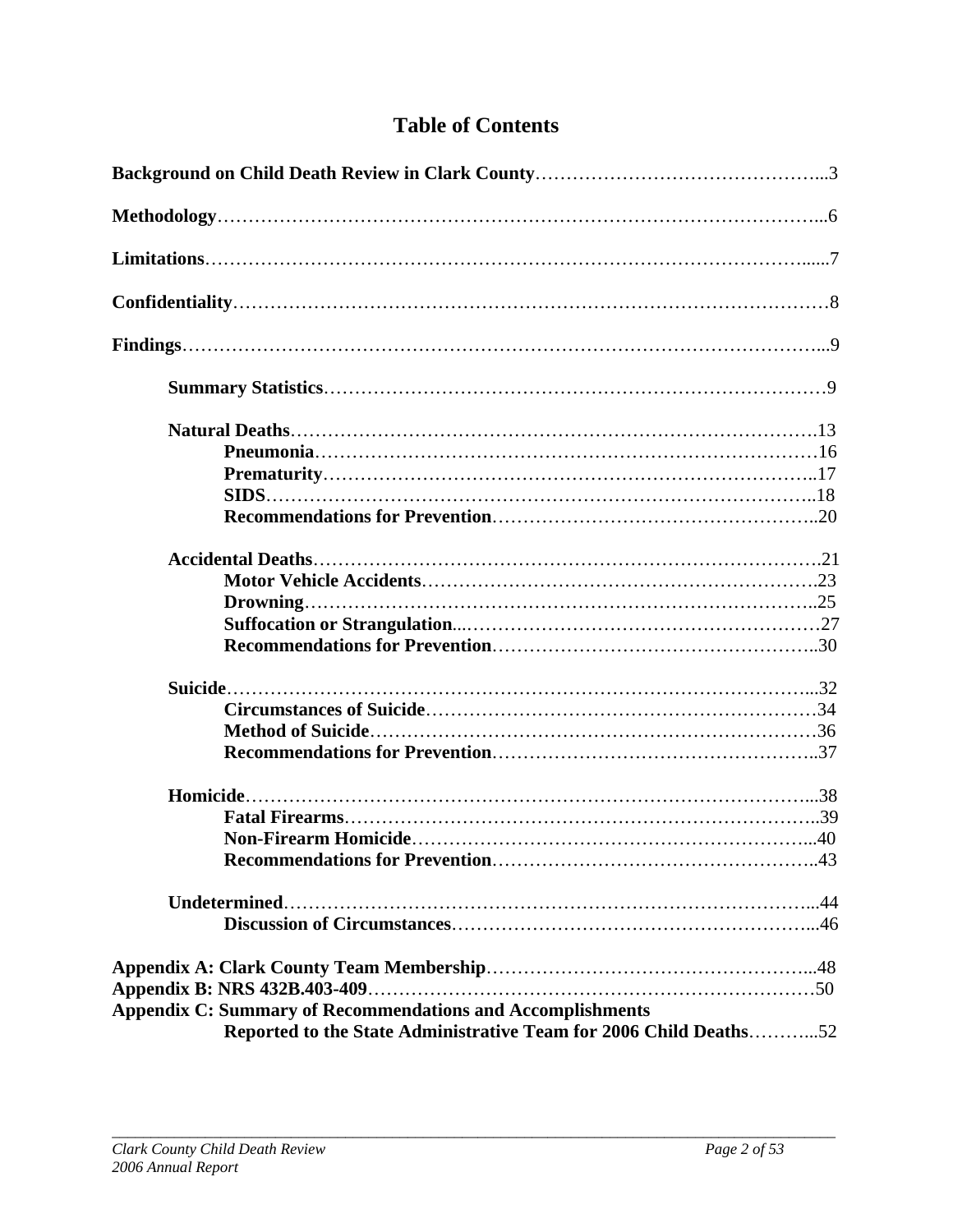# Table of Contents

**Background on Child Death Review in Clark County**……………………………………...3

**Methodology**…………………………………………………………………………………...6

**Limitations**……………………………………………………………………………………......7

**Confidentiality**…………………………………………………………………………………8

**Findings**…………………………………………………………………………………………...9

- **Summary Statistics**……………………………………………………………………9
- **Natural Deaths**………………………………………………………………………….13
  - **Pneumonia**………………………………………………………………………16
  - **Prematurity**……………………………………………………………………...17
  - **SIDS**……………………………………………………………………………...18
  - **Recommendations for Prevention**……………………………………………...20
- **Accidental Deaths**……………………………………………………………………….21
  - **Motor Vehicle Accidents**……………………………………………………….23
  - **Drowning**………………………………………………………………………..25
  - **Suffocation or Strangulation**...………………………………………………….27
  - **Recommendations for Prevention**……………………………………………...30
- **Suicide**………………………………………………………………………………...32
  - **Circumstances of Suicide**……………………………………………………….34
  - **Method of Suicide**………………………………………………………………36
  - **Recommendations for Prevention**……………………………………………...37
- **Homicide**……………………………………………………………………………...38
  - **Fatal Firearms**…………………………………………………………………..39
  - **Non-Firearm Homicide**………………………………………………………...40
  - **Recommendations for Prevention**……………………………………………...43
- **Undetermined**…………………………………………………………………………...44
  - **Discussion of Circumstances**…………………………………………………...46

**Appendix A: Clark County Team Membership**……………………………………………...48

**Appendix B: NRS 432B.403-409**………………………………………………………………50

**Appendix C: Summary of Recommendations and Accomplishments Reported to the State Administrative Team for 2006 Child Deaths**………...52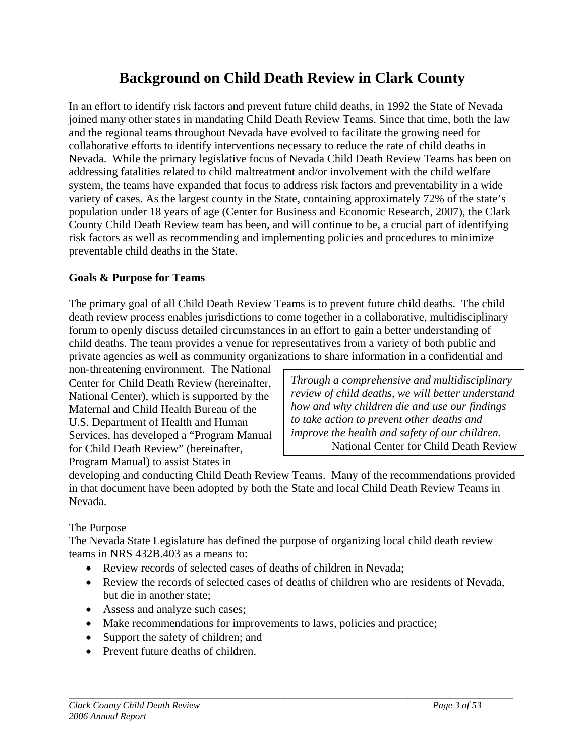# Background on Child Death Review in Clark County

In an effort to identify risk factors and prevent future child deaths, in 1992 the State of Nevada joined many other states in mandating Child Death Review Teams. Since that time, both the law and the regional teams throughout Nevada have evolved to facilitate the growing need for collaborative efforts to identify interventions necessary to reduce the rate of child deaths in Nevada. While the primary legislative focus of Nevada Child Death Review Teams has been on addressing fatalities related to child maltreatment and/or involvement with the child welfare system, the teams have expanded that focus to address risk factors and preventability in a wide variety of cases. As the largest county in the State, containing approximately 72% of the state's population under 18 years of age (Center for Business and Economic Research, 2007), the Clark County Child Death Review team has been, and will continue to be, a crucial part of identifying risk factors as well as recommending and implementing policies and procedures to minimize preventable child deaths in the State.

**Goals & Purpose for Teams**

The primary goal of all Child Death Review Teams is to prevent future child deaths. The child death review process enables jurisdictions to come together in a collaborative, multidisciplinary forum to openly discuss detailed circumstances in an effort to gain a better understanding of child deaths. The team provides a venue for representatives from a variety of both public and private agencies as well as community organizations to share information in a confidential and non-threatening environment. The National Center for Child Death Review (hereinafter, National Center), which is supported by the Maternal and Child Health Bureau of the U.S. Department of Health and Human Services, has developed a "Program Manual for Child Death Review" (hereinafter, Program Manual) to assist States in developing and conducting Child Death Review Teams. Many of the recommendations provided in that document have been adopted by both the State and local Child Death Review Teams in Nevada.

> *Through a comprehensive and multidisciplinary review of child deaths, we will better understand how and why children die and use our findings to take action to prevent other deaths and improve the health and safety of our children.*
> National Center for Child Death Review

The Purpose

The Nevada State Legislature has defined the purpose of organizing local child death review teams in NRS 432B.403 as a means to:

- Review records of selected cases of deaths of children in Nevada;
- Review the records of selected cases of deaths of children who are residents of Nevada, but die in another state;
- Assess and analyze such cases;
- Make recommendations for improvements to laws, policies and practice;
- Support the safety of children; and
- Prevent future deaths of children.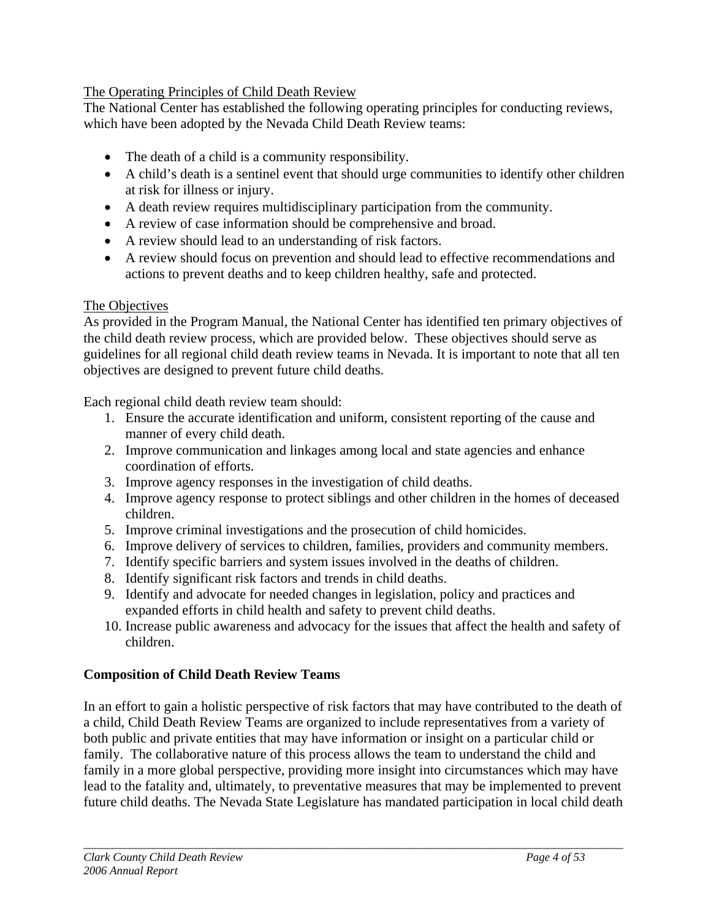<u>The Operating Principles of Child Death Review</u>

The National Center has established the following operating principles for conducting reviews, which have been adopted by the Nevada Child Death Review teams:

- The death of a child is a community responsibility.
- A child's death is a sentinel event that should urge communities to identify other children at risk for illness or injury.
- A death review requires multidisciplinary participation from the community.
- A review of case information should be comprehensive and broad.
- A review should lead to an understanding of risk factors.
- A review should focus on prevention and should lead to effective recommendations and actions to prevent deaths and to keep children healthy, safe and protected.

<u>The Objectives</u>

As provided in the Program Manual, the National Center has identified ten primary objectives of the child death review process, which are provided below. These objectives should serve as guidelines for all regional child death review teams in Nevada. It is important to note that all ten objectives are designed to prevent future child deaths.

Each regional child death review team should:

1. Ensure the accurate identification and uniform, consistent reporting of the cause and manner of every child death.
2. Improve communication and linkages among local and state agencies and enhance coordination of efforts.
3. Improve agency responses in the investigation of child deaths.
4. Improve agency response to protect siblings and other children in the homes of deceased children.
5. Improve criminal investigations and the prosecution of child homicides.
6. Improve delivery of services to children, families, providers and community members.
7. Identify specific barriers and system issues involved in the deaths of children.
8. Identify significant risk factors and trends in child deaths.
9. Identify and advocate for needed changes in legislation, policy and practices and expanded efforts in child health and safety to prevent child deaths.
10. Increase public awareness and advocacy for the issues that affect the health and safety of children.

**Composition of Child Death Review Teams**

In an effort to gain a holistic perspective of risk factors that may have contributed to the death of a child, Child Death Review Teams are organized to include representatives from a variety of both public and private entities that may have information or insight on a particular child or family. The collaborative nature of this process allows the team to understand the child and family in a more global perspective, providing more insight into circumstances which may have lead to the fatality and, ultimately, to preventative measures that may be implemented to prevent future child deaths. The Nevada State Legislature has mandated participation in local child death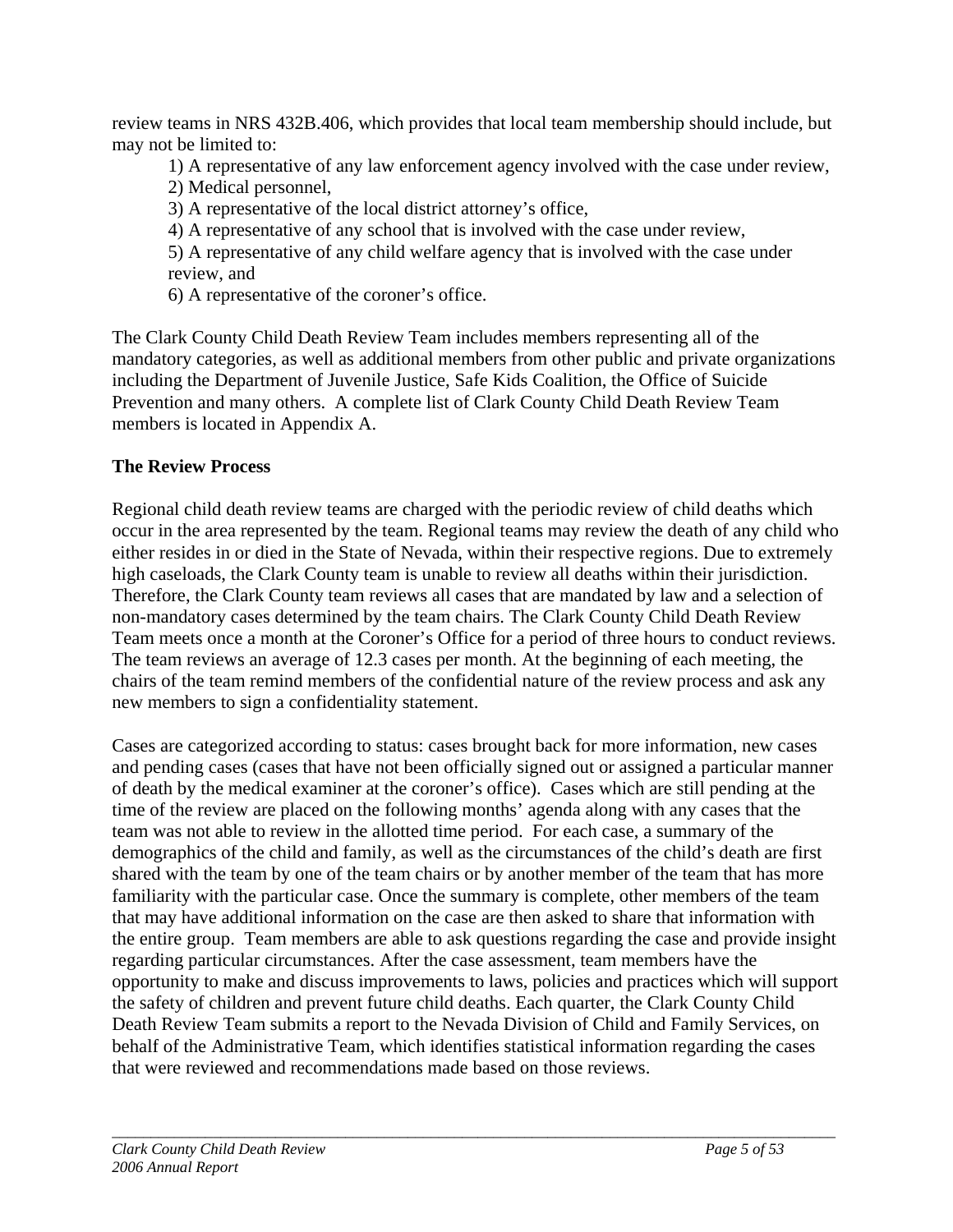review teams in NRS 432B.406, which provides that local team membership should include, but may not be limited to:

1) A representative of any law enforcement agency involved with the case under review,
2) Medical personnel,
3) A representative of the local district attorney's office,
4) A representative of any school that is involved with the case under review,
5) A representative of any child welfare agency that is involved with the case under review, and
6) A representative of the coroner's office.

The Clark County Child Death Review Team includes members representing all of the mandatory categories, as well as additional members from other public and private organizations including the Department of Juvenile Justice, Safe Kids Coalition, the Office of Suicide Prevention and many others. A complete list of Clark County Child Death Review Team members is located in Appendix A.

**The Review Process**

Regional child death review teams are charged with the periodic review of child deaths which occur in the area represented by the team. Regional teams may review the death of any child who either resides in or died in the State of Nevada, within their respective regions. Due to extremely high caseloads, the Clark County team is unable to review all deaths within their jurisdiction. Therefore, the Clark County team reviews all cases that are mandated by law and a selection of non-mandatory cases determined by the team chairs. The Clark County Child Death Review Team meets once a month at the Coroner's Office for a period of three hours to conduct reviews. The team reviews an average of 12.3 cases per month. At the beginning of each meeting, the chairs of the team remind members of the confidential nature of the review process and ask any new members to sign a confidentiality statement.

Cases are categorized according to status: cases brought back for more information, new cases and pending cases (cases that have not been officially signed out or assigned a particular manner of death by the medical examiner at the coroner's office). Cases which are still pending at the time of the review are placed on the following months' agenda along with any cases that the team was not able to review in the allotted time period. For each case, a summary of the demographics of the child and family, as well as the circumstances of the child's death are first shared with the team by one of the team chairs or by another member of the team that has more familiarity with the particular case. Once the summary is complete, other members of the team that may have additional information on the case are then asked to share that information with the entire group. Team members are able to ask questions regarding the case and provide insight regarding particular circumstances. After the case assessment, team members have the opportunity to make and discuss improvements to laws, policies and practices which will support the safety of children and prevent future child deaths. Each quarter, the Clark County Child Death Review Team submits a report to the Nevada Division of Child and Family Services, on behalf of the Administrative Team, which identifies statistical information regarding the cases that were reviewed and recommendations made based on those reviews.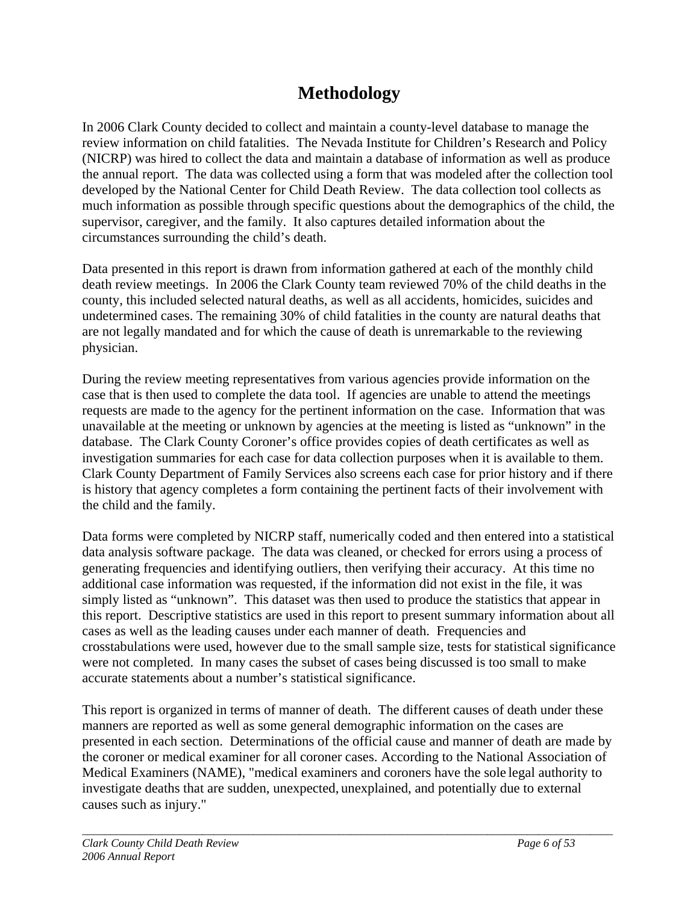# Methodology

In 2006 Clark County decided to collect and maintain a county-level database to manage the review information on child fatalities. The Nevada Institute for Children's Research and Policy (NICRP) was hired to collect the data and maintain a database of information as well as produce the annual report. The data was collected using a form that was modeled after the collection tool developed by the National Center for Child Death Review. The data collection tool collects as much information as possible through specific questions about the demographics of the child, the supervisor, caregiver, and the family. It also captures detailed information about the circumstances surrounding the child's death.

Data presented in this report is drawn from information gathered at each of the monthly child death review meetings. In 2006 the Clark County team reviewed 70% of the child deaths in the county, this included selected natural deaths, as well as all accidents, homicides, suicides and undetermined cases. The remaining 30% of child fatalities in the county are natural deaths that are not legally mandated and for which the cause of death is unremarkable to the reviewing physician.

During the review meeting representatives from various agencies provide information on the case that is then used to complete the data tool. If agencies are unable to attend the meetings requests are made to the agency for the pertinent information on the case. Information that was unavailable at the meeting or unknown by agencies at the meeting is listed as "unknown" in the database. The Clark County Coroner's office provides copies of death certificates as well as investigation summaries for each case for data collection purposes when it is available to them. Clark County Department of Family Services also screens each case for prior history and if there is history that agency completes a form containing the pertinent facts of their involvement with the child and the family.

Data forms were completed by NICRP staff, numerically coded and then entered into a statistical data analysis software package. The data was cleaned, or checked for errors using a process of generating frequencies and identifying outliers, then verifying their accuracy. At this time no additional case information was requested, if the information did not exist in the file, it was simply listed as "unknown". This dataset was then used to produce the statistics that appear in this report. Descriptive statistics are used in this report to present summary information about all cases as well as the leading causes under each manner of death. Frequencies and crosstabulations were used, however due to the small sample size, tests for statistical significance were not completed. In many cases the subset of cases being discussed is too small to make accurate statements about a number's statistical significance.

This report is organized in terms of manner of death. The different causes of death under these manners are reported as well as some general demographic information on the cases are presented in each section. Determinations of the official cause and manner of death are made by the coroner or medical examiner for all coroner cases. According to the National Association of Medical Examiners (NAME), "medical examiners and coroners have the sole legal authority to investigate deaths that are sudden, unexpected, unexplained, and potentially due to external causes such as injury."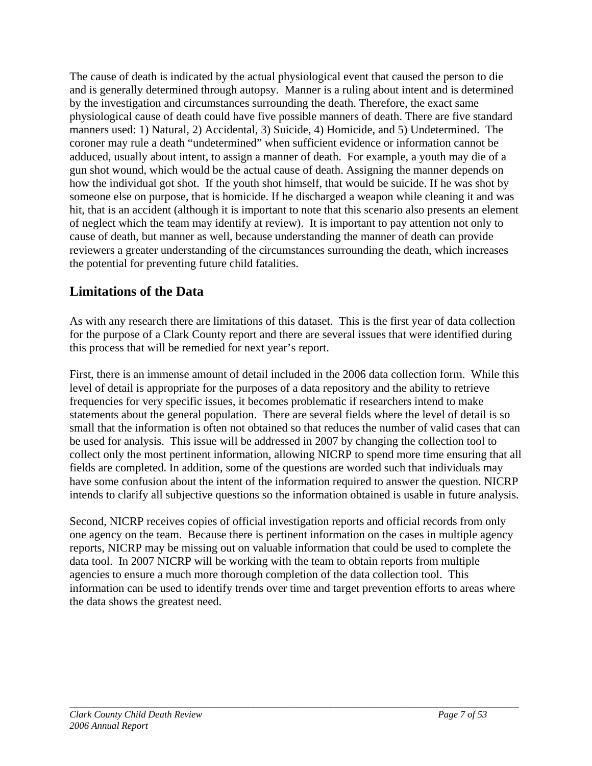The cause of death is indicated by the actual physiological event that caused the person to die and is generally determined through autopsy. Manner is a ruling about intent and is determined by the investigation and circumstances surrounding the death. Therefore, the exact same physiological cause of death could have five possible manners of death. There are five standard manners used: 1) Natural, 2) Accidental, 3) Suicide, 4) Homicide, and 5) Undetermined. The coroner may rule a death "undetermined" when sufficient evidence or information cannot be adduced, usually about intent, to assign a manner of death. For example, a youth may die of a gun shot wound, which would be the actual cause of death. Assigning the manner depends on how the individual got shot. If the youth shot himself, that would be suicide. If he was shot by someone else on purpose, that is homicide. If he discharged a weapon while cleaning it and was hit, that is an accident (although it is important to note that this scenario also presents an element of neglect which the team may identify at review). It is important to pay attention not only to cause of death, but manner as well, because understanding the manner of death can provide reviewers a greater understanding of the circumstances surrounding the death, which increases the potential for preventing future child fatalities.

## Limitations of the Data

As with any research there are limitations of this dataset. This is the first year of data collection for the purpose of a Clark County report and there are several issues that were identified during this process that will be remedied for next year's report.

First, there is an immense amount of detail included in the 2006 data collection form. While this level of detail is appropriate for the purposes of a data repository and the ability to retrieve frequencies for very specific issues, it becomes problematic if researchers intend to make statements about the general population. There are several fields where the level of detail is so small that the information is often not obtained so that reduces the number of valid cases that can be used for analysis. This issue will be addressed in 2007 by changing the collection tool to collect only the most pertinent information, allowing NICRP to spend more time ensuring that all fields are completed. In addition, some of the questions are worded such that individuals may have some confusion about the intent of the information required to answer the question. NICRP intends to clarify all subjective questions so the information obtained is usable in future analysis.

Second, NICRP receives copies of official investigation reports and official records from only one agency on the team. Because there is pertinent information on the cases in multiple agency reports, NICRP may be missing out on valuable information that could be used to complete the data tool. In 2007 NICRP will be working with the team to obtain reports from multiple agencies to ensure a much more thorough completion of the data collection tool. This information can be used to identify trends over time and target prevention efforts to areas where the data shows the greatest need.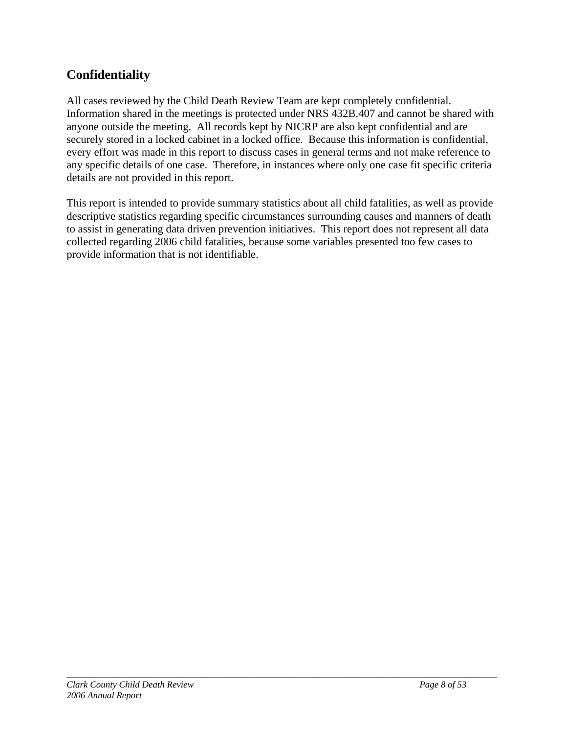## Confidentiality

All cases reviewed by the Child Death Review Team are kept completely confidential. Information shared in the meetings is protected under NRS 432B.407 and cannot be shared with anyone outside the meeting. All records kept by NICRP are also kept confidential and are securely stored in a locked cabinet in a locked office. Because this information is confidential, every effort was made in this report to discuss cases in general terms and not make reference to any specific details of one case. Therefore, in instances where only one case fit specific criteria details are not provided in this report.

This report is intended to provide summary statistics about all child fatalities, as well as provide descriptive statistics regarding specific circumstances surrounding causes and manners of death to assist in generating data driven prevention initiatives. This report does not represent all data collected regarding 2006 child fatalities, because some variables presented too few cases to provide information that is not identifiable.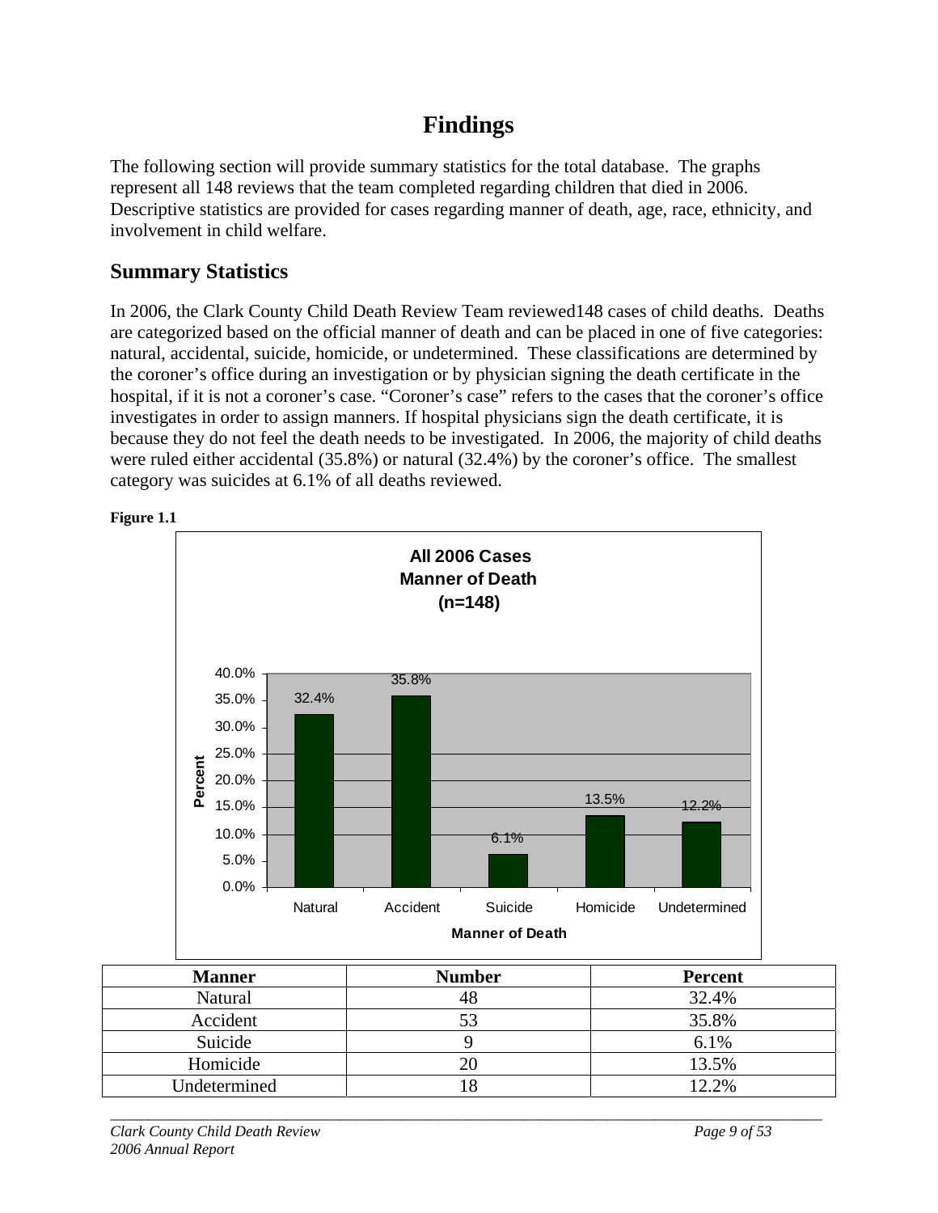# Findings

The following section will provide summary statistics for the total database. The graphs represent all 148 reviews that the team completed regarding children that died in 2006. Descriptive statistics are provided for cases regarding manner of death, age, race, ethnicity, and involvement in child welfare.

## Summary Statistics

In 2006, the Clark County Child Death Review Team reviewed148 cases of child deaths. Deaths are categorized based on the official manner of death and can be placed in one of five categories: natural, accidental, suicide, homicide, or undetermined. These classifications are determined by the coroner's office during an investigation or by physician signing the death certificate in the hospital, if it is not a coroner's case. "Coroner's case" refers to the cases that the coroner's office investigates in order to assign manners. If hospital physicians sign the death certificate, it is because they do not feel the death needs to be investigated. In 2006, the majority of child deaths were ruled either accidental (35.8%) or natural (32.4%) by the coroner's office. The smallest category was suicides at 6.1% of all deaths reviewed.

**Figure 1.1**

**All 2006 Cases Manner of Death (n=148)**

| Manner of Death | Percent |
|---|---|
| Natural | 32.4% |
| Accident | 35.8% |
| Suicide | 6.1% |
| Homicide | 13.5% |
| Undetermined | 12.2% |

| Manner | Number | Percent |
|---|---|---|
| Natural | 48 | 32.4% |
| Accident | 53 | 35.8% |
| Suicide | 9 | 6.1% |
| Homicide | 20 | 13.5% |
| Undetermined | 18 | 12.2% |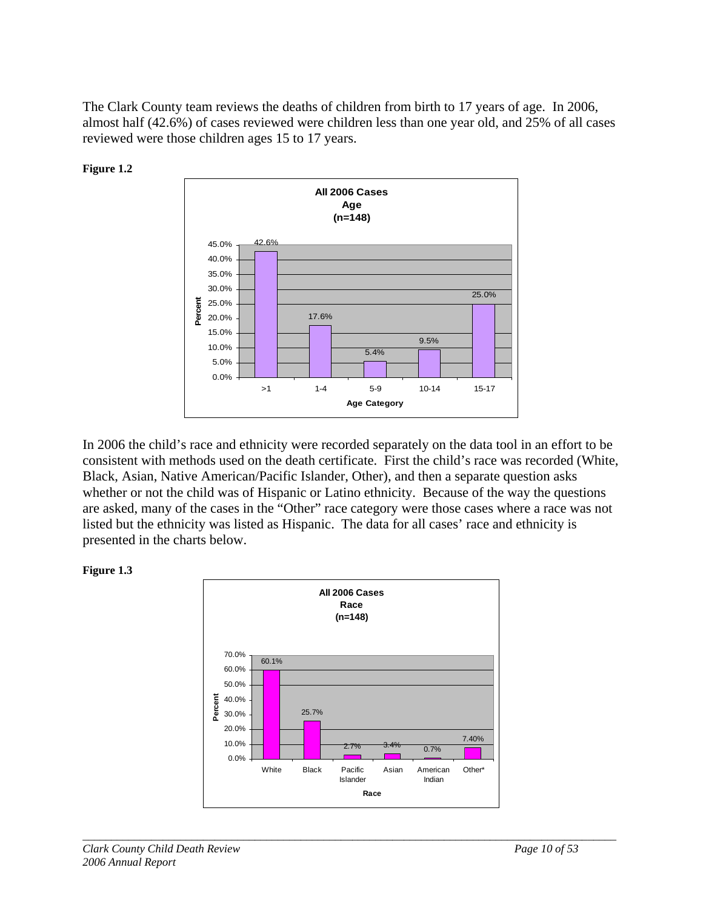The Clark County team reviews the deaths of children from birth to 17 years of age. In 2006, almost half (42.6%) of cases reviewed were children less than one year old, and 25% of all cases reviewed were those children ages 15 to 17 years.

**Figure 1.2**

**All 2006 Cases Age (n=148)**

| Age Category | Percent |
|---|---|
| >1 | 42.6% |
| 1-4 | 17.6% |
| 5-9 | 5.4% |
| 10-14 | 9.5% |
| 15-17 | 25.0% |

In 2006 the child's race and ethnicity were recorded separately on the data tool in an effort to be consistent with methods used on the death certificate. First the child's race was recorded (White, Black, Asian, Native American/Pacific Islander, Other), and then a separate question asks whether or not the child was of Hispanic or Latino ethnicity. Because of the way the questions are asked, many of the cases in the "Other" race category were those cases where a race was not listed but the ethnicity was listed as Hispanic. The data for all cases' race and ethnicity is presented in the charts below.

**Figure 1.3**

**All 2006 Cases Race (n=148)**

| Race | Percent |
|---|---|
| White | 60.1% |
| Black | 25.7% |
| Pacific Islander | 2.7% |
| Asian | 3.4% |
| American Indian | 0.7% |
| Other* | 7.40% |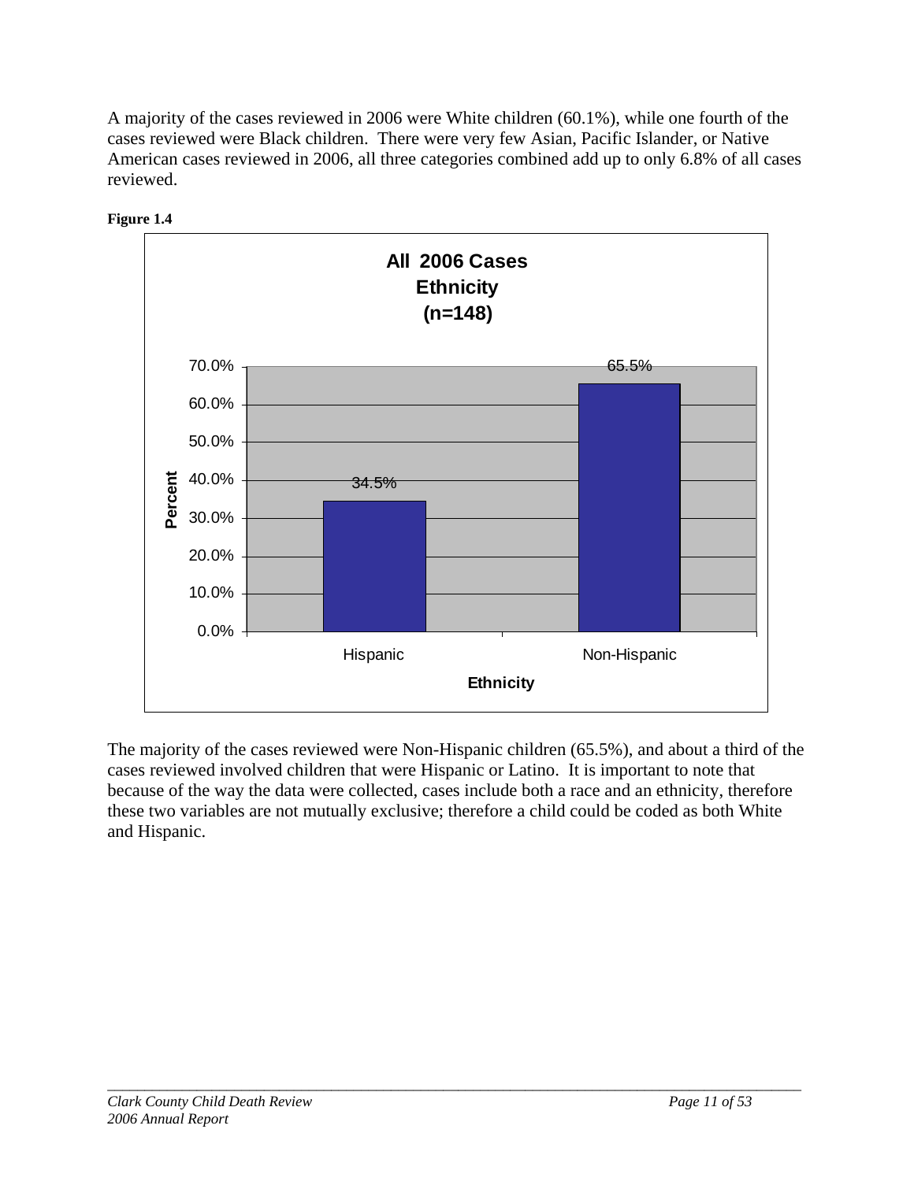A majority of the cases reviewed in 2006 were White children (60.1%), while one fourth of the cases reviewed were Black children. There were very few Asian, Pacific Islander, or Native American cases reviewed in 2006, all three categories combined add up to only 6.8% of all cases reviewed.

**Figure 1.4**

**All 2006 Cases**
**Ethnicity**
**(n=148)**

| Ethnicity | Percent |
|---|---|
| Hispanic | 34.5% |
| Non-Hispanic | 65.5% |

The majority of the cases reviewed were Non-Hispanic children (65.5%), and about a third of the cases reviewed involved children that were Hispanic or Latino. It is important to note that because of the way the data were collected, cases include both a race and an ethnicity, therefore these two variables are not mutually exclusive; therefore a child could be coded as both White and Hispanic.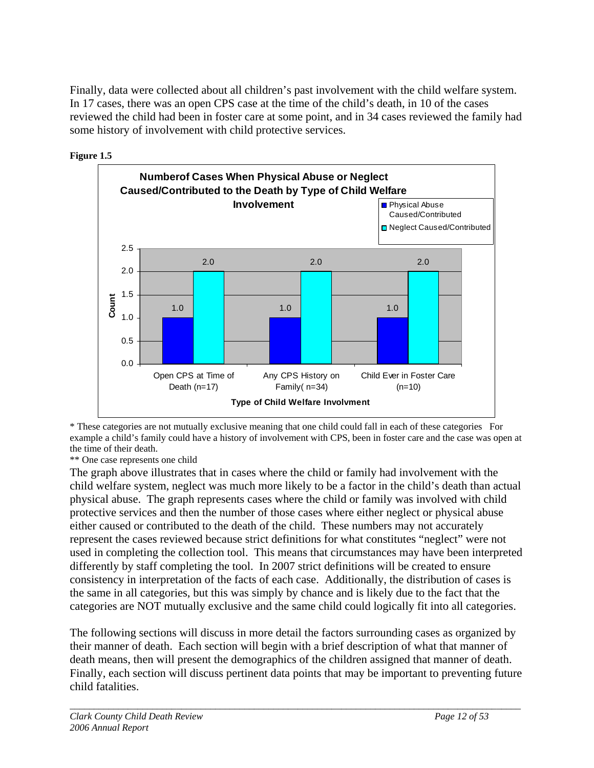Finally, data were collected about all children's past involvement with the child welfare system. In 17 cases, there was an open CPS case at the time of the child's death, in 10 of the cases reviewed the child had been in foster care at some point, and in 34 cases reviewed the family had some history of involvement with child protective services.

**Figure 1.5**

**Numberof Cases When Physical Abuse or Neglect Caused/Contributed to the Death by Type of Child Welfare Involvement**

| Type of Child Welfare Involvment | Physical Abuse Caused/Contributed | Neglect Caused/Contributed |
| --- | --- | --- |
| Open CPS at Time of Death (n=17) | 1.0 | 2.0 |
| Any CPS History on Family( n=34) | 1.0 | 2.0 |
| Child Ever in Foster Care (n=10) | 1.0 | 2.0 |

\* These categories are not mutually exclusive meaning that one child could fall in each of these categories For example a child's family could have a history of involvement with CPS, been in foster care and the case was open at the time of their death.

\*\* One case represents one child

The graph above illustrates that in cases where the child or family had involvement with the child welfare system, neglect was much more likely to be a factor in the child's death than actual physical abuse. The graph represents cases where the child or family was involved with child protective services and then the number of those cases where either neglect or physical abuse either caused or contributed to the death of the child. These numbers may not accurately represent the cases reviewed because strict definitions for what constitutes "neglect" were not used in completing the collection tool. This means that circumstances may have been interpreted differently by staff completing the tool. In 2007 strict definitions will be created to ensure consistency in interpretation of the facts of each case. Additionally, the distribution of cases is the same in all categories, but this was simply by chance and is likely due to the fact that the categories are NOT mutually exclusive and the same child could logically fit into all categories.

The following sections will discuss in more detail the factors surrounding cases as organized by their manner of death. Each section will begin with a brief description of what that manner of death means, then will present the demographics of the children assigned that manner of death. Finally, each section will discuss pertinent data points that may be important to preventing future child fatalities.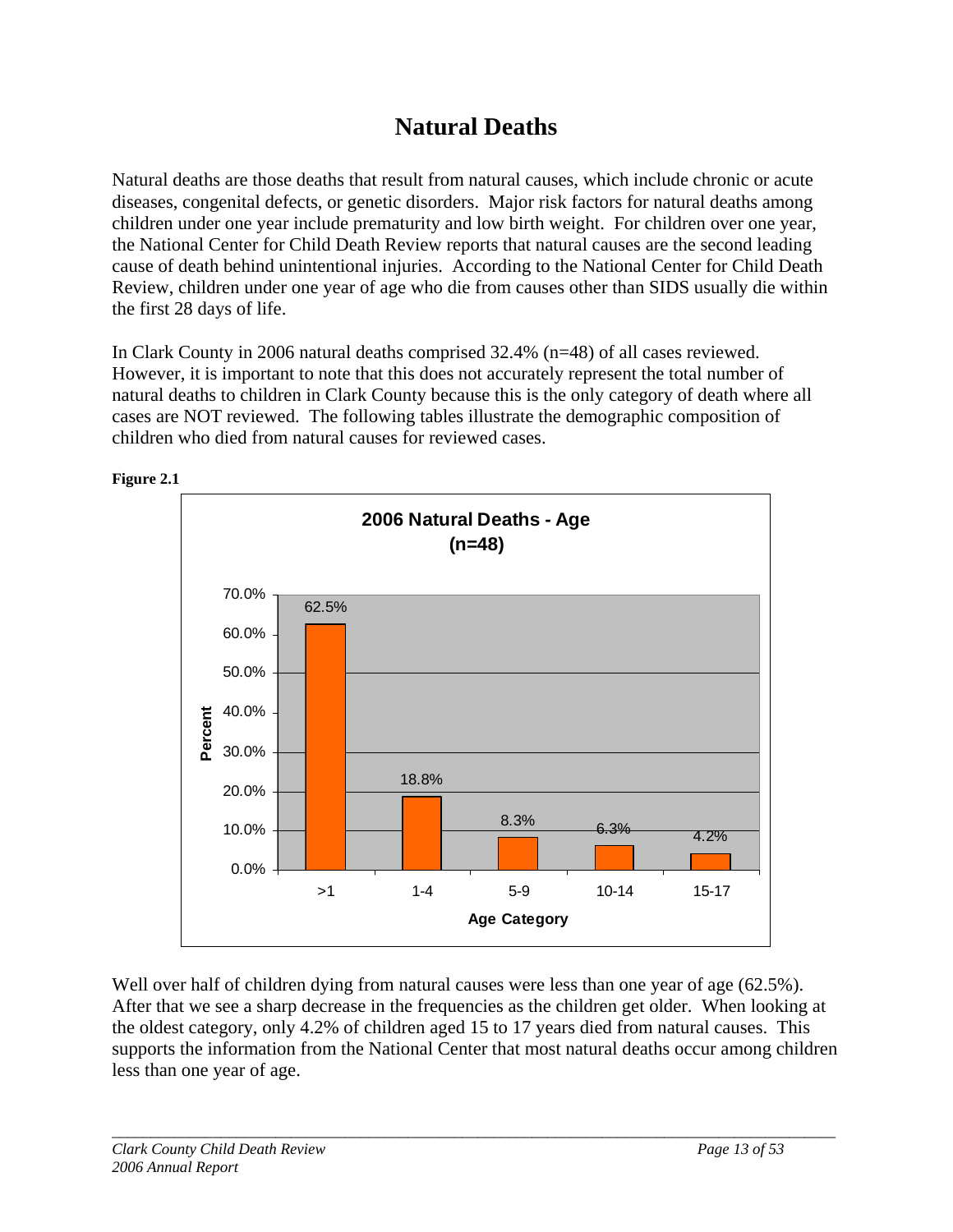# Natural Deaths

Natural deaths are those deaths that result from natural causes, which include chronic or acute diseases, congenital defects, or genetic disorders. Major risk factors for natural deaths among children under one year include prematurity and low birth weight. For children over one year, the National Center for Child Death Review reports that natural causes are the second leading cause of death behind unintentional injuries. According to the National Center for Child Death Review, children under one year of age who die from causes other than SIDS usually die within the first 28 days of life.

In Clark County in 2006 natural deaths comprised 32.4% (n=48) of all cases reviewed. However, it is important to note that this does not accurately represent the total number of natural deaths to children in Clark County because this is the only category of death where all cases are NOT reviewed. The following tables illustrate the demographic composition of children who died from natural causes for reviewed cases.

**Figure 2.1**

**2006 Natural Deaths - Age (n=48)**

| Age Category | Percent |
|---|---|
| >1 | 62.5% |
| 1-4 | 18.8% |
| 5-9 | 8.3% |
| 10-14 | 6.3% |
| 15-17 | 4.2% |

Well over half of children dying from natural causes were less than one year of age (62.5%). After that we see a sharp decrease in the frequencies as the children get older. When looking at the oldest category, only 4.2% of children aged 15 to 17 years died from natural causes. This supports the information from the National Center that most natural deaths occur among children less than one year of age.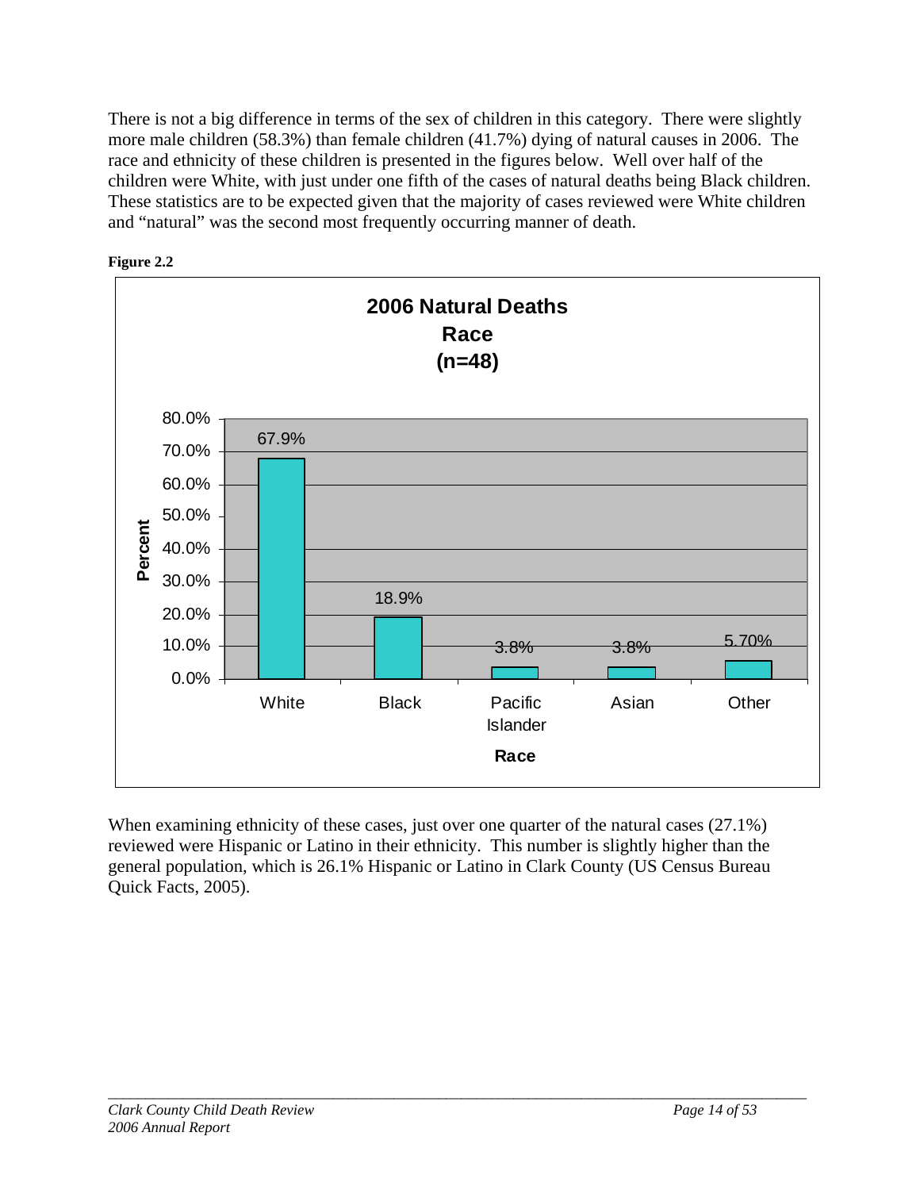There is not a big difference in terms of the sex of children in this category. There were slightly more male children (58.3%) than female children (41.7%) dying of natural causes in 2006. The race and ethnicity of these children is presented in the figures below. Well over half of the children were White, with just under one fifth of the cases of natural deaths being Black children. These statistics are to be expected given that the majority of cases reviewed were White children and "natural" was the second most frequently occurring manner of death.

**Figure 2.2**

**2006 Natural Deaths Race (n=48)**

| Race | Percent |
|---|---|
| White | 67.9% |
| Black | 18.9% |
| Pacific Islander | 3.8% |
| Asian | 3.8% |
| Other | 5.70% |

When examining ethnicity of these cases, just over one quarter of the natural cases (27.1%) reviewed were Hispanic or Latino in their ethnicity. This number is slightly higher than the general population, which is 26.1% Hispanic or Latino in Clark County (US Census Bureau Quick Facts, 2005).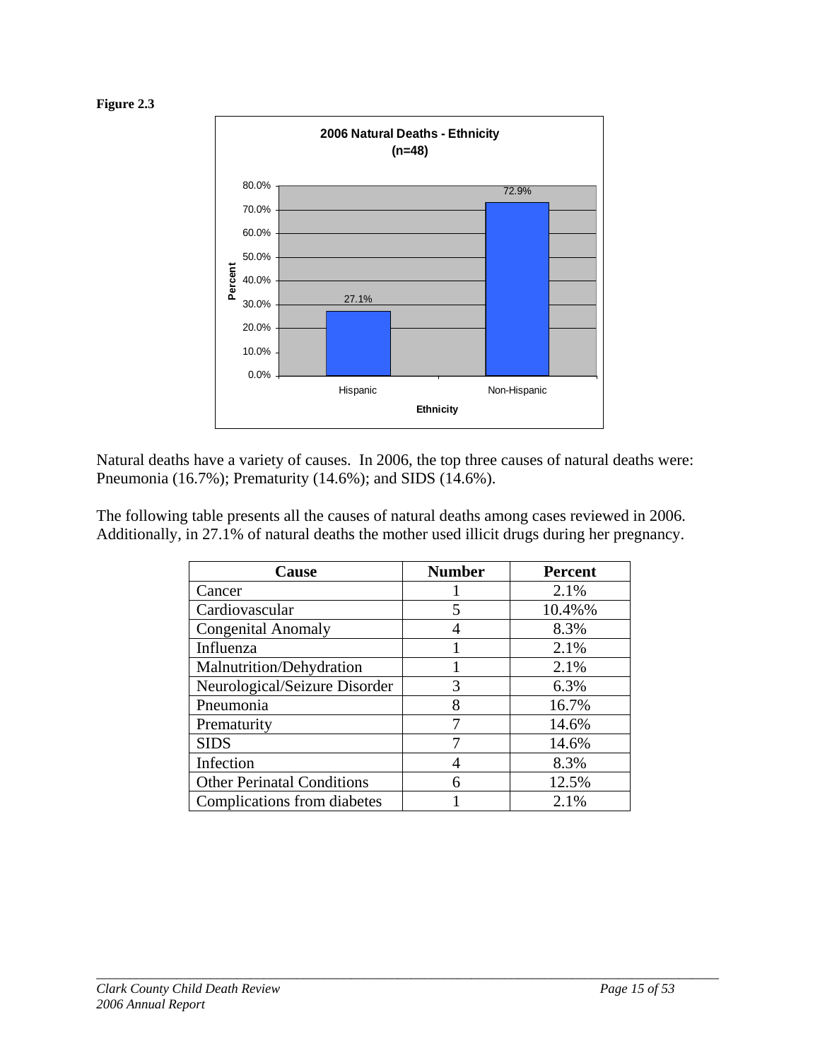**Figure 2.3**

**2006 Natural Deaths - Ethnicity (n=48)**

| Ethnicity | Percent |
|---|---|
| Hispanic | 27.1% |
| Non-Hispanic | 72.9% |

Natural deaths have a variety of causes. In 2006, the top three causes of natural deaths were: Pneumonia (16.7%); Prematurity (14.6%); and SIDS (14.6%).

The following table presents all the causes of natural deaths among cases reviewed in 2006. Additionally, in 27.1% of natural deaths the mother used illicit drugs during her pregnancy.

| Cause | Number | Percent |
|---|---|---|
| Cancer | 1 | 2.1% |
| Cardiovascular | 5 | 10.4%% |
| Congenital Anomaly | 4 | 8.3% |
| Influenza | 1 | 2.1% |
| Malnutrition/Dehydration | 1 | 2.1% |
| Neurological/Seizure Disorder | 3 | 6.3% |
| Pneumonia | 8 | 16.7% |
| Prematurity | 7 | 14.6% |
| SIDS | 7 | 14.6% |
| Infection | 4 | 8.3% |
| Other Perinatal Conditions | 6 | 12.5% |
| Complications from diabetes | 1 | 2.1% |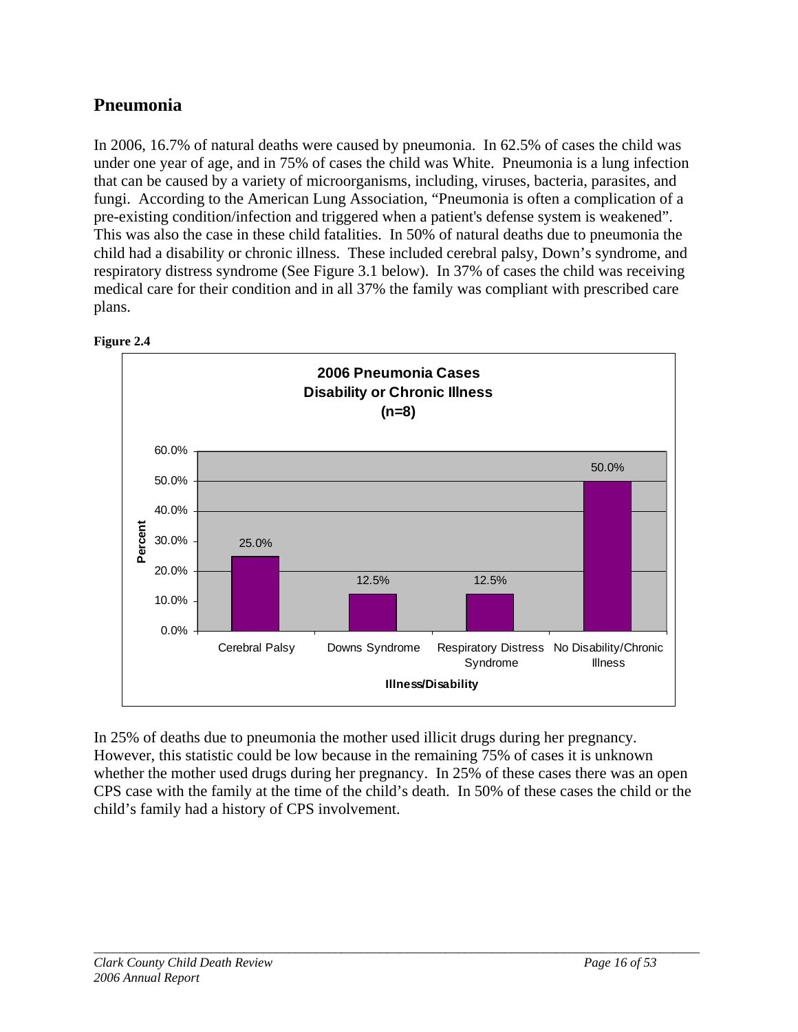## Pneumonia

In 2006, 16.7% of natural deaths were caused by pneumonia. In 62.5% of cases the child was under one year of age, and in 75% of cases the child was White. Pneumonia is a lung infection that can be caused by a variety of microorganisms, including, viruses, bacteria, parasites, and fungi. According to the American Lung Association, "Pneumonia is often a complication of a pre-existing condition/infection and triggered when a patient's defense system is weakened". This was also the case in these child fatalities. In 50% of natural deaths due to pneumonia the child had a disability or chronic illness. These included cerebral palsy, Down's syndrome, and respiratory distress syndrome (See Figure 3.1 below). In 37% of cases the child was receiving medical care for their condition and in all 37% the family was compliant with prescribed care plans.

**Figure 2.4**

**2006 Pneumonia Cases**
**Disability or Chronic Illness**
**(n=8)**

| Illness/Disability | Percent |
|---|---|
| Cerebral Palsy | 25.0% |
| Downs Syndrome | 12.5% |
| Respiratory Distress Syndrome | 12.5% |
| No Disability/Chronic Illness | 50.0% |

In 25% of deaths due to pneumonia the mother used illicit drugs during her pregnancy. However, this statistic could be low because in the remaining 75% of cases it is unknown whether the mother used drugs during her pregnancy. In 25% of these cases there was an open CPS case with the family at the time of the child's death. In 50% of these cases the child or the child's family had a history of CPS involvement.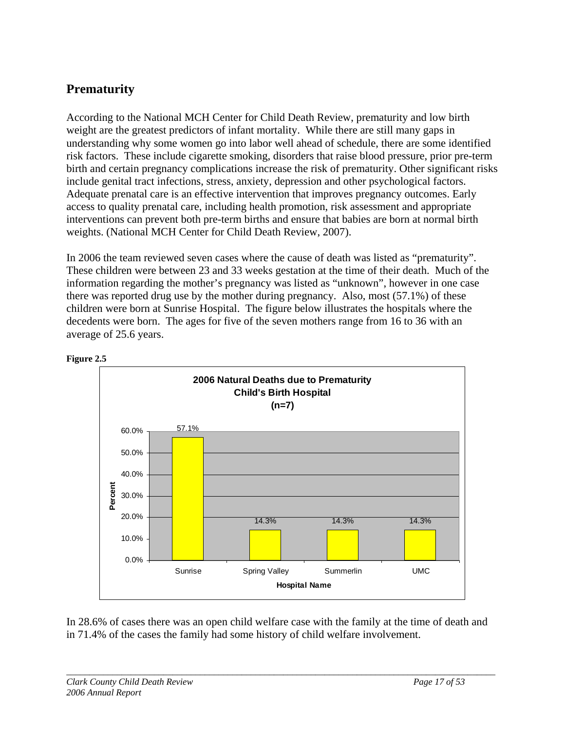## Prematurity

According to the National MCH Center for Child Death Review, prematurity and low birth weight are the greatest predictors of infant mortality. While there are still many gaps in understanding why some women go into labor well ahead of schedule, there are some identified risk factors. These include cigarette smoking, disorders that raise blood pressure, prior pre-term birth and certain pregnancy complications increase the risk of prematurity. Other significant risks include genital tract infections, stress, anxiety, depression and other psychological factors. Adequate prenatal care is an effective intervention that improves pregnancy outcomes. Early access to quality prenatal care, including health promotion, risk assessment and appropriate interventions can prevent both pre-term births and ensure that babies are born at normal birth weights. (National MCH Center for Child Death Review, 2007).

In 2006 the team reviewed seven cases where the cause of death was listed as "prematurity". These children were between 23 and 33 weeks gestation at the time of their death. Much of the information regarding the mother's pregnancy was listed as "unknown", however in one case there was reported drug use by the mother during pregnancy. Also, most (57.1%) of these children were born at Sunrise Hospital. The figure below illustrates the hospitals where the decedents were born. The ages for five of the seven mothers range from 16 to 36 with an average of 25.6 years.

**Figure 2.5**

**2006 Natural Deaths due to Prematurity**
**Child's Birth Hospital**
**(n=7)**

| Hospital Name | Percent |
|---|---|
| Sunrise | 57.1% |
| Spring Valley | 14.3% |
| Summerlin | 14.3% |
| UMC | 14.3% |

In 28.6% of cases there was an open child welfare case with the family at the time of death and in 71.4% of the cases the family had some history of child welfare involvement.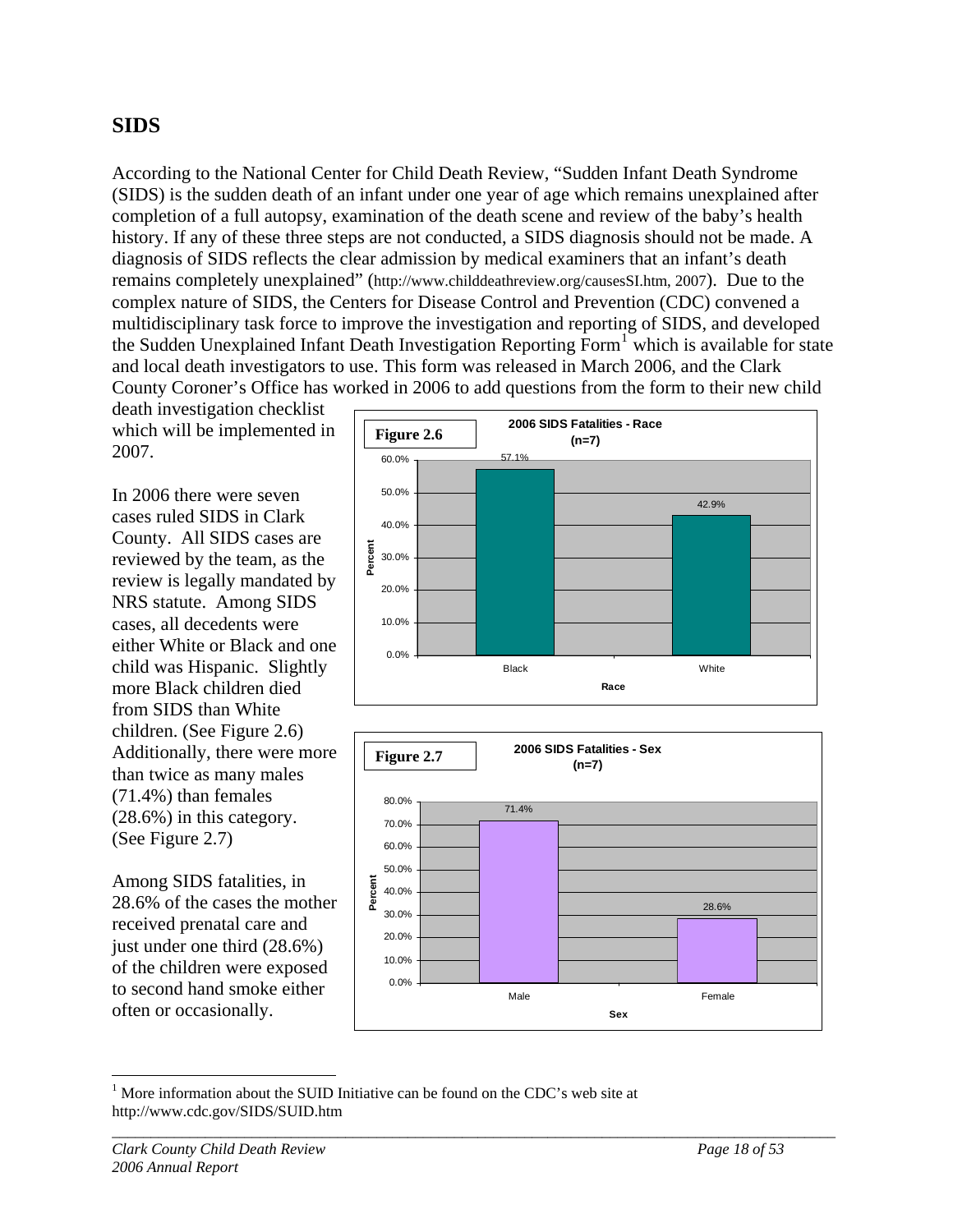## SIDS

According to the National Center for Child Death Review, "Sudden Infant Death Syndrome (SIDS) is the sudden death of an infant under one year of age which remains unexplained after completion of a full autopsy, examination of the death scene and review of the baby's health history. If any of these three steps are not conducted, a SIDS diagnosis should not be made. A diagnosis of SIDS reflects the clear admission by medical examiners that an infant's death remains completely unexplained" (http://www.childdeathreview.org/causesSI.htm, 2007). Due to the complex nature of SIDS, the Centers for Disease Control and Prevention (CDC) convened a multidisciplinary task force to improve the investigation and reporting of SIDS, and developed the Sudden Unexplained Infant Death Investigation Reporting Form[1] which is available for state and local death investigators to use. This form was released in March 2006, and the Clark County Coroner's Office has worked in 2006 to add questions from the form to their new child death investigation checklist which will be implemented in 2007.

In 2006 there were seven cases ruled SIDS in Clark County. All SIDS cases are reviewed by the team, as the review is legally mandated by NRS statute. Among SIDS cases, all decedents were either White or Black and one child was Hispanic. Slightly more Black children died from SIDS than White children. (See Figure 2.6) Additionally, there were more than twice as many males (71.4%) than females (28.6%) in this category. (See Figure 2.7)

Among SIDS fatalities, in 28.6% of the cases the mother received prenatal care and just under one third (28.6%) of the children were exposed to second hand smoke either often or occasionally.

**Figure 2.6** 2006 SIDS Fatalities - Race (n=7)

| Race | Percent |
|---|---|
| Black | 57.1% |
| White | 42.9% |

**Figure 2.7** 2006 SIDS Fatalities - Sex (n=7)

| Sex | Percent |
|---|---|
| Male | 71.4% |
| Female | 28.6% |

[1] More information about the SUID Initiative can be found on the CDC's web site at http://www.cdc.gov/SIDS/SUID.htm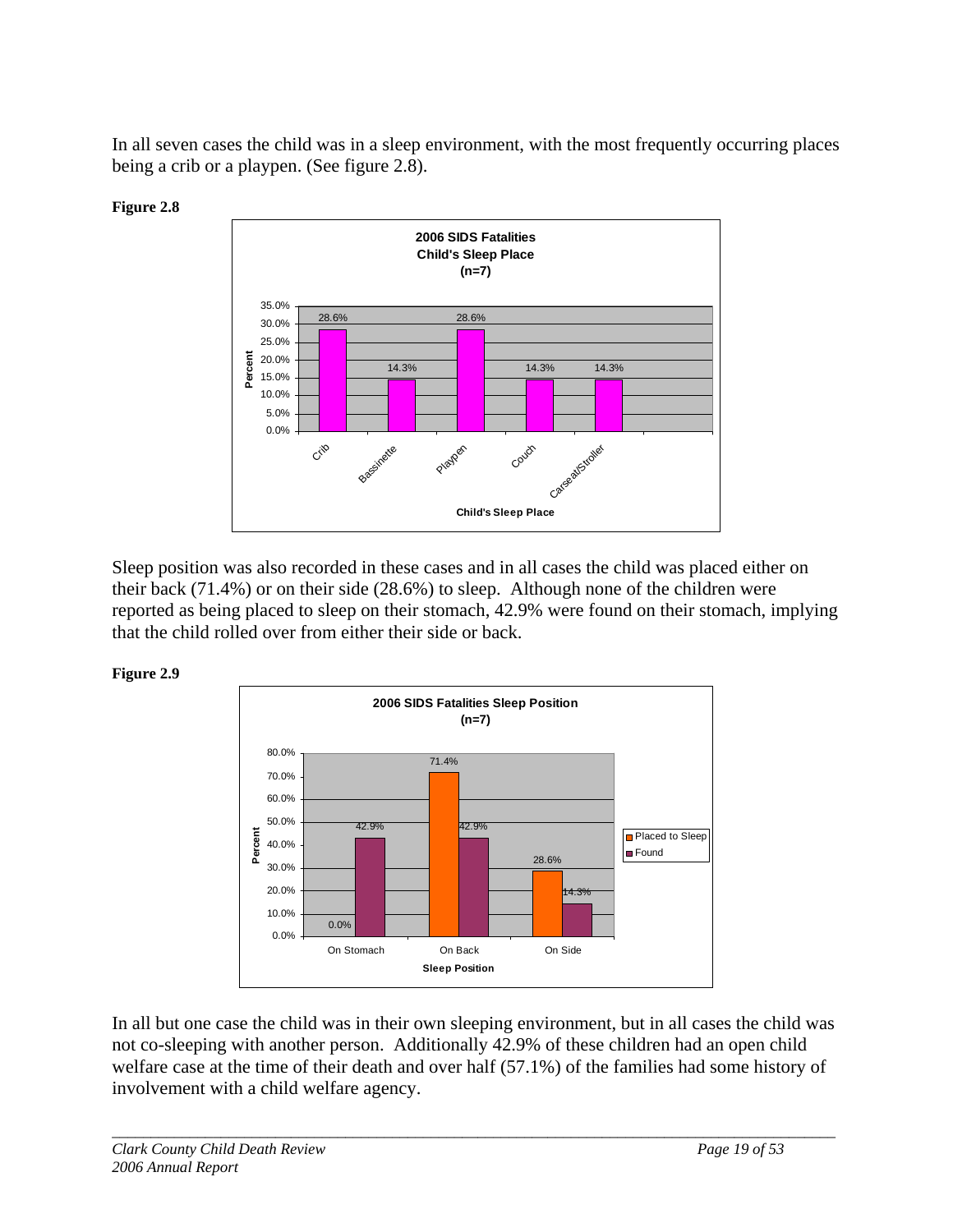In all seven cases the child was in a sleep environment, with the most frequently occurring places being a crib or a playpen. (See figure 2.8).

**Figure 2.8**

**2006 SIDS Fatalities Child's Sleep Place (n=7)**

| Child's Sleep Place | Percent |
|---|---|
| Crib | 28.6% |
| Bassinette | 14.3% |
| Playpen | 28.6% |
| Couch | 14.3% |
| Carseat/Stroller | 14.3% |

Sleep position was also recorded in these cases and in all cases the child was placed either on their back (71.4%) or on their side (28.6%) to sleep. Although none of the children were reported as being placed to sleep on their stomach, 42.9% were found on their stomach, implying that the child rolled over from either their side or back.

**Figure 2.9**

**2006 SIDS Fatalities Sleep Position (n=7)**

| Sleep Position | Placed to Sleep | Found |
|---|---|---|
| On Stomach | 0.0% | 42.9% |
| On Back | 71.4% | 42.9% |
| On Side | 28.6% | 14.3% |

In all but one case the child was in their own sleeping environment, but in all cases the child was not co-sleeping with another person. Additionally 42.9% of these children had an open child welfare case at the time of their death and over half (57.1%) of the families had some history of involvement with a child welfare agency.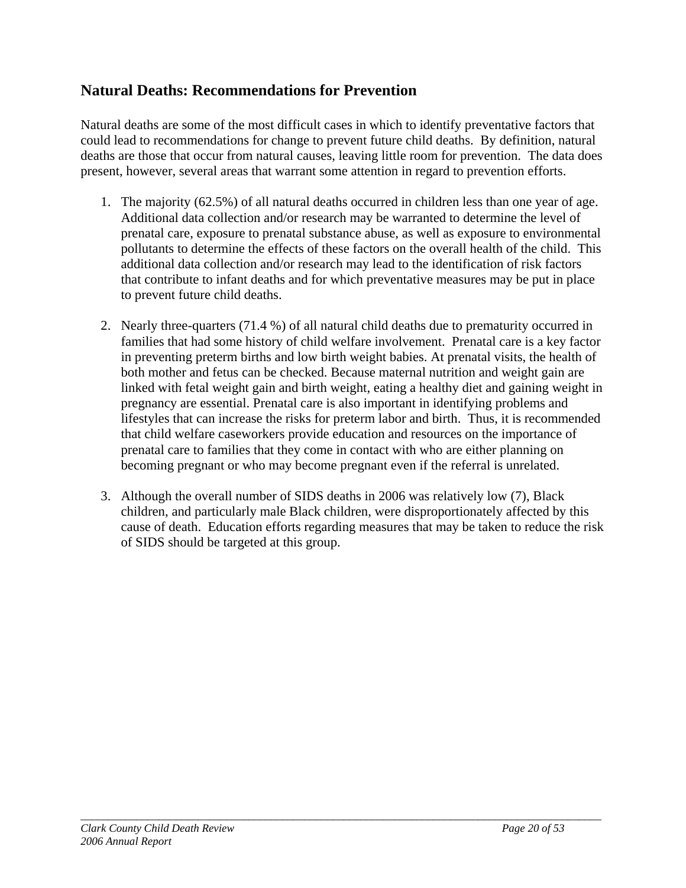## Natural Deaths: Recommendations for Prevention

Natural deaths are some of the most difficult cases in which to identify preventative factors that could lead to recommendations for change to prevent future child deaths. By definition, natural deaths are those that occur from natural causes, leaving little room for prevention. The data does present, however, several areas that warrant some attention in regard to prevention efforts.

1. The majority (62.5%) of all natural deaths occurred in children less than one year of age. Additional data collection and/or research may be warranted to determine the level of prenatal care, exposure to prenatal substance abuse, as well as exposure to environmental pollutants to determine the effects of these factors on the overall health of the child. This additional data collection and/or research may lead to the identification of risk factors that contribute to infant deaths and for which preventative measures may be put in place to prevent future child deaths.

2. Nearly three-quarters (71.4 %) of all natural child deaths due to prematurity occurred in families that had some history of child welfare involvement. Prenatal care is a key factor in preventing preterm births and low birth weight babies. At prenatal visits, the health of both mother and fetus can be checked. Because maternal nutrition and weight gain are linked with fetal weight gain and birth weight, eating a healthy diet and gaining weight in pregnancy are essential. Prenatal care is also important in identifying problems and lifestyles that can increase the risks for preterm labor and birth. Thus, it is recommended that child welfare caseworkers provide education and resources on the importance of prenatal care to families that they come in contact with who are either planning on becoming pregnant or who may become pregnant even if the referral is unrelated.

3. Although the overall number of SIDS deaths in 2006 was relatively low (7), Black children, and particularly male Black children, were disproportionately affected by this cause of death. Education efforts regarding measures that may be taken to reduce the risk of SIDS should be targeted at this group.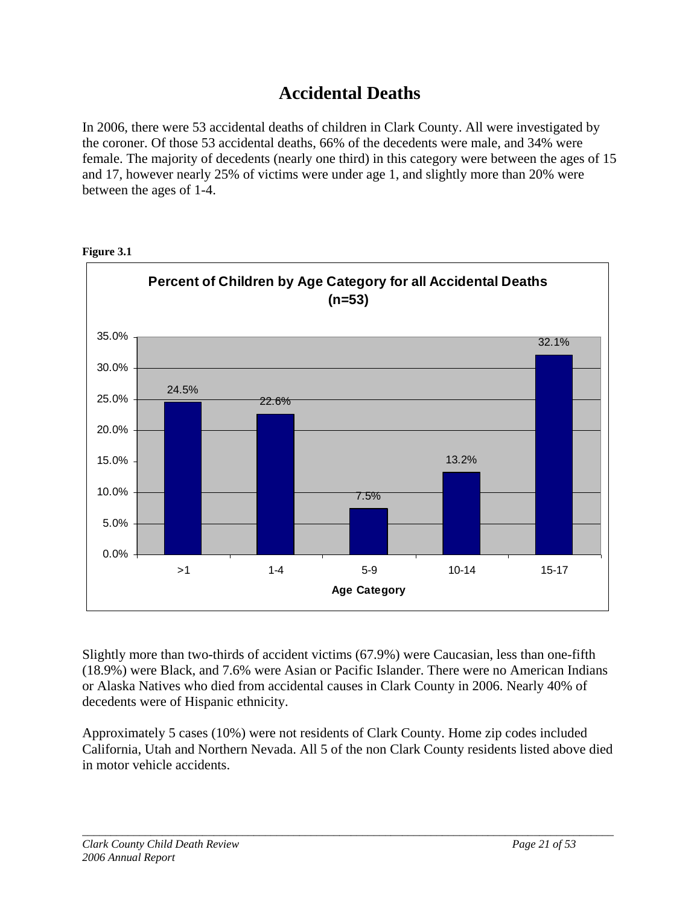# Accidental Deaths

In 2006, there were 53 accidental deaths of children in Clark County. All were investigated by the coroner. Of those 53 accidental deaths, 66% of the decedents were male, and 34% were female. The majority of decedents (nearly one third) in this category were between the ages of 15 and 17, however nearly 25% of victims were under age 1, and slightly more than 20% were between the ages of 1-4.

**Figure 3.1**

**Percent of Children by Age Category for all Accidental Deaths (n=53)**

| Age Category | Percent |
|---|---|
| >1 | 24.5% |
| 1-4 | 22.6% |
| 5-9 | 7.5% |
| 10-14 | 13.2% |
| 15-17 | 32.1% |

Slightly more than two-thirds of accident victims (67.9%) were Caucasian, less than one-fifth (18.9%) were Black, and 7.6% were Asian or Pacific Islander. There were no American Indians or Alaska Natives who died from accidental causes in Clark County in 2006. Nearly 40% of decedents were of Hispanic ethnicity.

Approximately 5 cases (10%) were not residents of Clark County. Home zip codes included California, Utah and Northern Nevada. All 5 of the non Clark County residents listed above died in motor vehicle accidents.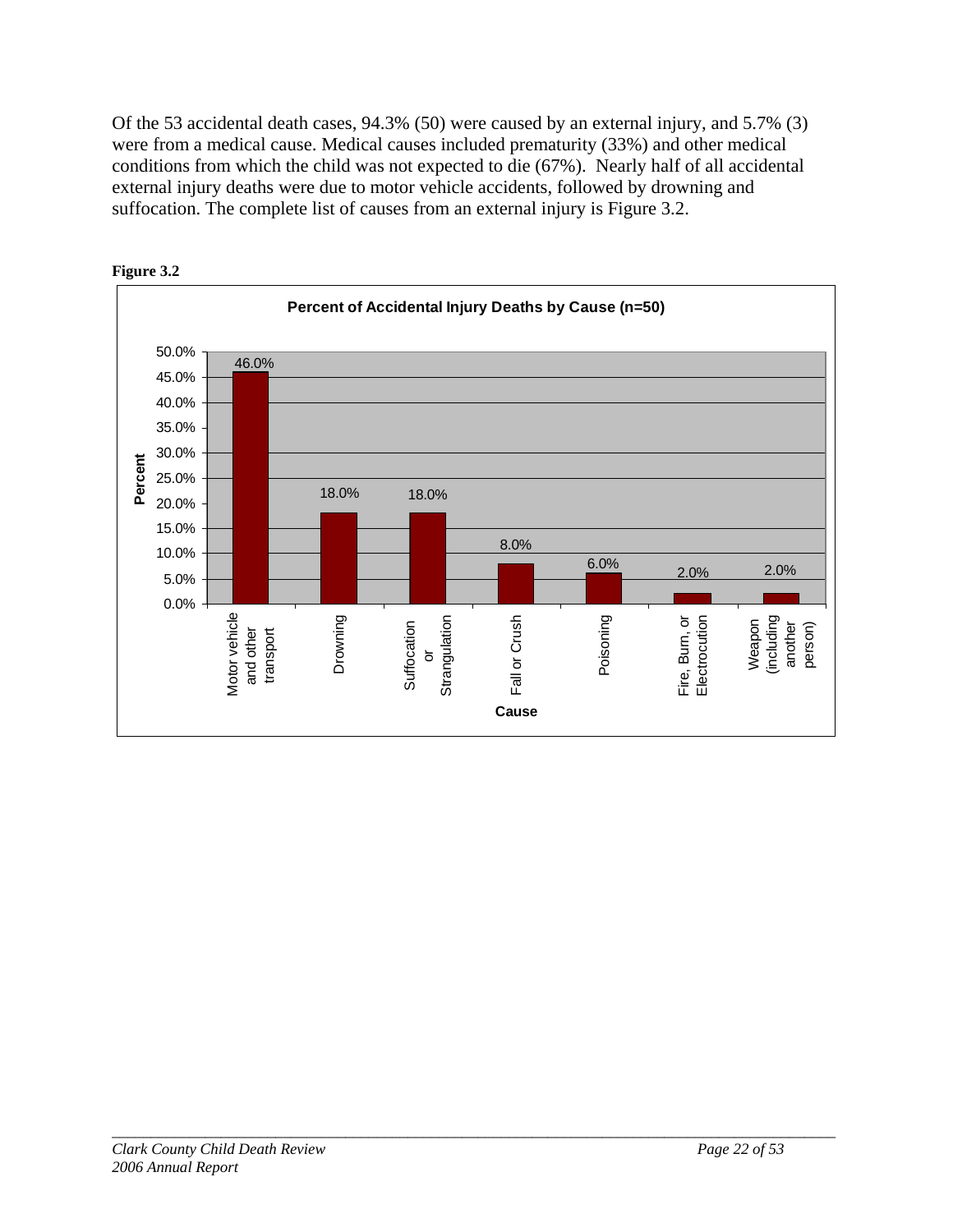Of the 53 accidental death cases, 94.3% (50) were caused by an external injury, and 5.7% (3) were from a medical cause. Medical causes included prematurity (33%) and other medical conditions from which the child was not expected to die (67%). Nearly half of all accidental external injury deaths were due to motor vehicle accidents, followed by drowning and suffocation. The complete list of causes from an external injury is Figure 3.2.

**Figure 3.2**

**Percent of Accidental Injury Deaths by Cause (n=50)**

| Cause | Percent |
|---|---|
| Motor vehicle and other transport | 46.0% |
| Drowning | 18.0% |
| Suffocation or Strangulation | 18.0% |
| Fall or Crush | 8.0% |
| Poisoning | 6.0% |
| Fire, Burn, or Electrocution | 2.0% |
| Weapon (including another person) | 2.0% |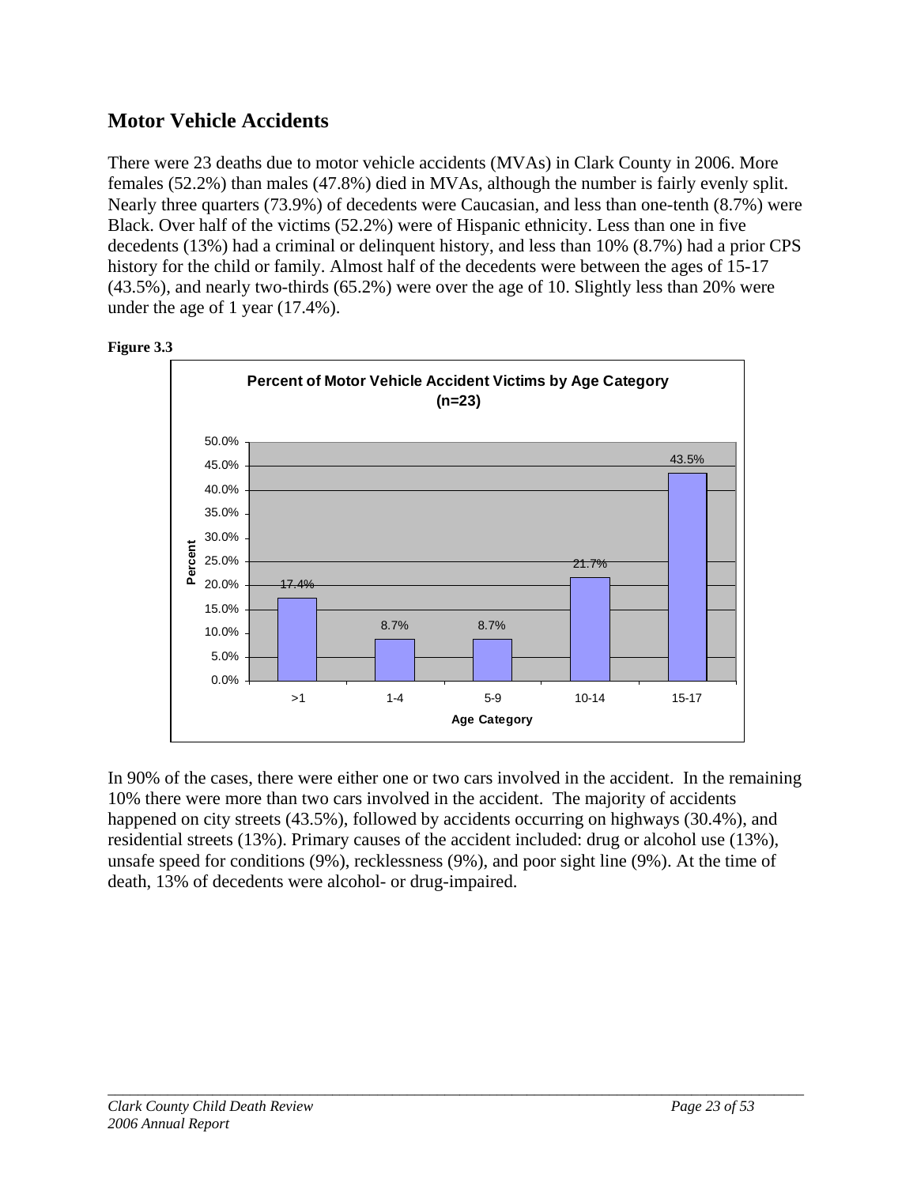## Motor Vehicle Accidents

There were 23 deaths due to motor vehicle accidents (MVAs) in Clark County in 2006. More females (52.2%) than males (47.8%) died in MVAs, although the number is fairly evenly split. Nearly three quarters (73.9%) of decedents were Caucasian, and less than one-tenth (8.7%) were Black. Over half of the victims (52.2%) were of Hispanic ethnicity. Less than one in five decedents (13%) had a criminal or delinquent history, and less than 10% (8.7%) had a prior CPS history for the child or family. Almost half of the decedents were between the ages of 15-17 (43.5%), and nearly two-thirds (65.2%) were over the age of 10. Slightly less than 20% were under the age of 1 year (17.4%).

**Figure 3.3**

**Percent of Motor Vehicle Accident Victims by Age Category (n=23)**

| Age Category | Percent |
|---|---|
| >1 | 17.4% |
| 1-4 | 8.7% |
| 5-9 | 8.7% |
| 10-14 | 21.7% |
| 15-17 | 43.5% |

In 90% of the cases, there were either one or two cars involved in the accident. In the remaining 10% there were more than two cars involved in the accident. The majority of accidents happened on city streets (43.5%), followed by accidents occurring on highways (30.4%), and residential streets (13%). Primary causes of the accident included: drug or alcohol use (13%), unsafe speed for conditions (9%), recklessness (9%), and poor sight line (9%). At the time of death, 13% of decedents were alcohol- or drug-impaired.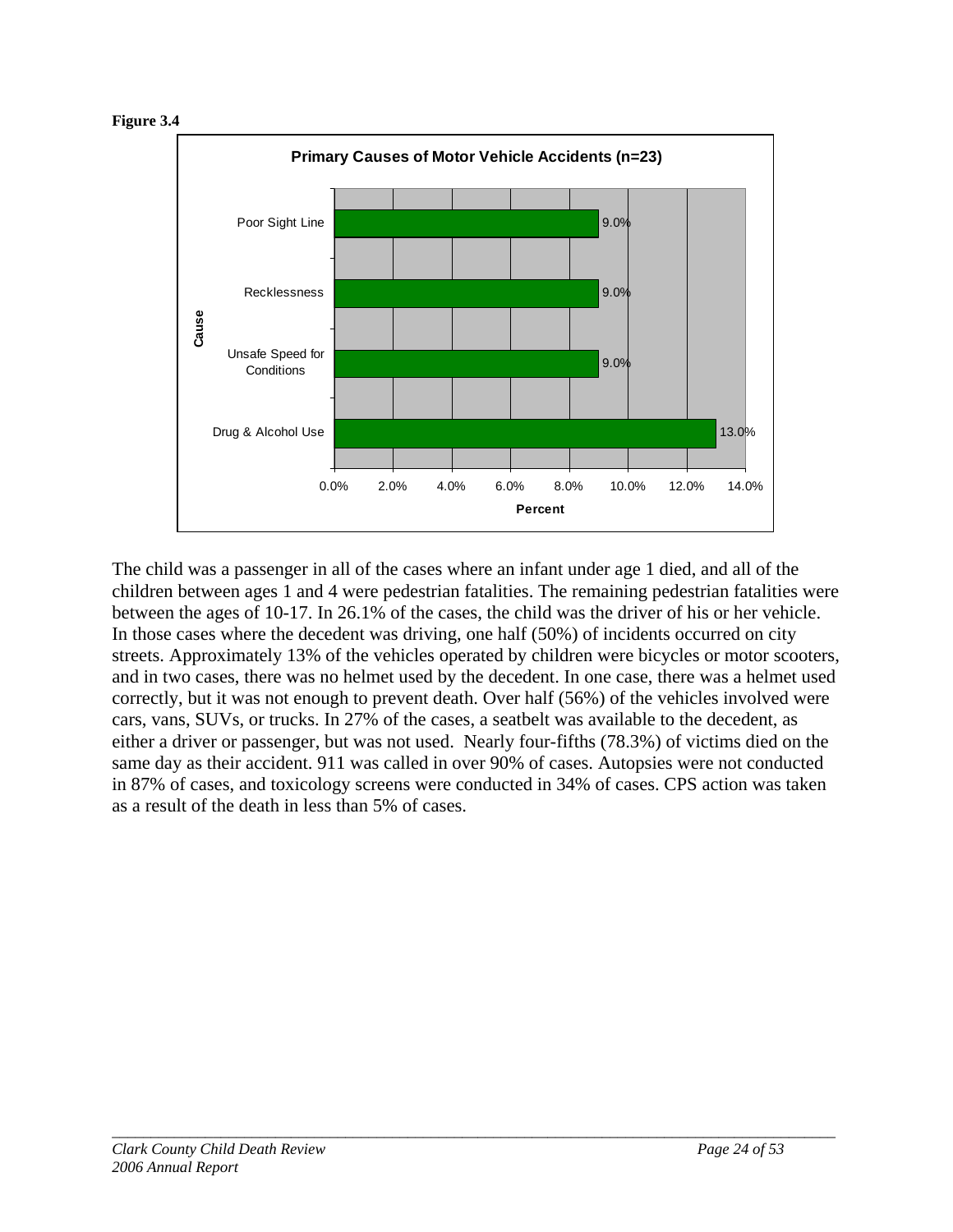**Figure 3.4**

**Primary Causes of Motor Vehicle Accidents (n=23)**

| Cause | Percent |
|---|---|
| Poor Sight Line | 9.0% |
| Recklessness | 9.0% |
| Unsafe Speed for Conditions | 9.0% |
| Drug & Alcohol Use | 13.0% |

The child was a passenger in all of the cases where an infant under age 1 died, and all of the children between ages 1 and 4 were pedestrian fatalities. The remaining pedestrian fatalities were between the ages of 10-17. In 26.1% of the cases, the child was the driver of his or her vehicle. In those cases where the decedent was driving, one half (50%) of incidents occurred on city streets. Approximately 13% of the vehicles operated by children were bicycles or motor scooters, and in two cases, there was no helmet used by the decedent. In one case, there was a helmet used correctly, but it was not enough to prevent death. Over half (56%) of the vehicles involved were cars, vans, SUVs, or trucks. In 27% of the cases, a seatbelt was available to the decedent, as either a driver or passenger, but was not used. Nearly four-fifths (78.3%) of victims died on the same day as their accident. 911 was called in over 90% of cases. Autopsies were not conducted in 87% of cases, and toxicology screens were conducted in 34% of cases. CPS action was taken as a result of the death in less than 5% of cases.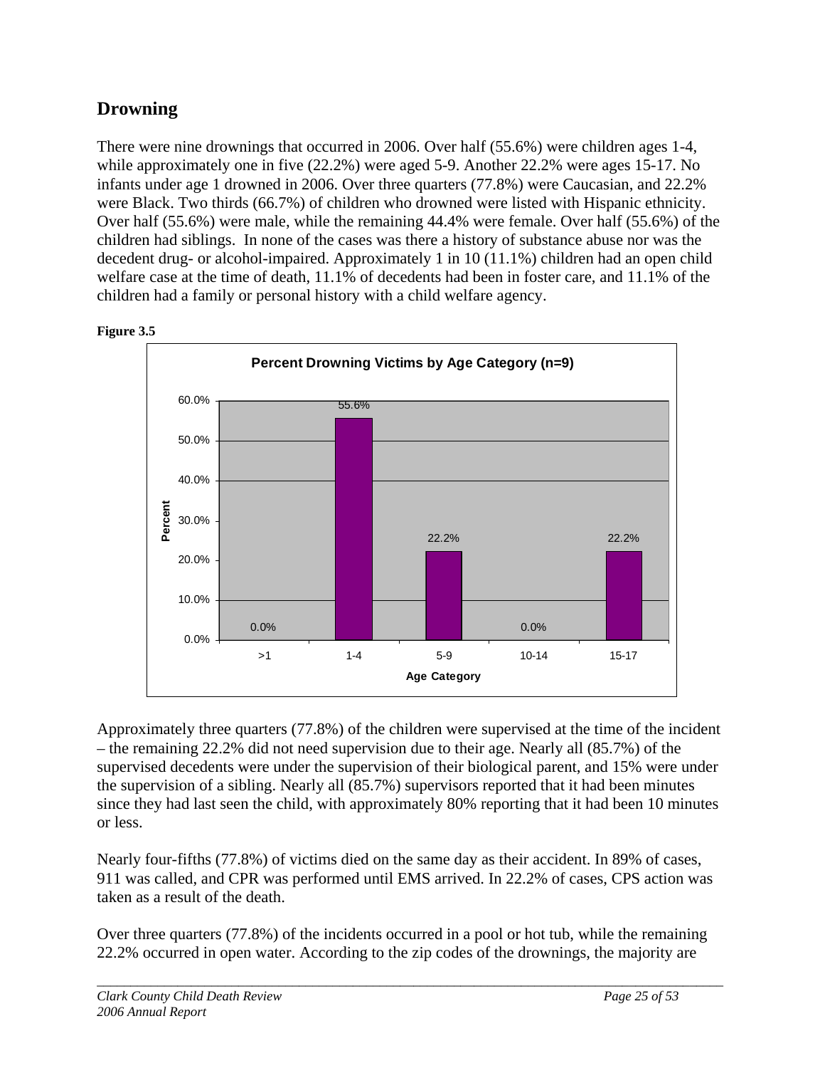## Drowning

There were nine drownings that occurred in 2006. Over half (55.6%) were children ages 1-4, while approximately one in five (22.2%) were aged 5-9. Another 22.2% were ages 15-17. No infants under age 1 drowned in 2006. Over three quarters (77.8%) were Caucasian, and 22.2% were Black. Two thirds (66.7%) of children who drowned were listed with Hispanic ethnicity. Over half (55.6%) were male, while the remaining 44.4% were female. Over half (55.6%) of the children had siblings. In none of the cases was there a history of substance abuse nor was the decedent drug- or alcohol-impaired. Approximately 1 in 10 (11.1%) children had an open child welfare case at the time of death, 11.1% of decedents had been in foster care, and 11.1% of the children had a family or personal history with a child welfare agency.

**Figure 3.5**

**Percent Drowning Victims by Age Category (n=9)**

| Age Category | Percent |
|---|---|
| >1 | 0.0% |
| 1-4 | 55.6% |
| 5-9 | 22.2% |
| 10-14 | 0.0% |
| 15-17 | 22.2% |

Approximately three quarters (77.8%) of the children were supervised at the time of the incident – the remaining 22.2% did not need supervision due to their age. Nearly all (85.7%) of the supervised decedents were under the supervision of their biological parent, and 15% were under the supervision of a sibling. Nearly all (85.7%) supervisors reported that it had been minutes since they had last seen the child, with approximately 80% reporting that it had been 10 minutes or less.

Nearly four-fifths (77.8%) of victims died on the same day as their accident. In 89% of cases, 911 was called, and CPR was performed until EMS arrived. In 22.2% of cases, CPS action was taken as a result of the death.

Over three quarters (77.8%) of the incidents occurred in a pool or hot tub, while the remaining 22.2% occurred in open water. According to the zip codes of the drownings, the majority are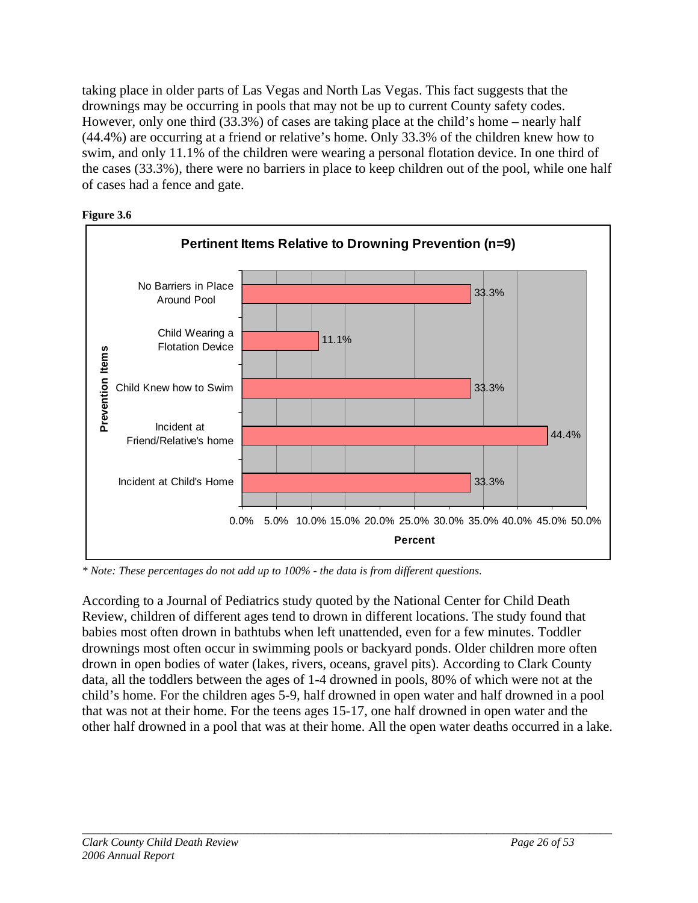taking place in older parts of Las Vegas and North Las Vegas. This fact suggests that the drownings may be occurring in pools that may not be up to current County safety codes. However, only one third (33.3%) of cases are taking place at the child's home – nearly half (44.4%) are occurring at a friend or relative's home. Only 33.3% of the children knew how to swim, and only 11.1% of the children were wearing a personal flotation device. In one third of the cases (33.3%), there were no barriers in place to keep children out of the pool, while one half of cases had a fence and gate.

**Figure 3.6**

**Pertinent Items Relative to Drowning Prevention (n=9)**

| Prevention Items | Percent |
|---|---|
| No Barriers in Place Around Pool | 33.3% |
| Child Wearing a Flotation Device | 11.1% |
| Child Knew how to Swim | 33.3% |
| Incident at Friend/Relative's home | 44.4% |
| Incident at Child's Home | 33.3% |

*\* Note: These percentages do not add up to 100% - the data is from different questions.*

According to a Journal of Pediatrics study quoted by the National Center for Child Death Review, children of different ages tend to drown in different locations. The study found that babies most often drown in bathtubs when left unattended, even for a few minutes. Toddler drownings most often occur in swimming pools or backyard ponds. Older children more often drown in open bodies of water (lakes, rivers, oceans, gravel pits). According to Clark County data, all the toddlers between the ages of 1-4 drowned in pools, 80% of which were not at the child's home. For the children ages 5-9, half drowned in open water and half drowned in a pool that was not at their home. For the teens ages 15-17, one half drowned in open water and the other half drowned in a pool that was at their home. All the open water deaths occurred in a lake.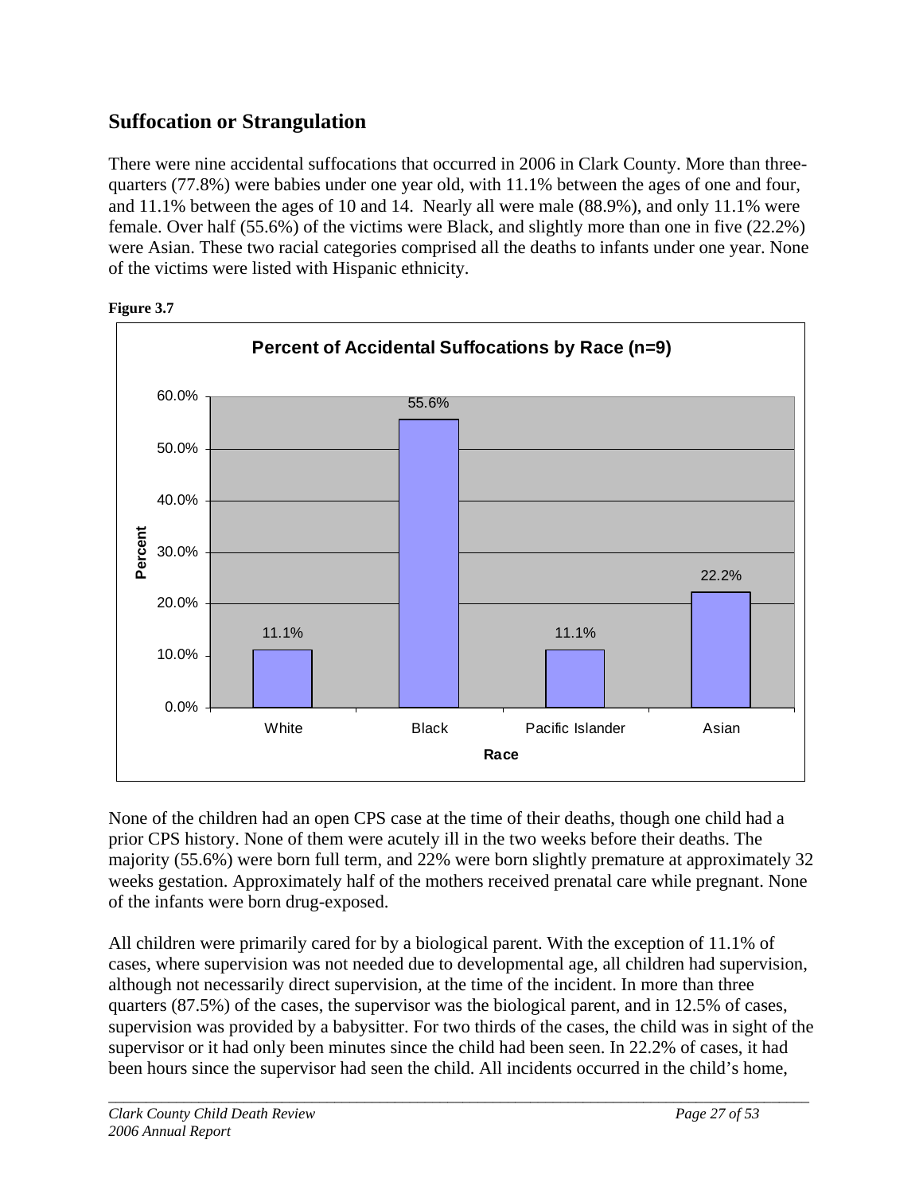## Suffocation or Strangulation

There were nine accidental suffocations that occurred in 2006 in Clark County. More than three-quarters (77.8%) were babies under one year old, with 11.1% between the ages of one and four, and 11.1% between the ages of 10 and 14. Nearly all were male (88.9%), and only 11.1% were female. Over half (55.6%) of the victims were Black, and slightly more than one in five (22.2%) were Asian. These two racial categories comprised all the deaths to infants under one year. None of the victims were listed with Hispanic ethnicity.

**Figure 3.7**

**Percent of Accidental Suffocations by Race (n=9)**

| Race | Percent |
|---|---|
| White | 11.1% |
| Black | 55.6% |
| Pacific Islander | 11.1% |
| Asian | 22.2% |

None of the children had an open CPS case at the time of their deaths, though one child had a prior CPS history. None of them were acutely ill in the two weeks before their deaths. The majority (55.6%) were born full term, and 22% were born slightly premature at approximately 32 weeks gestation. Approximately half of the mothers received prenatal care while pregnant. None of the infants were born drug-exposed.

All children were primarily cared for by a biological parent. With the exception of 11.1% of cases, where supervision was not needed due to developmental age, all children had supervision, although not necessarily direct supervision, at the time of the incident. In more than three quarters (87.5%) of the cases, the supervisor was the biological parent, and in 12.5% of cases, supervision was provided by a babysitter. For two thirds of the cases, the child was in sight of the supervisor or it had only been minutes since the child had been seen. In 22.2% of cases, it had been hours since the supervisor had seen the child. All incidents occurred in the child's home,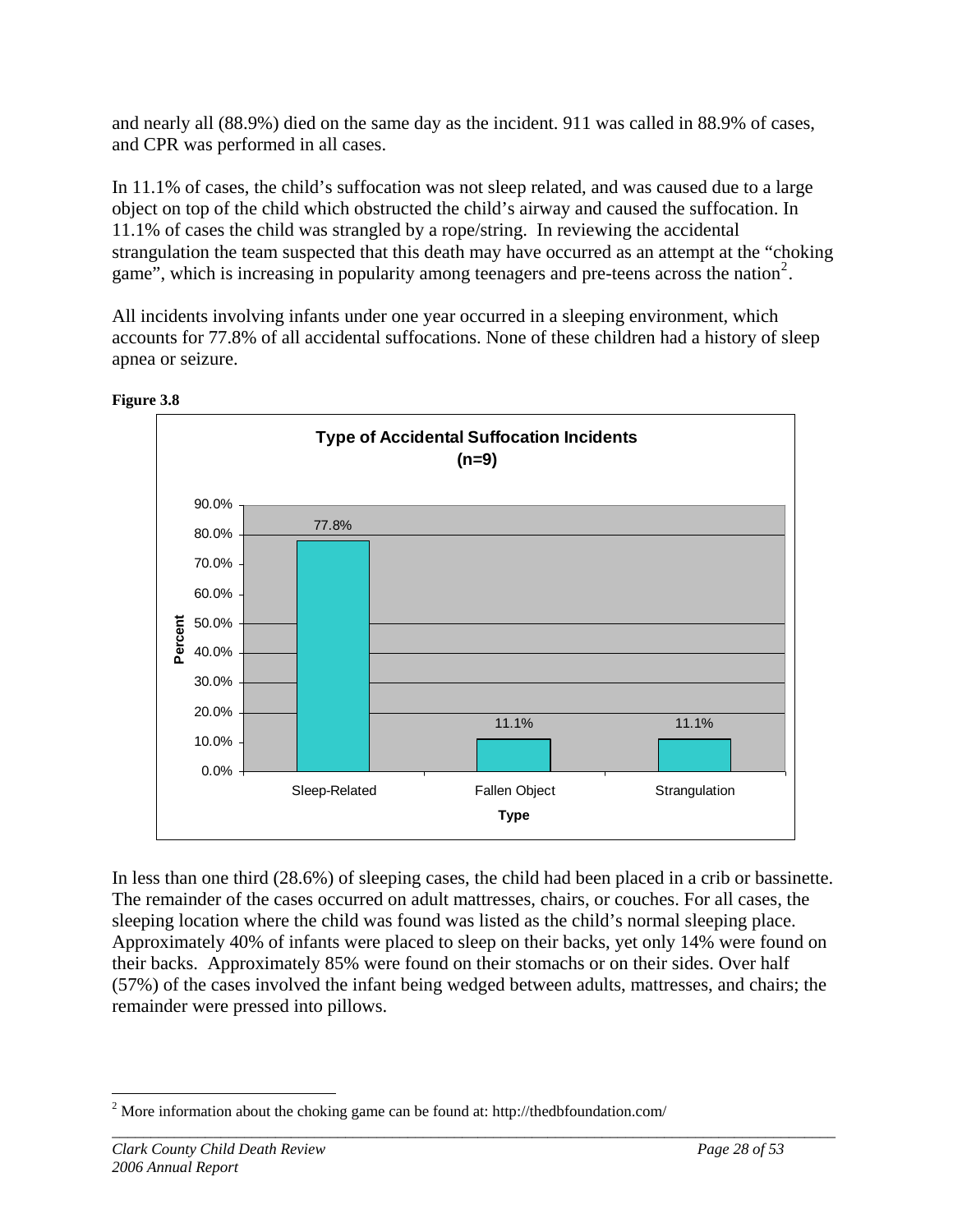and nearly all (88.9%) died on the same day as the incident. 911 was called in 88.9% of cases, and CPR was performed in all cases.

In 11.1% of cases, the child's suffocation was not sleep related, and was caused due to a large object on top of the child which obstructed the child's airway and caused the suffocation. In 11.1% of cases the child was strangled by a rope/string. In reviewing the accidental strangulation the team suspected that this death may have occurred as an attempt at the "choking game", which is increasing in popularity among teenagers and pre-teens across the nation[2].

All incidents involving infants under one year occurred in a sleeping environment, which accounts for 77.8% of all accidental suffocations. None of these children had a history of sleep apnea or seizure.

**Figure 3.8**

**Type of Accidental Suffocation Incidents (n=9)**

| Type | Percent |
|---|---|
| Sleep-Related | 77.8% |
| Fallen Object | 11.1% |
| Strangulation | 11.1% |

In less than one third (28.6%) of sleeping cases, the child had been placed in a crib or bassinette. The remainder of the cases occurred on adult mattresses, chairs, or couches. For all cases, the sleeping location where the child was found was listed as the child's normal sleeping place. Approximately 40% of infants were placed to sleep on their backs, yet only 14% were found on their backs. Approximately 85% were found on their stomachs or on their sides. Over half (57%) of the cases involved the infant being wedged between adults, mattresses, and chairs; the remainder were pressed into pillows.

[2] More information about the choking game can be found at: http://thedbfoundation.com/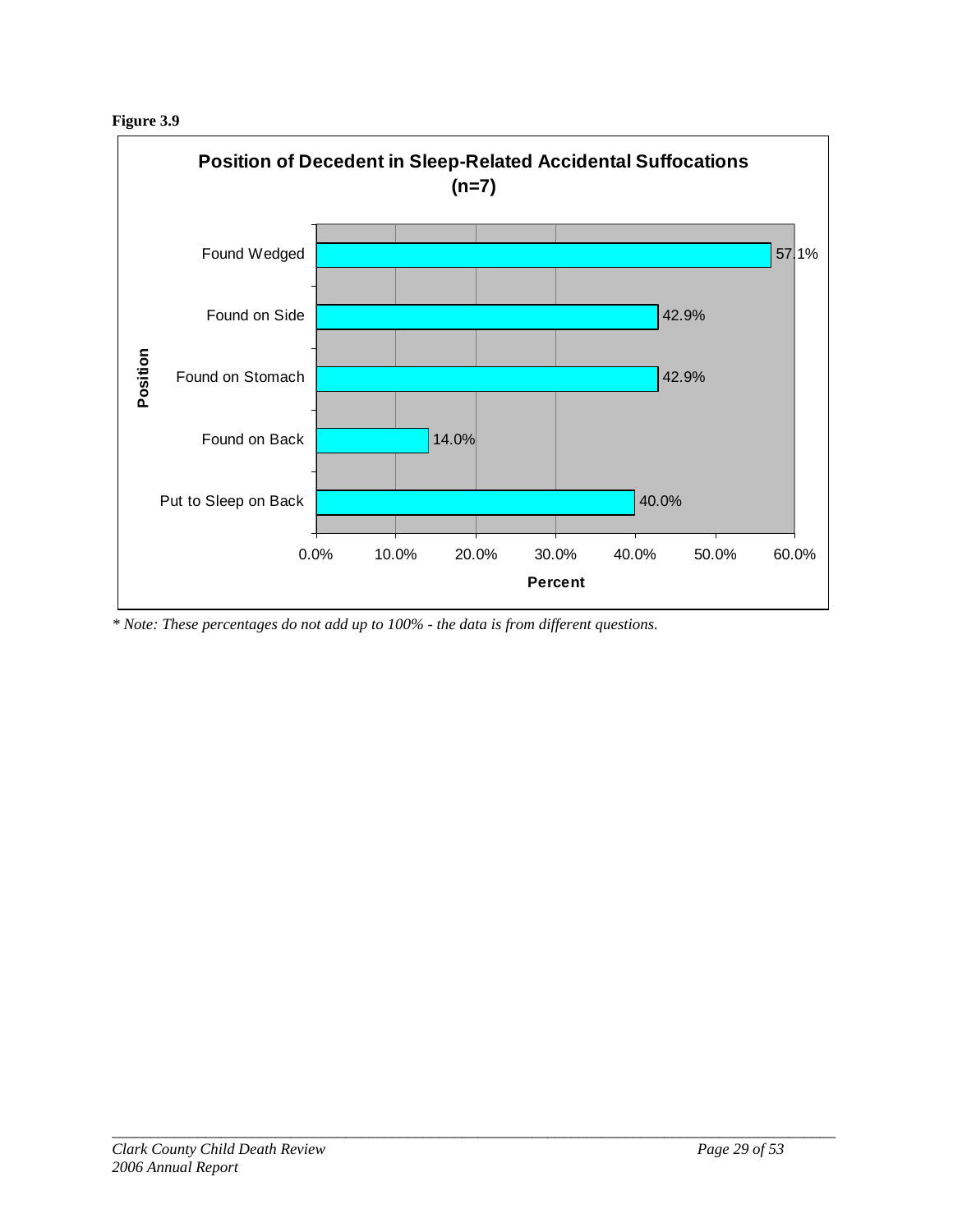**Figure 3.9**

**Position of Decedent in Sleep-Related Accidental Suffocations (n=7)**

| Position | Percent |
|---|---|
| Found Wedged | 57.1% |
| Found on Side | 42.9% |
| Found on Stomach | 42.9% |
| Found on Back | 14.0% |
| Put to Sleep on Back | 40.0% |

*\* Note: These percentages do not add up to 100% - the data is from different questions.*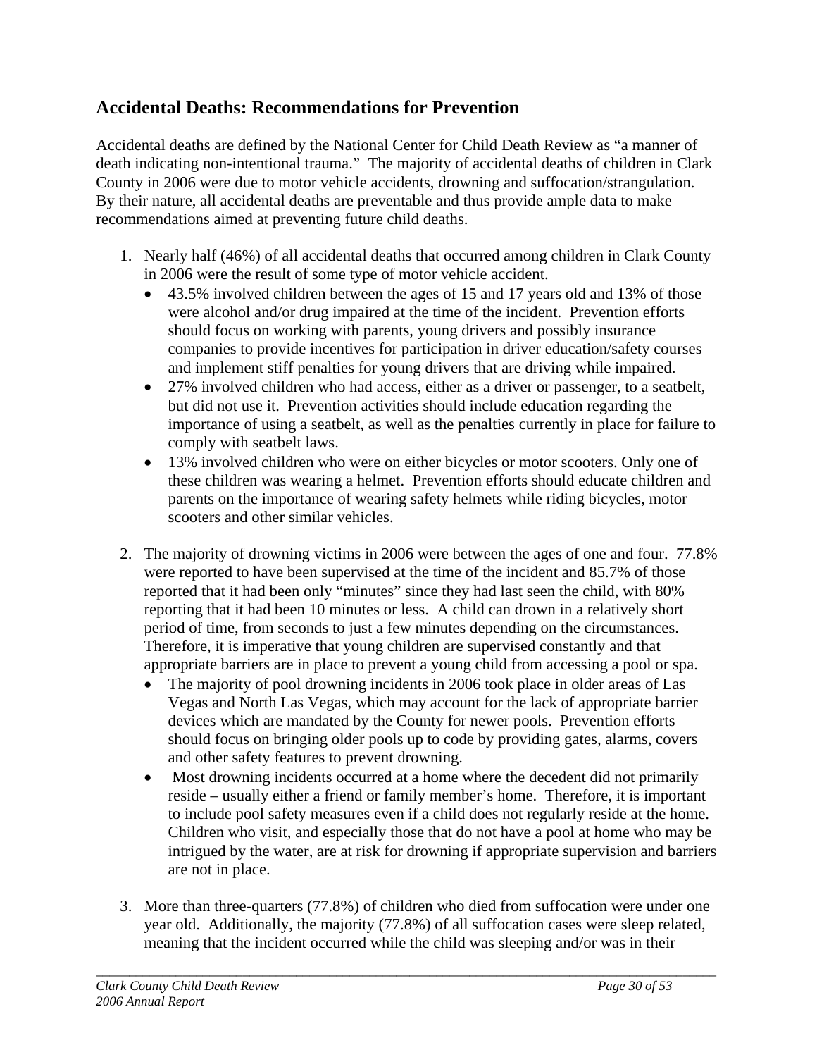## Accidental Deaths: Recommendations for Prevention

Accidental deaths are defined by the National Center for Child Death Review as "a manner of death indicating non-intentional trauma." The majority of accidental deaths of children in Clark County in 2006 were due to motor vehicle accidents, drowning and suffocation/strangulation. By their nature, all accidental deaths are preventable and thus provide ample data to make recommendations aimed at preventing future child deaths.

1. Nearly half (46%) of all accidental deaths that occurred among children in Clark County in 2006 were the result of some type of motor vehicle accident.
   - 43.5% involved children between the ages of 15 and 17 years old and 13% of those were alcohol and/or drug impaired at the time of the incident. Prevention efforts should focus on working with parents, young drivers and possibly insurance companies to provide incentives for participation in driver education/safety courses and implement stiff penalties for young drivers that are driving while impaired.
   - 27% involved children who had access, either as a driver or passenger, to a seatbelt, but did not use it. Prevention activities should include education regarding the importance of using a seatbelt, as well as the penalties currently in place for failure to comply with seatbelt laws.
   - 13% involved children who were on either bicycles or motor scooters. Only one of these children was wearing a helmet. Prevention efforts should educate children and parents on the importance of wearing safety helmets while riding bicycles, motor scooters and other similar vehicles.

2. The majority of drowning victims in 2006 were between the ages of one and four. 77.8% were reported to have been supervised at the time of the incident and 85.7% of those reported that it had been only "minutes" since they had last seen the child, with 80% reporting that it had been 10 minutes or less. A child can drown in a relatively short period of time, from seconds to just a few minutes depending on the circumstances. Therefore, it is imperative that young children are supervised constantly and that appropriate barriers are in place to prevent a young child from accessing a pool or spa.
   - The majority of pool drowning incidents in 2006 took place in older areas of Las Vegas and North Las Vegas, which may account for the lack of appropriate barrier devices which are mandated by the County for newer pools. Prevention efforts should focus on bringing older pools up to code by providing gates, alarms, covers and other safety features to prevent drowning.
   - Most drowning incidents occurred at a home where the decedent did not primarily reside – usually either a friend or family member's home. Therefore, it is important to include pool safety measures even if a child does not regularly reside at the home. Children who visit, and especially those that do not have a pool at home who may be intrigued by the water, are at risk for drowning if appropriate supervision and barriers are not in place.

3. More than three-quarters (77.8%) of children who died from suffocation were under one year old. Additionally, the majority (77.8%) of all suffocation cases were sleep related, meaning that the incident occurred while the child was sleeping and/or was in their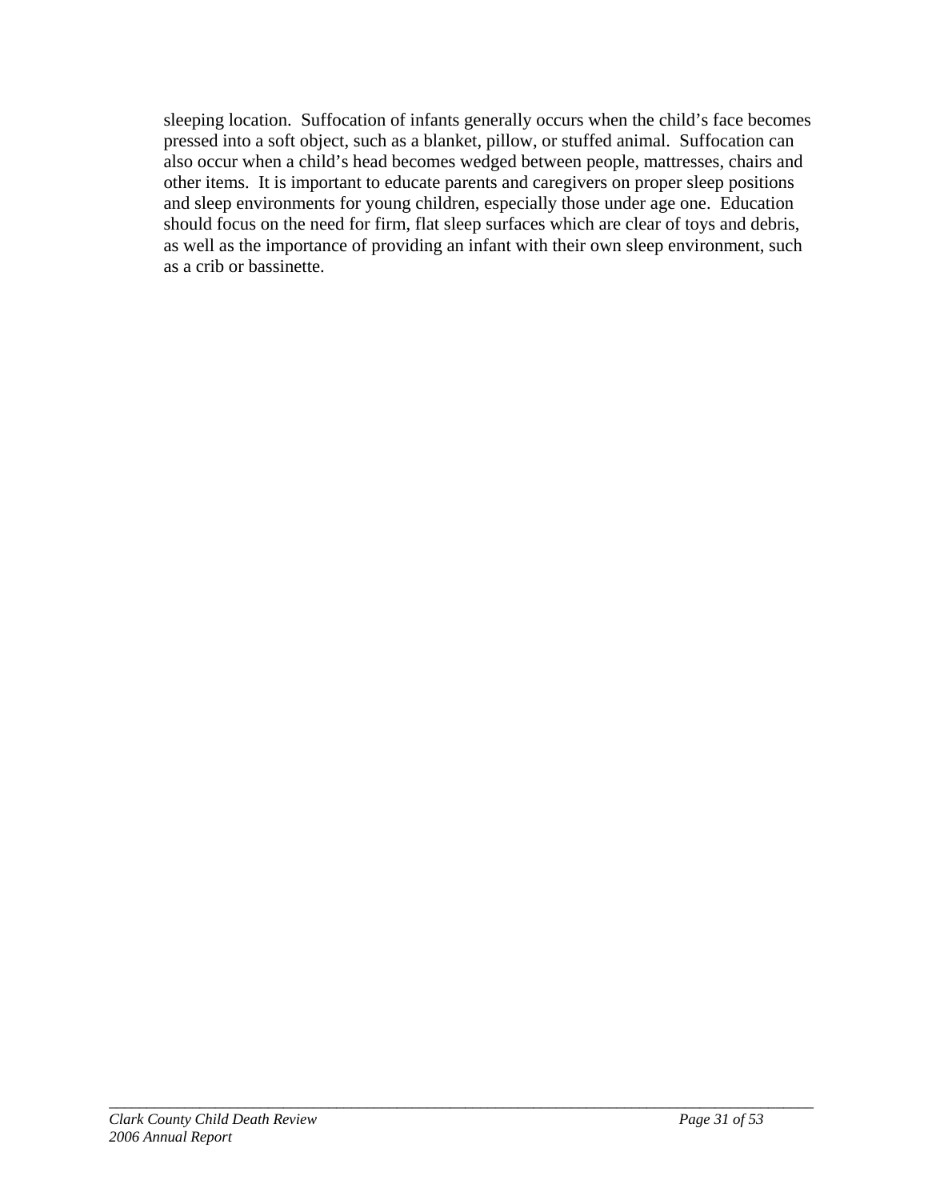sleeping location. Suffocation of infants generally occurs when the child's face becomes pressed into a soft object, such as a blanket, pillow, or stuffed animal. Suffocation can also occur when a child's head becomes wedged between people, mattresses, chairs and other items. It is important to educate parents and caregivers on proper sleep positions and sleep environments for young children, especially those under age one. Education should focus on the need for firm, flat sleep surfaces which are clear of toys and debris, as well as the importance of providing an infant with their own sleep environment, such as a crib or bassinette.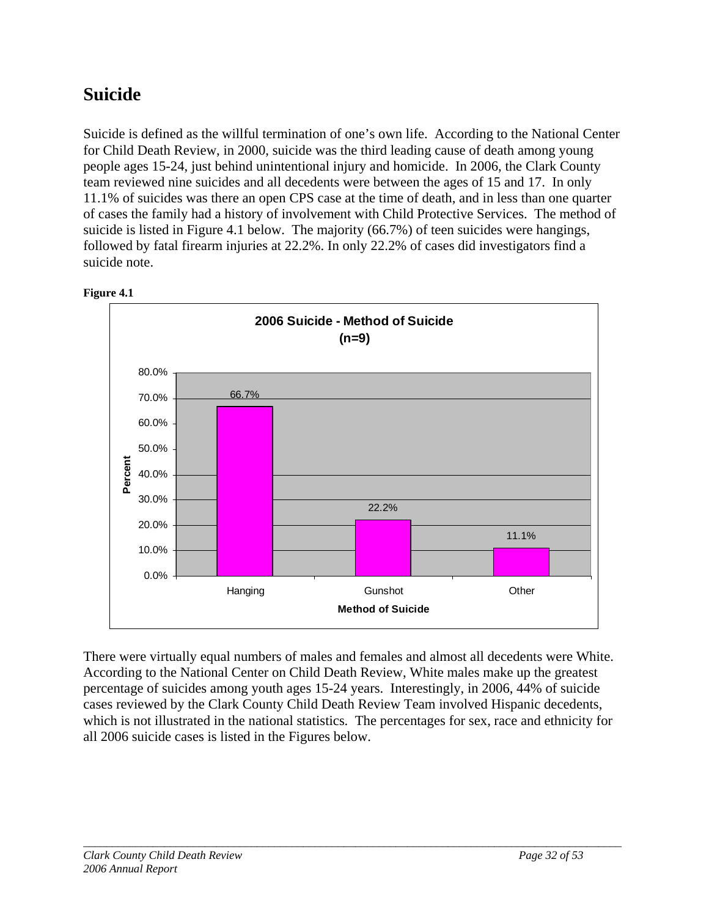# Suicide

Suicide is defined as the willful termination of one's own life. According to the National Center for Child Death Review, in 2000, suicide was the third leading cause of death among young people ages 15-24, just behind unintentional injury and homicide. In 2006, the Clark County team reviewed nine suicides and all decedents were between the ages of 15 and 17. In only 11.1% of suicides was there an open CPS case at the time of death, and in less than one quarter of cases the family had a history of involvement with Child Protective Services. The method of suicide is listed in Figure 4.1 below. The majority (66.7%) of teen suicides were hangings, followed by fatal firearm injuries at 22.2%. In only 22.2% of cases did investigators find a suicide note.

**Figure 4.1**

**2006 Suicide - Method of Suicide (n=9)**

| Method of Suicide | Percent |
|---|---|
| Hanging | 66.7% |
| Gunshot | 22.2% |
| Other | 11.1% |

There were virtually equal numbers of males and females and almost all decedents were White. According to the National Center on Child Death Review, White males make up the greatest percentage of suicides among youth ages 15-24 years. Interestingly, in 2006, 44% of suicide cases reviewed by the Clark County Child Death Review Team involved Hispanic decedents, which is not illustrated in the national statistics. The percentages for sex, race and ethnicity for all 2006 suicide cases is listed in the Figures below.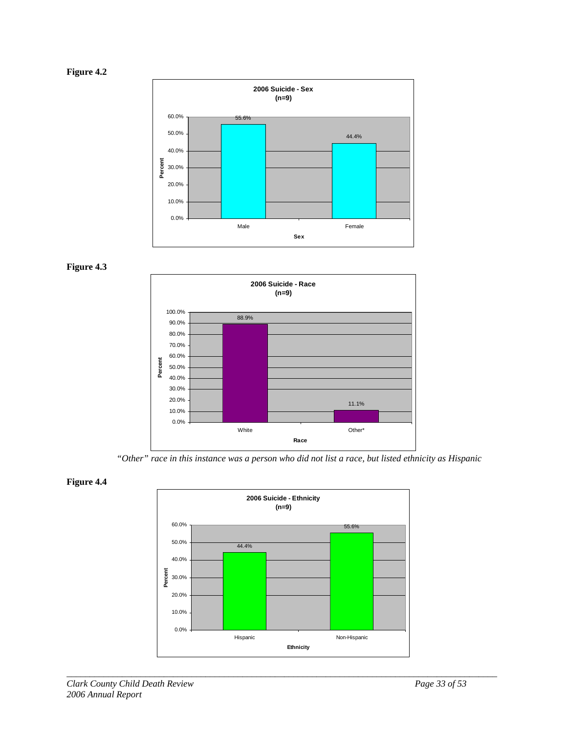**Figure 4.2**

**2006 Suicide - Sex (n=9)**

| Sex | Percent |
|---|---|
| Male | 55.6% |
| Female | 44.4% |

**Figure 4.3**

**2006 Suicide - Race (n=9)**

| Race | Percent |
|---|---|
| White | 88.9% |
| Other* | 11.1% |

*"Other" race in this instance was a person who did not list a race, but listed ethnicity as Hispanic*

**Figure 4.4**

**2006 Suicide - Ethnicity (n=9)**

| Ethnicity | Percent |
|---|---|
| Hispanic | 44.4% |
| Non-Hispanic | 55.6% |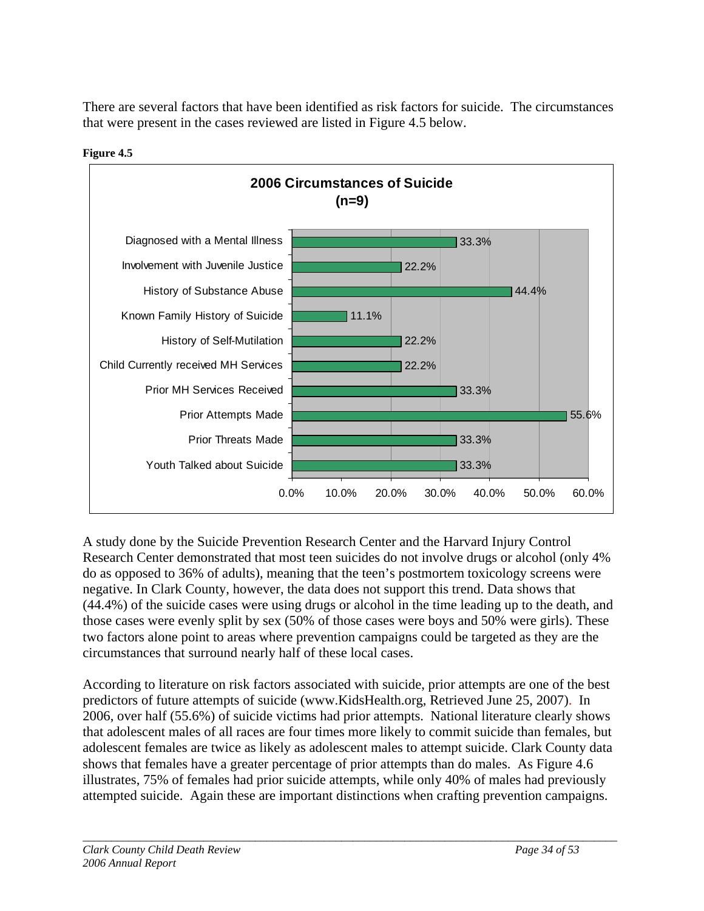There are several factors that have been identified as risk factors for suicide. The circumstances that were present in the cases reviewed are listed in Figure 4.5 below.

**Figure 4.5**

**2006 Circumstances of Suicide (n=9)**

| Circumstance | Percent |
|---|---|
| Diagnosed with a Mental Illness | 33.3% |
| Involvement with Juvenile Justice | 22.2% |
| History of Substance Abuse | 44.4% |
| Known Family History of Suicide | 11.1% |
| History of Self-Mutilation | 22.2% |
| Child Currently received MH Services | 22.2% |
| Prior MH Services Received | 33.3% |
| Prior Attempts Made | 55.6% |
| Prior Threats Made | 33.3% |
| Youth Talked about Suicide | 33.3% |

A study done by the Suicide Prevention Research Center and the Harvard Injury Control Research Center demonstrated that most teen suicides do not involve drugs or alcohol (only 4% do as opposed to 36% of adults), meaning that the teen's postmortem toxicology screens were negative. In Clark County, however, the data does not support this trend. Data shows that (44.4%) of the suicide cases were using drugs or alcohol in the time leading up to the death, and those cases were evenly split by sex (50% of those cases were boys and 50% were girls). These two factors alone point to areas where prevention campaigns could be targeted as they are the circumstances that surround nearly half of these local cases.

According to literature on risk factors associated with suicide, prior attempts are one of the best predictors of future attempts of suicide (www.KidsHealth.org, Retrieved June 25, 2007). In 2006, over half (55.6%) of suicide victims had prior attempts. National literature clearly shows that adolescent males of all races are four times more likely to commit suicide than females, but adolescent females are twice as likely as adolescent males to attempt suicide. Clark County data shows that females have a greater percentage of prior attempts than do males. As Figure 4.6 illustrates, 75% of females had prior suicide attempts, while only 40% of males had previously attempted suicide. Again these are important distinctions when crafting prevention campaigns.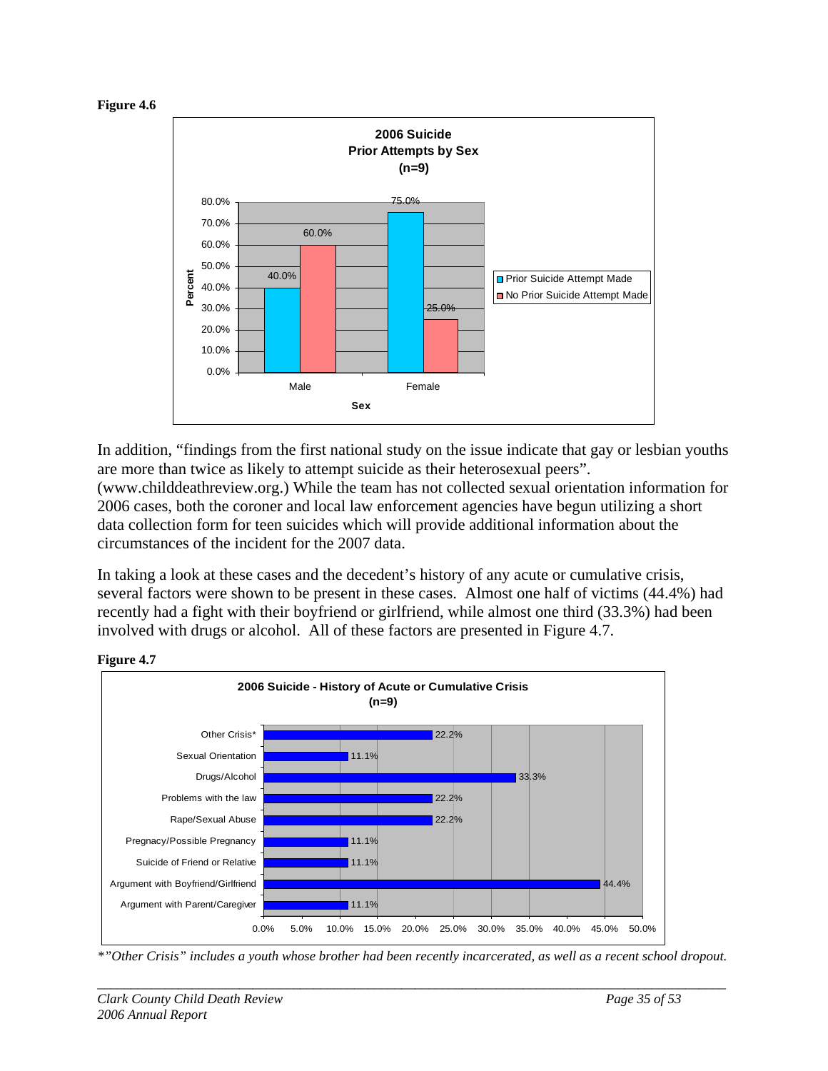**Figure 4.6**

**2006 Suicide Prior Attempts by Sex (n=9)**

| Sex | Prior Suicide Attempt Made | No Prior Suicide Attempt Made |
|---|---|---|
| Male | 40.0% | 60.0% |
| Female | 75.0% | 25.0% |

In addition, "findings from the first national study on the issue indicate that gay or lesbian youths are more than twice as likely to attempt suicide as their heterosexual peers". (www.childdeathreview.org.) While the team has not collected sexual orientation information for 2006 cases, both the coroner and local law enforcement agencies have begun utilizing a short data collection form for teen suicides which will provide additional information about the circumstances of the incident for the 2007 data.

In taking a look at these cases and the decedent's history of any acute or cumulative crisis, several factors were shown to be present in these cases. Almost one half of victims (44.4%) had recently had a fight with their boyfriend or girlfriend, while almost one third (33.3%) had been involved with drugs or alcohol. All of these factors are presented in Figure 4.7.

**Figure 4.7**

**2006 Suicide - History of Acute or Cumulative Crisis (n=9)**

| Crisis | Percent |
|---|---|
| Other Crisis* | 22.2% |
| Sexual Orientation | 11.1% |
| Drugs/Alcohol | 33.3% |
| Problems with the law | 22.2% |
| Rape/Sexual Abuse | 22.2% |
| Pregnacy/Possible Pregnancy | 11.1% |
| Suicide of Friend or Relative | 11.1% |
| Argument with Boyfriend/Girlfriend | 44.4% |
| Argument with Parent/Caregiver | 11.1% |

*\*"Other Crisis" includes a youth whose brother had been recently incarcerated, as well as a recent school dropout.*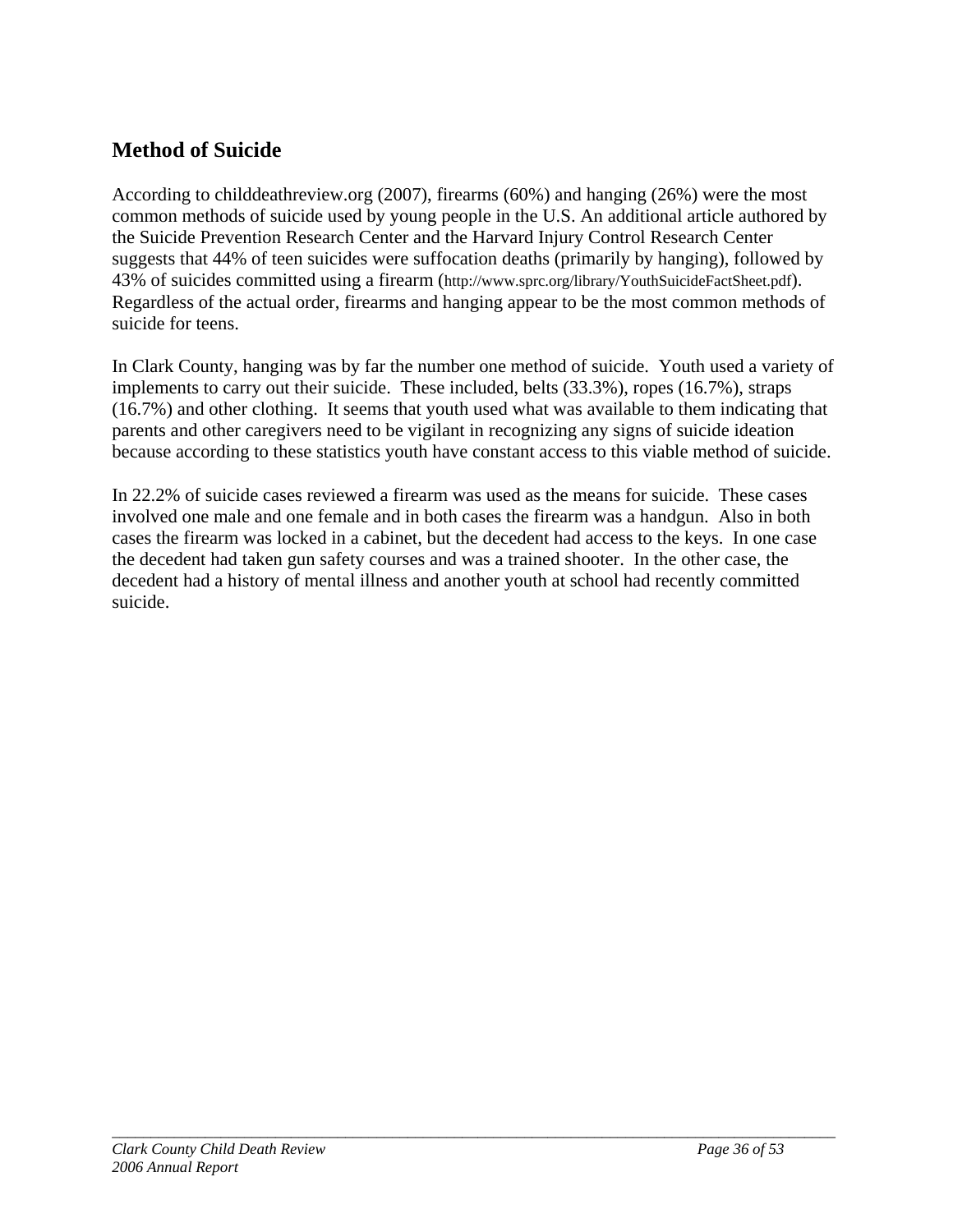## Method of Suicide

According to childdeathreview.org (2007), firearms (60%) and hanging (26%) were the most common methods of suicide used by young people in the U.S. An additional article authored by the Suicide Prevention Research Center and the Harvard Injury Control Research Center suggests that 44% of teen suicides were suffocation deaths (primarily by hanging), followed by 43% of suicides committed using a firearm (http://www.sprc.org/library/YouthSuicideFactSheet.pdf). Regardless of the actual order, firearms and hanging appear to be the most common methods of suicide for teens.

In Clark County, hanging was by far the number one method of suicide. Youth used a variety of implements to carry out their suicide. These included, belts (33.3%), ropes (16.7%), straps (16.7%) and other clothing. It seems that youth used what was available to them indicating that parents and other caregivers need to be vigilant in recognizing any signs of suicide ideation because according to these statistics youth have constant access to this viable method of suicide.

In 22.2% of suicide cases reviewed a firearm was used as the means for suicide. These cases involved one male and one female and in both cases the firearm was a handgun. Also in both cases the firearm was locked in a cabinet, but the decedent had access to the keys. In one case the decedent had taken gun safety courses and was a trained shooter. In the other case, the decedent had a history of mental illness and another youth at school had recently committed suicide.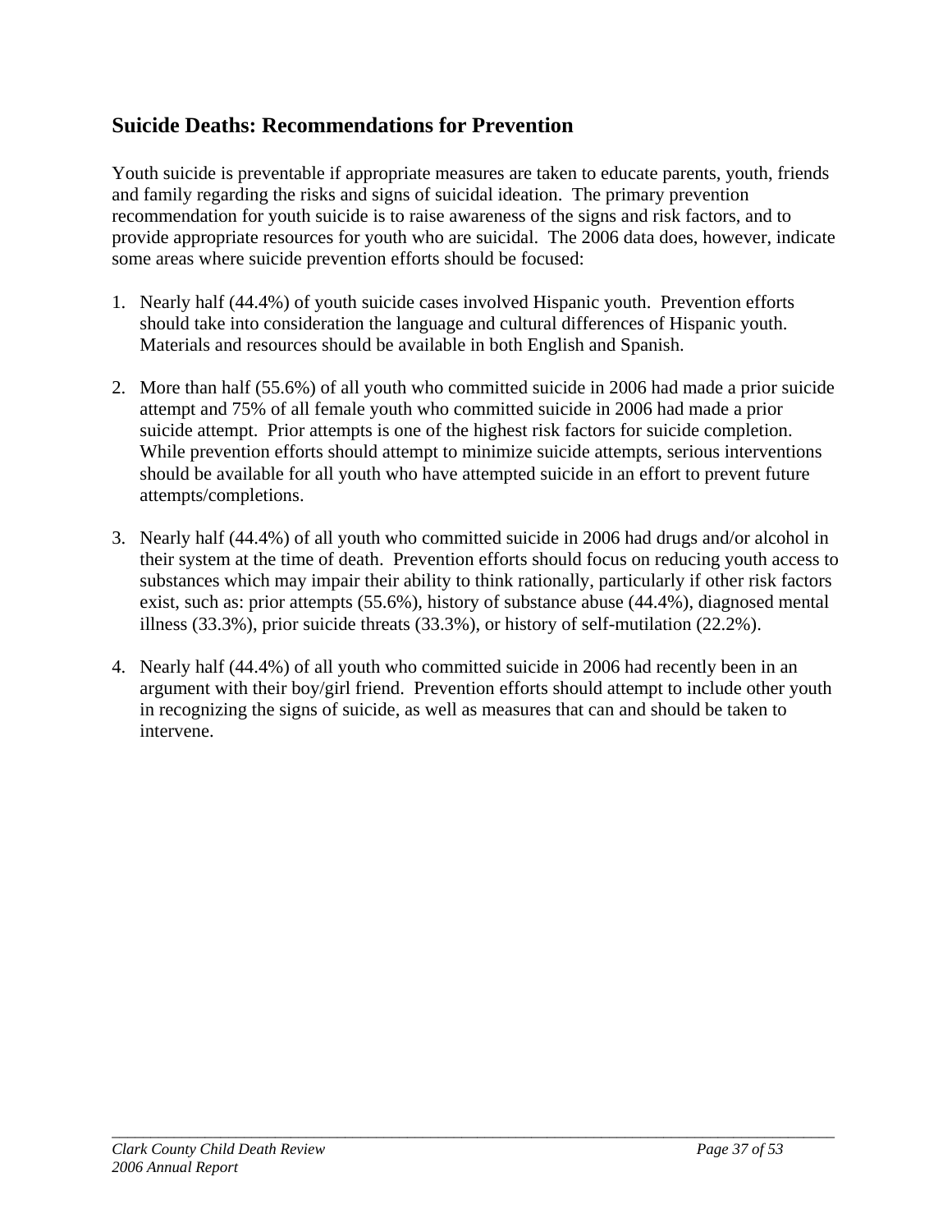## Suicide Deaths: Recommendations for Prevention

Youth suicide is preventable if appropriate measures are taken to educate parents, youth, friends and family regarding the risks and signs of suicidal ideation. The primary prevention recommendation for youth suicide is to raise awareness of the signs and risk factors, and to provide appropriate resources for youth who are suicidal. The 2006 data does, however, indicate some areas where suicide prevention efforts should be focused:

1. Nearly half (44.4%) of youth suicide cases involved Hispanic youth. Prevention efforts should take into consideration the language and cultural differences of Hispanic youth. Materials and resources should be available in both English and Spanish.

2. More than half (55.6%) of all youth who committed suicide in 2006 had made a prior suicide attempt and 75% of all female youth who committed suicide in 2006 had made a prior suicide attempt. Prior attempts is one of the highest risk factors for suicide completion. While prevention efforts should attempt to minimize suicide attempts, serious interventions should be available for all youth who have attempted suicide in an effort to prevent future attempts/completions.

3. Nearly half (44.4%) of all youth who committed suicide in 2006 had drugs and/or alcohol in their system at the time of death. Prevention efforts should focus on reducing youth access to substances which may impair their ability to think rationally, particularly if other risk factors exist, such as: prior attempts (55.6%), history of substance abuse (44.4%), diagnosed mental illness (33.3%), prior suicide threats (33.3%), or history of self-mutilation (22.2%).

4. Nearly half (44.4%) of all youth who committed suicide in 2006 had recently been in an argument with their boy/girl friend. Prevention efforts should attempt to include other youth in recognizing the signs of suicide, as well as measures that can and should be taken to intervene.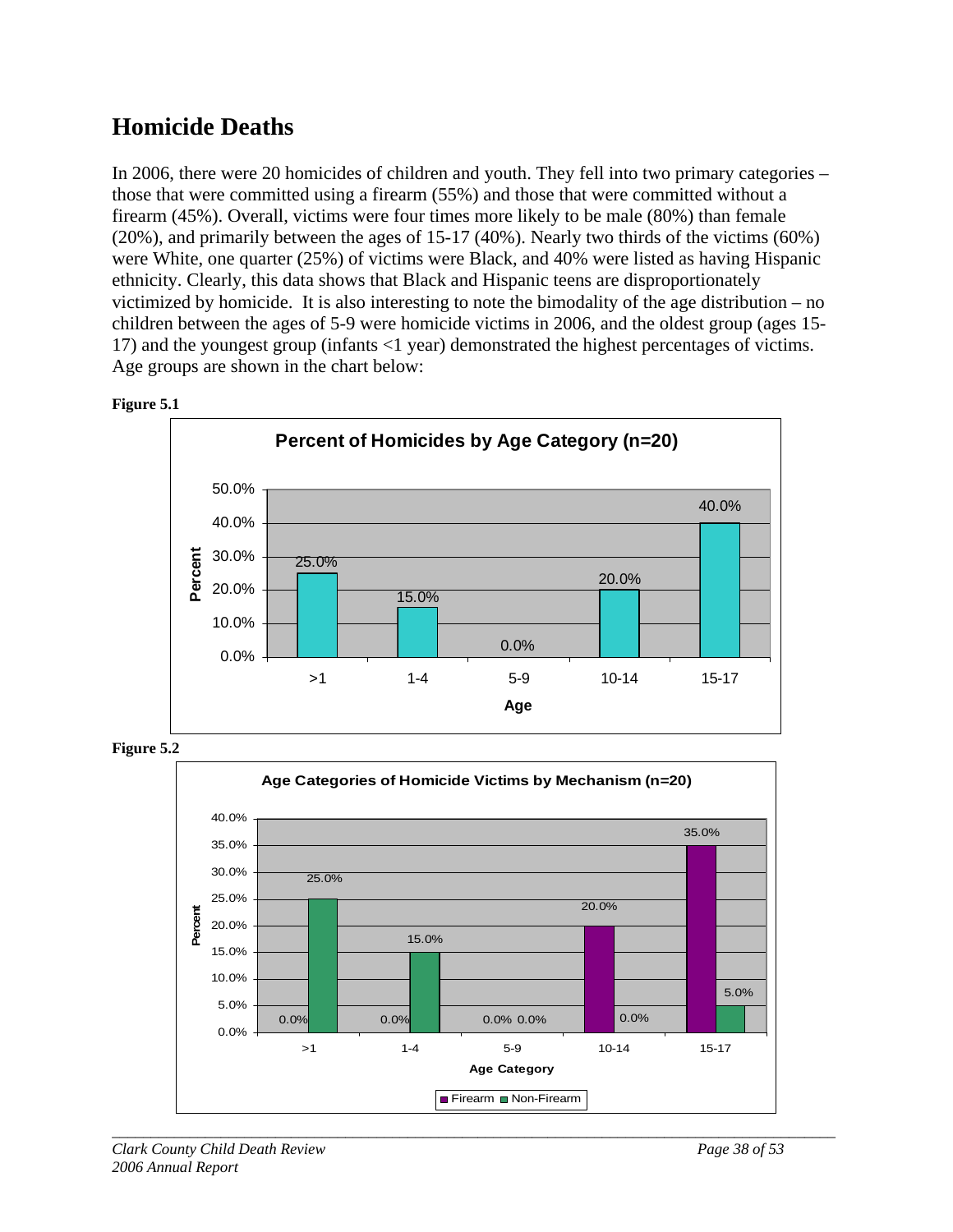# Homicide Deaths

In 2006, there were 20 homicides of children and youth. They fell into two primary categories – those that were committed using a firearm (55%) and those that were committed without a firearm (45%). Overall, victims were four times more likely to be male (80%) than female (20%), and primarily between the ages of 15-17 (40%). Nearly two thirds of the victims (60%) were White, one quarter (25%) of victims were Black, and 40% were listed as having Hispanic ethnicity. Clearly, this data shows that Black and Hispanic teens are disproportionately victimized by homicide. It is also interesting to note the bimodality of the age distribution – no children between the ages of 5-9 were homicide victims in 2006, and the oldest group (ages 15-17) and the youngest group (infants <1 year) demonstrated the highest percentages of victims. Age groups are shown in the chart below:

**Figure 5.1**

**Percent of Homicides by Age Category (n=20)**

| Age | Percent |
|---|---|
| >1 | 25.0% |
| 1-4 | 15.0% |
| 5-9 | 0.0% |
| 10-14 | 20.0% |
| 15-17 | 40.0% |

**Figure 5.2**

**Age Categories of Homicide Victims by Mechanism (n=20)**

| Age Category | Firearm | Non-Firearm |
|---|---|---|
| >1 | 0.0% | 25.0% |
| 1-4 | 0.0% | 15.0% |
| 5-9 | 0.0% | 0.0% |
| 10-14 | 20.0% | 0.0% |
| 15-17 | 35.0% | 5.0% |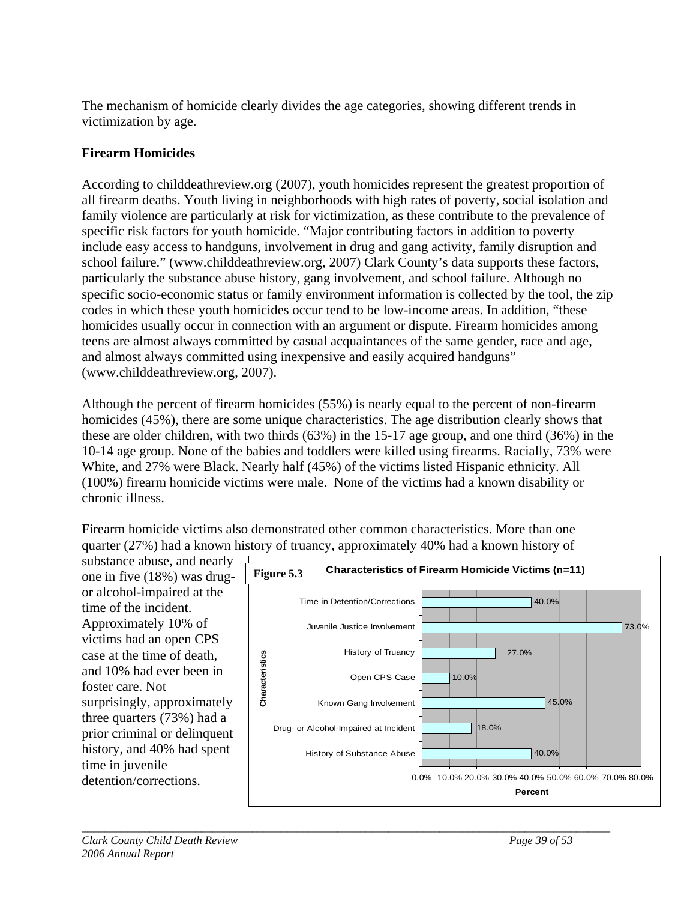The mechanism of homicide clearly divides the age categories, showing different trends in victimization by age.

**Firearm Homicides**

According to childdeathreview.org (2007), youth homicides represent the greatest proportion of all firearm deaths. Youth living in neighborhoods with high rates of poverty, social isolation and family violence are particularly at risk for victimization, as these contribute to the prevalence of specific risk factors for youth homicide. "Major contributing factors in addition to poverty include easy access to handguns, involvement in drug and gang activity, family disruption and school failure." (www.childdeathreview.org, 2007) Clark County's data supports these factors, particularly the substance abuse history, gang involvement, and school failure. Although no specific socio-economic status or family environment information is collected by the tool, the zip codes in which these youth homicides occur tend to be low-income areas. In addition, "these homicides usually occur in connection with an argument or dispute. Firearm homicides among teens are almost always committed by casual acquaintances of the same gender, race and age, and almost always committed using inexpensive and easily acquired handguns" (www.childdeathreview.org, 2007).

Although the percent of firearm homicides (55%) is nearly equal to the percent of non-firearm homicides (45%), there are some unique characteristics. The age distribution clearly shows that these are older children, with two thirds (63%) in the 15-17 age group, and one third (36%) in the 10-14 age group. None of the babies and toddlers were killed using firearms. Racially, 73% were White, and 27% were Black. Nearly half (45%) of the victims listed Hispanic ethnicity. All (100%) firearm homicide victims were male. None of the victims had a known disability or chronic illness.

Firearm homicide victims also demonstrated other common characteristics. More than one quarter (27%) had a known history of truancy, approximately 40% had a known history of substance abuse, and nearly one in five (18%) was drug- or alcohol-impaired at the time of the incident. Approximately 10% of victims had an open CPS case at the time of death, and 10% had ever been in foster care. Not surprisingly, approximately three quarters (73%) had a prior criminal or delinquent history, and 40% had spent time in juvenile detention/corrections.

**Figure 5.3** Characteristics of Firearm Homicide Victims (n=11)

| Characteristics | Percent |
| --- | --- |
| Time in Detention/Corrections | 40.0% |
| Juvenile Justice Involvement | 73.0% |
| History of Truancy | 27.0% |
| Open CPS Case | 10.0% |
| Known Gang Involvement | 45.0% |
| Drug- or Alcohol-Impaired at Incident | 18.0% |
| History of Substance Abuse | 40.0% |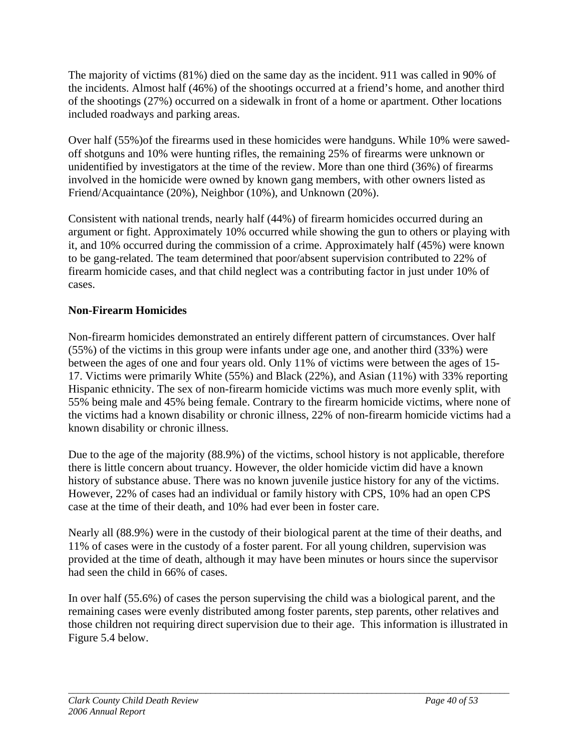The majority of victims (81%) died on the same day as the incident. 911 was called in 90% of the incidents. Almost half (46%) of the shootings occurred at a friend's home, and another third of the shootings (27%) occurred on a sidewalk in front of a home or apartment. Other locations included roadways and parking areas.

Over half (55%)of the firearms used in these homicides were handguns. While 10% were sawed-off shotguns and 10% were hunting rifles, the remaining 25% of firearms were unknown or unidentified by investigators at the time of the review. More than one third (36%) of firearms involved in the homicide were owned by known gang members, with other owners listed as Friend/Acquaintance (20%), Neighbor (10%), and Unknown (20%).

Consistent with national trends, nearly half (44%) of firearm homicides occurred during an argument or fight. Approximately 10% occurred while showing the gun to others or playing with it, and 10% occurred during the commission of a crime. Approximately half (45%) were known to be gang-related. The team determined that poor/absent supervision contributed to 22% of firearm homicide cases, and that child neglect was a contributing factor in just under 10% of cases.

**Non-Firearm Homicides**

Non-firearm homicides demonstrated an entirely different pattern of circumstances. Over half (55%) of the victims in this group were infants under age one, and another third (33%) were between the ages of one and four years old. Only 11% of victims were between the ages of 15-17. Victims were primarily White (55%) and Black (22%), and Asian (11%) with 33% reporting Hispanic ethnicity. The sex of non-firearm homicide victims was much more evenly split, with 55% being male and 45% being female. Contrary to the firearm homicide victims, where none of the victims had a known disability or chronic illness, 22% of non-firearm homicide victims had a known disability or chronic illness.

Due to the age of the majority (88.9%) of the victims, school history is not applicable, therefore there is little concern about truancy. However, the older homicide victim did have a known history of substance abuse. There was no known juvenile justice history for any of the victims. However, 22% of cases had an individual or family history with CPS, 10% had an open CPS case at the time of their death, and 10% had ever been in foster care.

Nearly all (88.9%) were in the custody of their biological parent at the time of their deaths, and 11% of cases were in the custody of a foster parent. For all young children, supervision was provided at the time of death, although it may have been minutes or hours since the supervisor had seen the child in 66% of cases.

In over half (55.6%) of cases the person supervising the child was a biological parent, and the remaining cases were evenly distributed among foster parents, step parents, other relatives and those children not requiring direct supervision due to their age. This information is illustrated in Figure 5.4 below.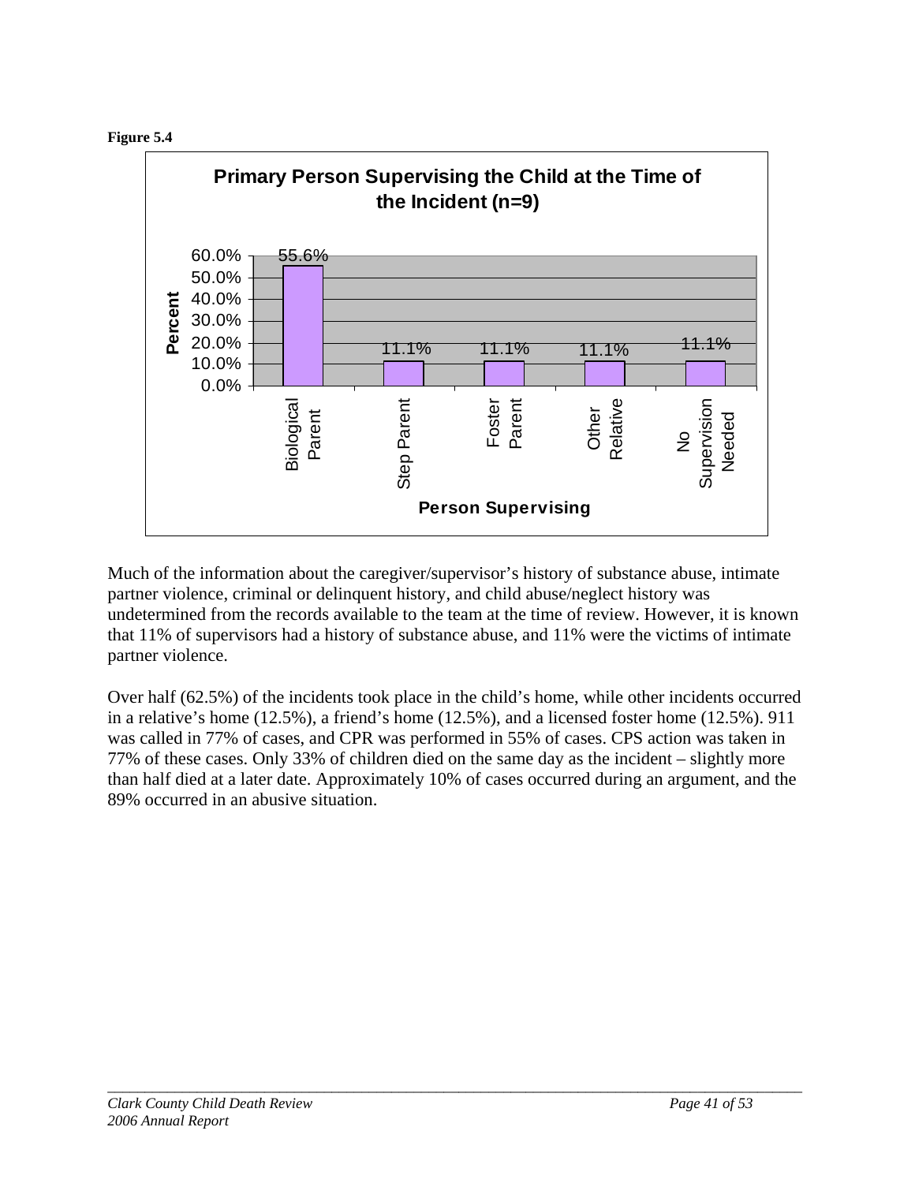**Figure 5.4**

| Person Supervising | Percent |
|---|---|
| Biological Parent | 55.6% |
| Step Parent | 11.1% |
| Foster Parent | 11.1% |
| Other Relative | 11.1% |
| No Supervision Needed | 11.1% |

Primary Person Supervising the Child at the Time of the Incident (n=9)

Much of the information about the caregiver/supervisor's history of substance abuse, intimate partner violence, criminal or delinquent history, and child abuse/neglect history was undetermined from the records available to the team at the time of review. However, it is known that 11% of supervisors had a history of substance abuse, and 11% were the victims of intimate partner violence.

Over half (62.5%) of the incidents took place in the child's home, while other incidents occurred in a relative's home (12.5%), a friend's home (12.5%), and a licensed foster home (12.5%). 911 was called in 77% of cases, and CPR was performed in 55% of cases. CPS action was taken in 77% of these cases. Only 33% of children died on the same day as the incident – slightly more than half died at a later date. Approximately 10% of cases occurred during an argument, and the 89% occurred in an abusive situation.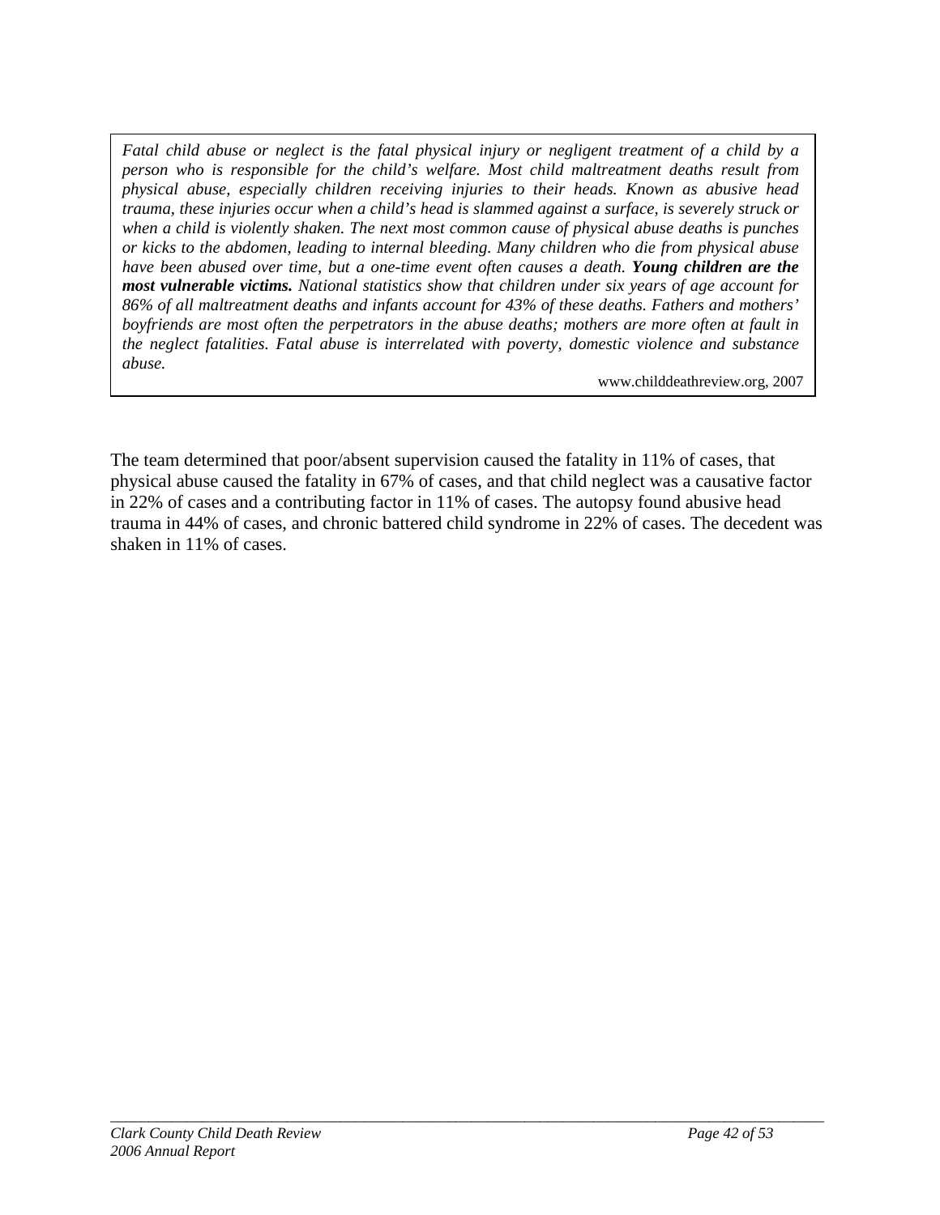*Fatal child abuse or neglect is the fatal physical injury or negligent treatment of a child by a person who is responsible for the child's welfare. Most child maltreatment deaths result from physical abuse, especially children receiving injuries to their heads. Known as abusive head trauma, these injuries occur when a child's head is slammed against a surface, is severely struck or when a child is violently shaken. The next most common cause of physical abuse deaths is punches or kicks to the abdomen, leading to internal bleeding. Many children who die from physical abuse have been abused over time, but a one-time event often causes a death.* ***Young children are the most vulnerable victims.*** *National statistics show that children under six years of age account for 86% of all maltreatment deaths and infants account for 43% of these deaths. Fathers and mothers' boyfriends are most often the perpetrators in the abuse deaths; mothers are more often at fault in the neglect fatalities. Fatal abuse is interrelated with poverty, domestic violence and substance abuse.*

www.childdeathreview.org, 2007

The team determined that poor/absent supervision caused the fatality in 11% of cases, that physical abuse caused the fatality in 67% of cases, and that child neglect was a causative factor in 22% of cases and a contributing factor in 11% of cases. The autopsy found abusive head trauma in 44% of cases, and chronic battered child syndrome in 22% of cases. The decedent was shaken in 11% of cases.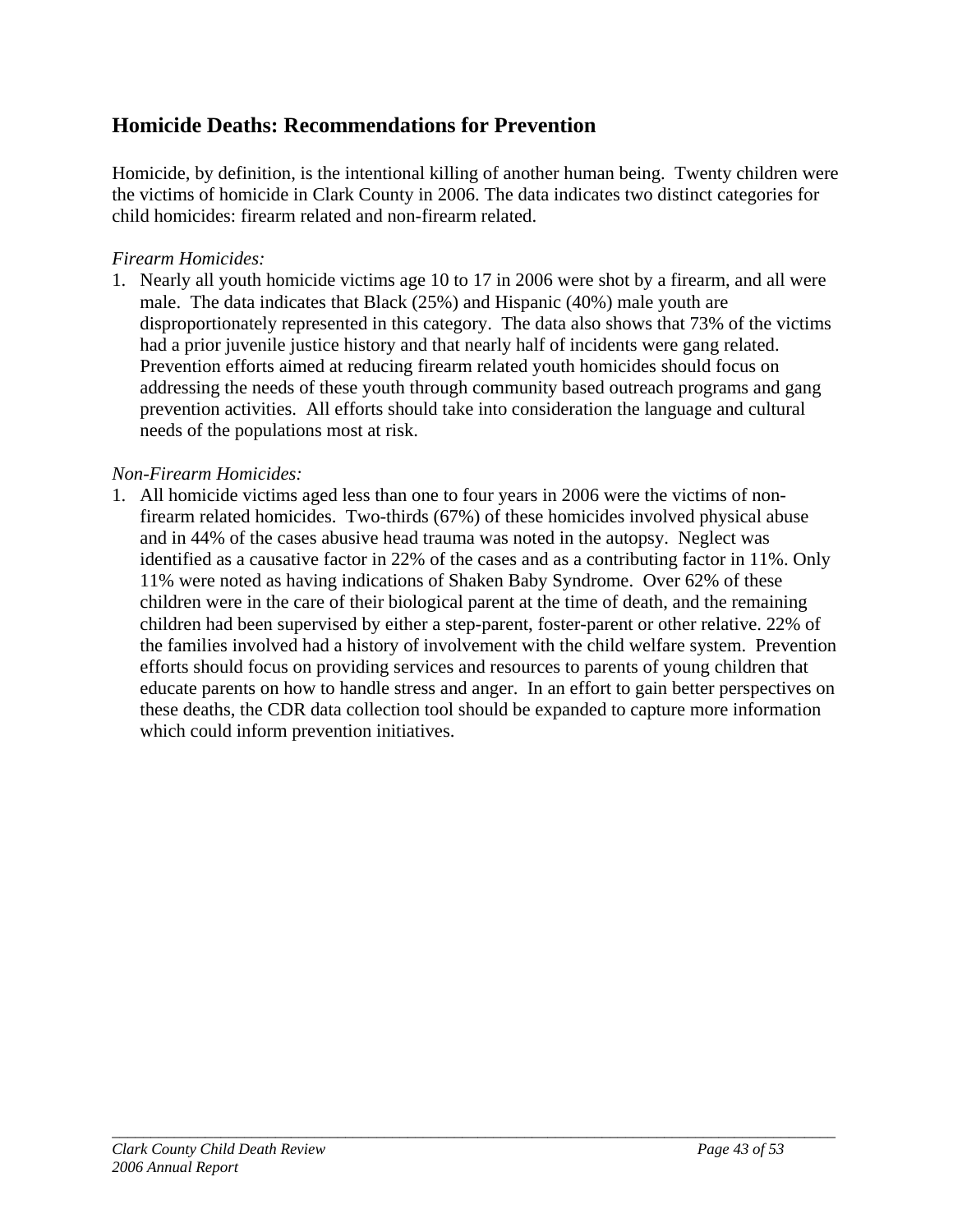## Homicide Deaths: Recommendations for Prevention

Homicide, by definition, is the intentional killing of another human being. Twenty children were the victims of homicide in Clark County in 2006. The data indicates two distinct categories for child homicides: firearm related and non-firearm related.

*Firearm Homicides:*

1. Nearly all youth homicide victims age 10 to 17 in 2006 were shot by a firearm, and all were male. The data indicates that Black (25%) and Hispanic (40%) male youth are disproportionately represented in this category. The data also shows that 73% of the victims had a prior juvenile justice history and that nearly half of incidents were gang related. Prevention efforts aimed at reducing firearm related youth homicides should focus on addressing the needs of these youth through community based outreach programs and gang prevention activities. All efforts should take into consideration the language and cultural needs of the populations most at risk.

*Non-Firearm Homicides:*

1. All homicide victims aged less than one to four years in 2006 were the victims of non-firearm related homicides. Two-thirds (67%) of these homicides involved physical abuse and in 44% of the cases abusive head trauma was noted in the autopsy. Neglect was identified as a causative factor in 22% of the cases and as a contributing factor in 11%. Only 11% were noted as having indications of Shaken Baby Syndrome. Over 62% of these children were in the care of their biological parent at the time of death, and the remaining children had been supervised by either a step-parent, foster-parent or other relative. 22% of the families involved had a history of involvement with the child welfare system. Prevention efforts should focus on providing services and resources to parents of young children that educate parents on how to handle stress and anger. In an effort to gain better perspectives on these deaths, the CDR data collection tool should be expanded to capture more information which could inform prevention initiatives.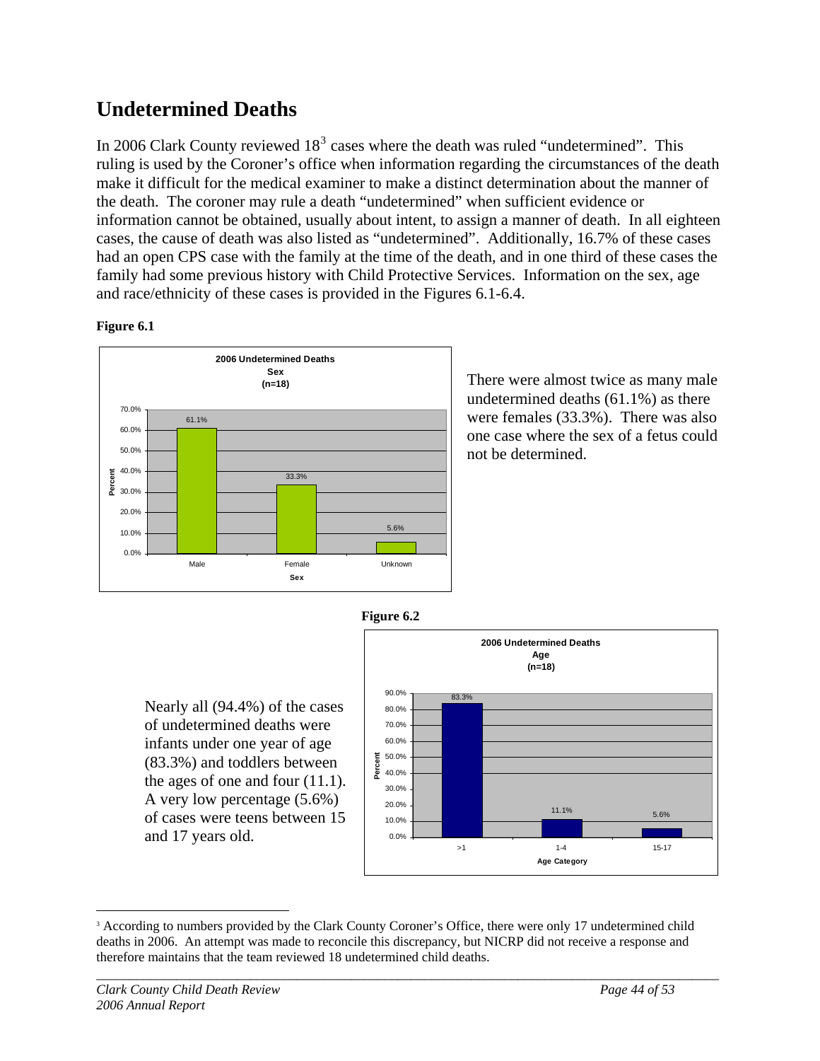# Undetermined Deaths

In 2006 Clark County reviewed 18[3] cases where the death was ruled "undetermined". This ruling is used by the Coroner's office when information regarding the circumstances of the death make it difficult for the medical examiner to make a distinct determination about the manner of the death. The coroner may rule a death "undetermined" when sufficient evidence or information cannot be obtained, usually about intent, to assign a manner of death. In all eighteen cases, the cause of death was also listed as "undetermined". Additionally, 16.7% of these cases had an open CPS case with the family at the time of the death, and in one third of these cases the family had some previous history with Child Protective Services. Information on the sex, age and race/ethnicity of these cases is provided in the Figures 6.1-6.4.

**Figure 6.1**

**2006 Undetermined Deaths Sex (n=18)**

| Sex | Percent |
|---|---|
| Male | 61.1% |
| Female | 33.3% |
| Unknown | 5.6% |

There were almost twice as many male undetermined deaths (61.1%) as there were females (33.3%). There was also one case where the sex of a fetus could not be determined.

**Figure 6.2**

**2006 Undetermined Deaths Age (n=18)**

| Age Category | Percent |
|---|---|
| >1 | 83.3% |
| 1-4 | 11.1% |
| 15-17 | 5.6% |

Nearly all (94.4%) of the cases of undetermined deaths were infants under one year of age (83.3%) and toddlers between the ages of one and four (11.1). A very low percentage (5.6%) of cases were teens between 15 and 17 years old.

[3] According to numbers provided by the Clark County Coroner's Office, there were only 17 undetermined child deaths in 2006. An attempt was made to reconcile this discrepancy, but NICRP did not receive a response and therefore maintains that the team reviewed 18 undetermined child deaths.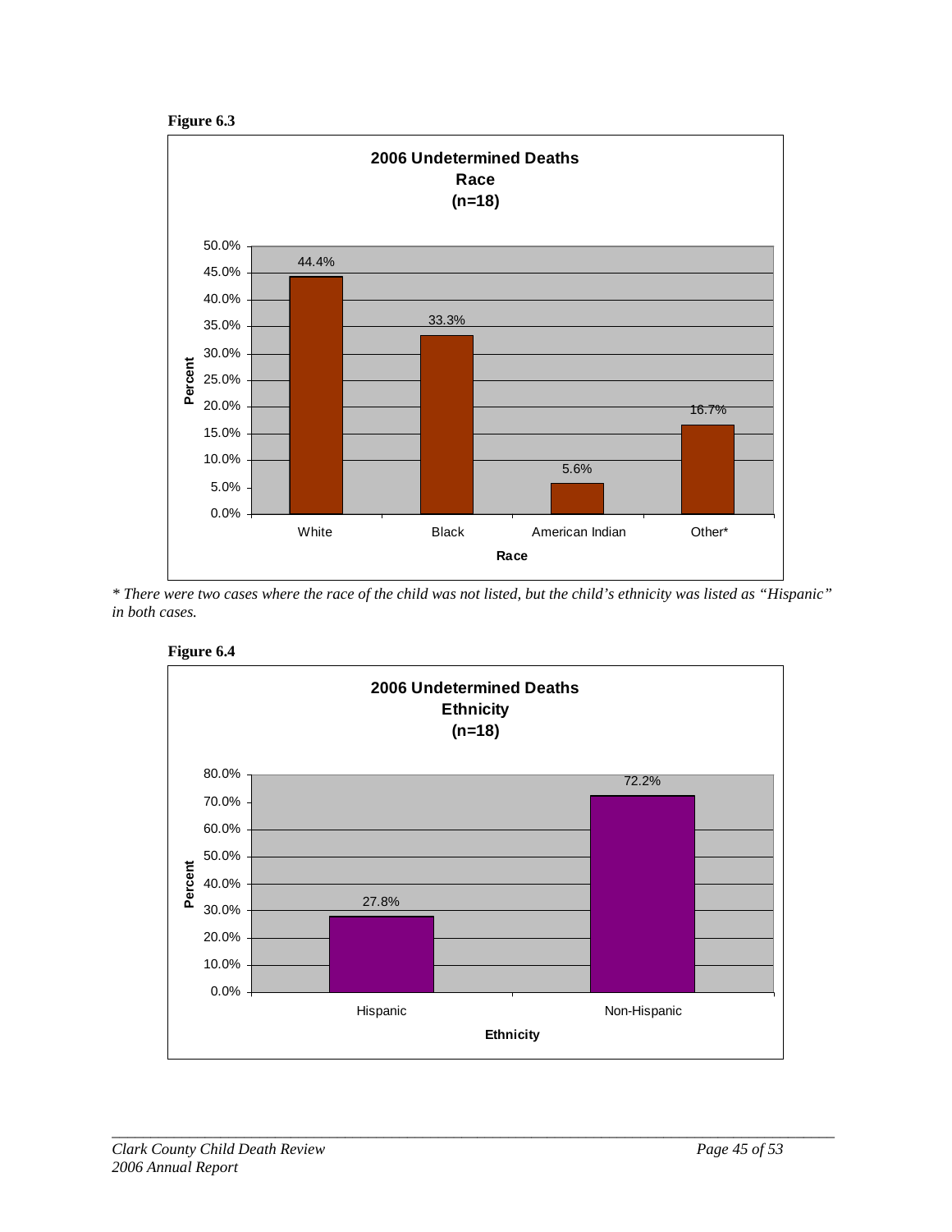**Figure 6.3**

**2006 Undetermined Deaths**
**Race**
**(n=18)**

| Race | Percent |
|---|---|
| White | 44.4% |
| Black | 33.3% |
| American Indian | 5.6% |
| Other* | 16.7% |

*\* There were two cases where the race of the child was not listed, but the child's ethnicity was listed as "Hispanic" in both cases.*

**Figure 6.4**

**2006 Undetermined Deaths**
**Ethnicity**
**(n=18)**

| Ethnicity | Percent |
|---|---|
| Hispanic | 27.8% |
| Non-Hispanic | 72.2% |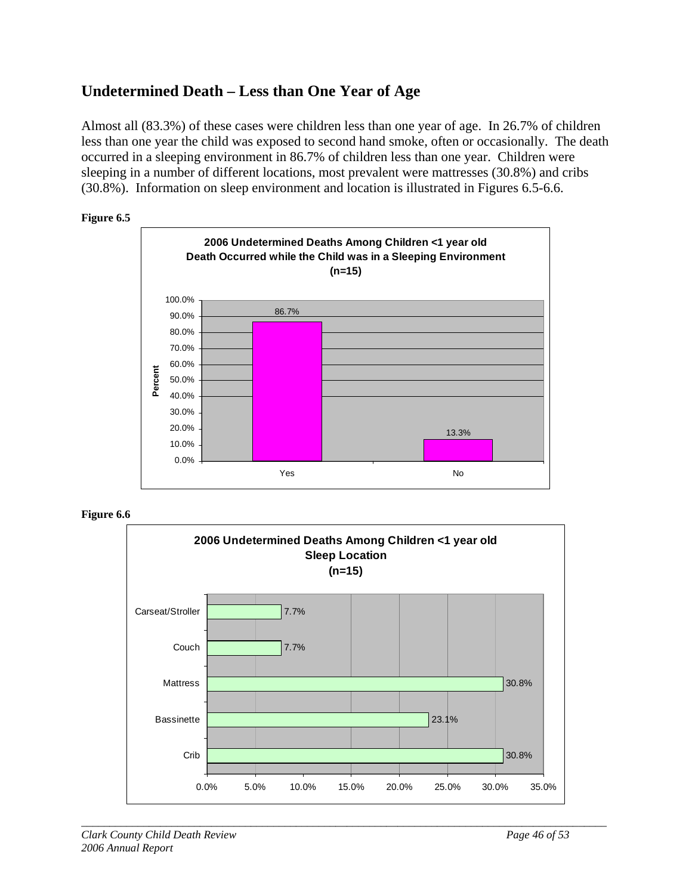## Undetermined Death – Less than One Year of Age

Almost all (83.3%) of these cases were children less than one year of age. In 26.7% of children less than one year the child was exposed to second hand smoke, often or occasionally. The death occurred in a sleeping environment in 86.7% of children less than one year. Children were sleeping in a number of different locations, most prevalent were mattresses (30.8%) and cribs (30.8%). Information on sleep environment and location is illustrated in Figures 6.5-6.6.

**Figure 6.5**

**2006 Undetermined Deaths Among Children <1 year old**
**Death Occurred while the Child was in a Sleeping Environment**
**(n=15)**

| Response | Percent |
|---|---|
| Yes | 86.7% |
| No | 13.3% |

**Figure 6.6**

**2006 Undetermined Deaths Among Children <1 year old**
**Sleep Location**
**(n=15)**

| Sleep Location | Percent |
|---|---|
| Carseat/Stroller | 7.7% |
| Couch | 7.7% |
| Mattress | 30.8% |
| Bassinette | 23.1% |
| Crib | 30.8% |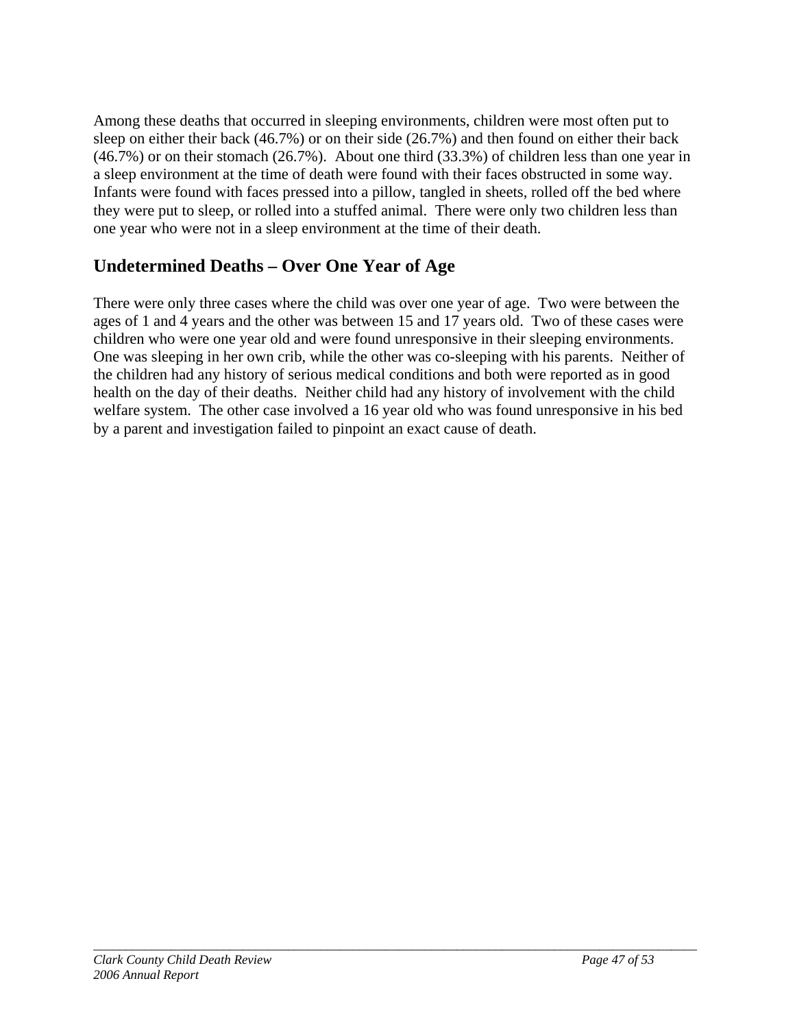Among these deaths that occurred in sleeping environments, children were most often put to sleep on either their back (46.7%) or on their side (26.7%) and then found on either their back (46.7%) or on their stomach (26.7%). About one third (33.3%) of children less than one year in a sleep environment at the time of death were found with their faces obstructed in some way. Infants were found with faces pressed into a pillow, tangled in sheets, rolled off the bed where they were put to sleep, or rolled into a stuffed animal. There were only two children less than one year who were not in a sleep environment at the time of their death.

## Undetermined Deaths – Over One Year of Age

There were only three cases where the child was over one year of age. Two were between the ages of 1 and 4 years and the other was between 15 and 17 years old. Two of these cases were children who were one year old and were found unresponsive in their sleeping environments. One was sleeping in her own crib, while the other was co-sleeping with his parents. Neither of the children had any history of serious medical conditions and both were reported as in good health on the day of their deaths. Neither child had any history of involvement with the child welfare system. The other case involved a 16 year old who was found unresponsive in his bed by a parent and investigation failed to pinpoint an exact cause of death.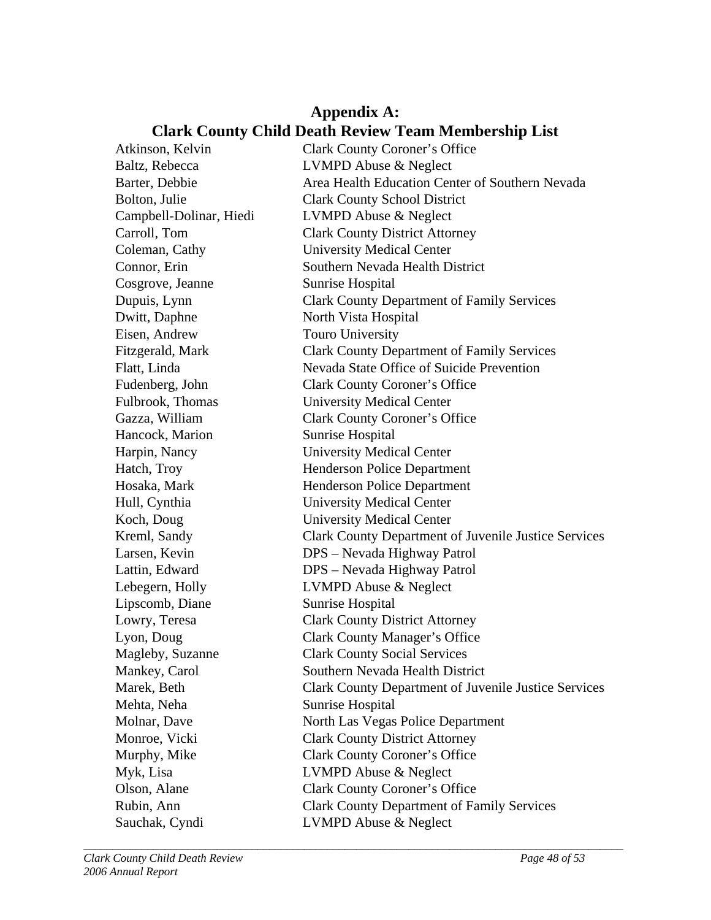## Appendix A:
## Clark County Child Death Review Team Membership List

| | |
|---|---|
| Atkinson, Kelvin | Clark County Coroner's Office |
| Baltz, Rebecca | LVMPD Abuse & Neglect |
| Barter, Debbie | Area Health Education Center of Southern Nevada |
| Bolton, Julie | Clark County School District |
| Campbell-Dolinar, Hiedi | LVMPD Abuse & Neglect |
| Carroll, Tom | Clark County District Attorney |
| Coleman, Cathy | University Medical Center |
| Connor, Erin | Southern Nevada Health District |
| Cosgrove, Jeanne | Sunrise Hospital |
| Dupuis, Lynn | Clark County Department of Family Services |
| Dwitt, Daphne | North Vista Hospital |
| Eisen, Andrew | Touro University |
| Fitzgerald, Mark | Clark County Department of Family Services |
| Flatt, Linda | Nevada State Office of Suicide Prevention |
| Fudenberg, John | Clark County Coroner's Office |
| Fulbrook, Thomas | University Medical Center |
| Gazza, William | Clark County Coroner's Office |
| Hancock, Marion | Sunrise Hospital |
| Harpin, Nancy | University Medical Center |
| Hatch, Troy | Henderson Police Department |
| Hosaka, Mark | Henderson Police Department |
| Hull, Cynthia | University Medical Center |
| Koch, Doug | University Medical Center |
| Kreml, Sandy | Clark County Department of Juvenile Justice Services |
| Larsen, Kevin | DPS – Nevada Highway Patrol |
| Lattin, Edward | DPS – Nevada Highway Patrol |
| Lebegern, Holly | LVMPD Abuse & Neglect |
| Lipscomb, Diane | Sunrise Hospital |
| Lowry, Teresa | Clark County District Attorney |
| Lyon, Doug | Clark County Manager's Office |
| Magleby, Suzanne | Clark County Social Services |
| Mankey, Carol | Southern Nevada Health District |
| Marek, Beth | Clark County Department of Juvenile Justice Services |
| Mehta, Neha | Sunrise Hospital |
| Molnar, Dave | North Las Vegas Police Department |
| Monroe, Vicki | Clark County District Attorney |
| Murphy, Mike | Clark County Coroner's Office |
| Myk, Lisa | LVMPD Abuse & Neglect |
| Olson, Alane | Clark County Coroner's Office |
| Rubin, Ann | Clark County Department of Family Services |
| Sauchak, Cyndi | LVMPD Abuse & Neglect |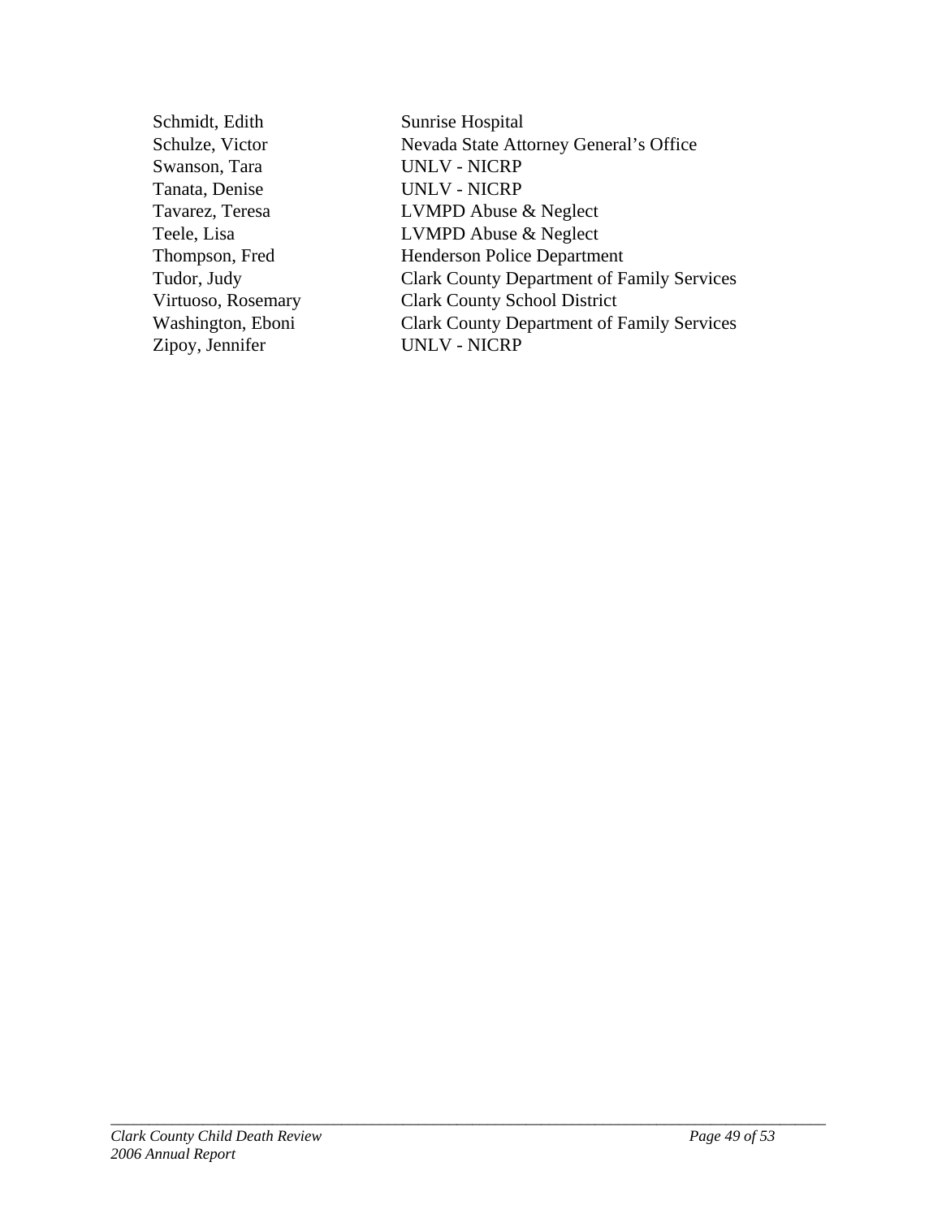| | |
|---|---|
| Schmidt, Edith | Sunrise Hospital |
| Schulze, Victor | Nevada State Attorney General's Office |
| Swanson, Tara | UNLV - NICRP |
| Tanata, Denise | UNLV - NICRP |
| Tavarez, Teresa | LVMPD Abuse & Neglect |
| Teele, Lisa | LVMPD Abuse & Neglect |
| Thompson, Fred | Henderson Police Department |
| Tudor, Judy | Clark County Department of Family Services |
| Virtuoso, Rosemary | Clark County School District |
| Washington, Eboni | Clark County Department of Family Services |
| Zipoy, Jennifer | UNLV - NICRP |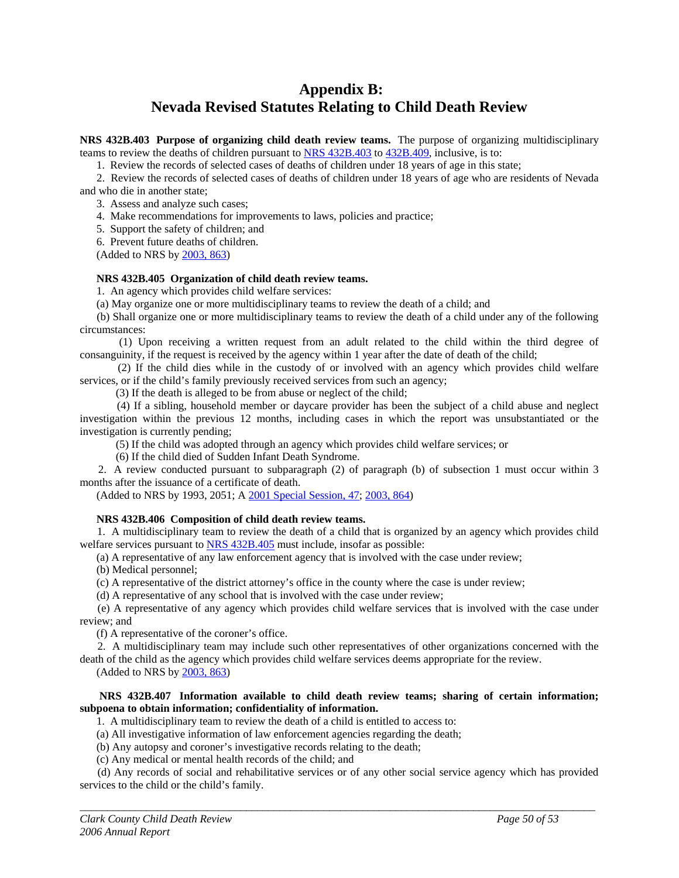# Appendix B:
# Nevada Revised Statutes Relating to Child Death Review

**NRS 432B.403 Purpose of organizing child death review teams.** The purpose of organizing multidisciplinary teams to review the deaths of children pursuant to NRS 432B.403 to 432B.409, inclusive, is to:

1. Review the records of selected cases of deaths of children under 18 years of age in this state;
2. Review the records of selected cases of deaths of children under 18 years of age who are residents of Nevada and who die in another state;
3. Assess and analyze such cases;
4. Make recommendations for improvements to laws, policies and practice;
5. Support the safety of children; and
6. Prevent future deaths of children.

(Added to NRS by 2003, 863)

**NRS 432B.405 Organization of child death review teams.**

1. An agency which provides child welfare services:

(a) May organize one or more multidisciplinary teams to review the death of a child; and

(b) Shall organize one or more multidisciplinary teams to review the death of a child under any of the following circumstances:

(1) Upon receiving a written request from an adult related to the child within the third degree of consanguinity, if the request is received by the agency within 1 year after the date of death of the child;

(2) If the child dies while in the custody of or involved with an agency which provides child welfare services, or if the child's family previously received services from such an agency;

(3) If the death is alleged to be from abuse or neglect of the child;

(4) If a sibling, household member or daycare provider has been the subject of a child abuse and neglect investigation within the previous 12 months, including cases in which the report was unsubstantiated or the investigation is currently pending;

(5) If the child was adopted through an agency which provides child welfare services; or

(6) If the child died of Sudden Infant Death Syndrome.

2. A review conducted pursuant to subparagraph (2) of paragraph (b) of subsection 1 must occur within 3 months after the issuance of a certificate of death.

(Added to NRS by 1993, 2051; A 2001 Special Session, 47; 2003, 864)

**NRS 432B.406 Composition of child death review teams.**

1. A multidisciplinary team to review the death of a child that is organized by an agency which provides child welfare services pursuant to NRS 432B.405 must include, insofar as possible:

(a) A representative of any law enforcement agency that is involved with the case under review;

(b) Medical personnel;

(c) A representative of the district attorney's office in the county where the case is under review;

(d) A representative of any school that is involved with the case under review;

(e) A representative of any agency which provides child welfare services that is involved with the case under review; and

(f) A representative of the coroner's office.

2. A multidisciplinary team may include such other representatives of other organizations concerned with the death of the child as the agency which provides child welfare services deems appropriate for the review.

(Added to NRS by 2003, 863)

**NRS 432B.407 Information available to child death review teams; sharing of certain information; subpoena to obtain information; confidentiality of information.**

1. A multidisciplinary team to review the death of a child is entitled to access to:

(a) All investigative information of law enforcement agencies regarding the death;

(b) Any autopsy and coroner's investigative records relating to the death;

(c) Any medical or mental health records of the child; and

(d) Any records of social and rehabilitative services or of any other social service agency which has provided services to the child or the child's family.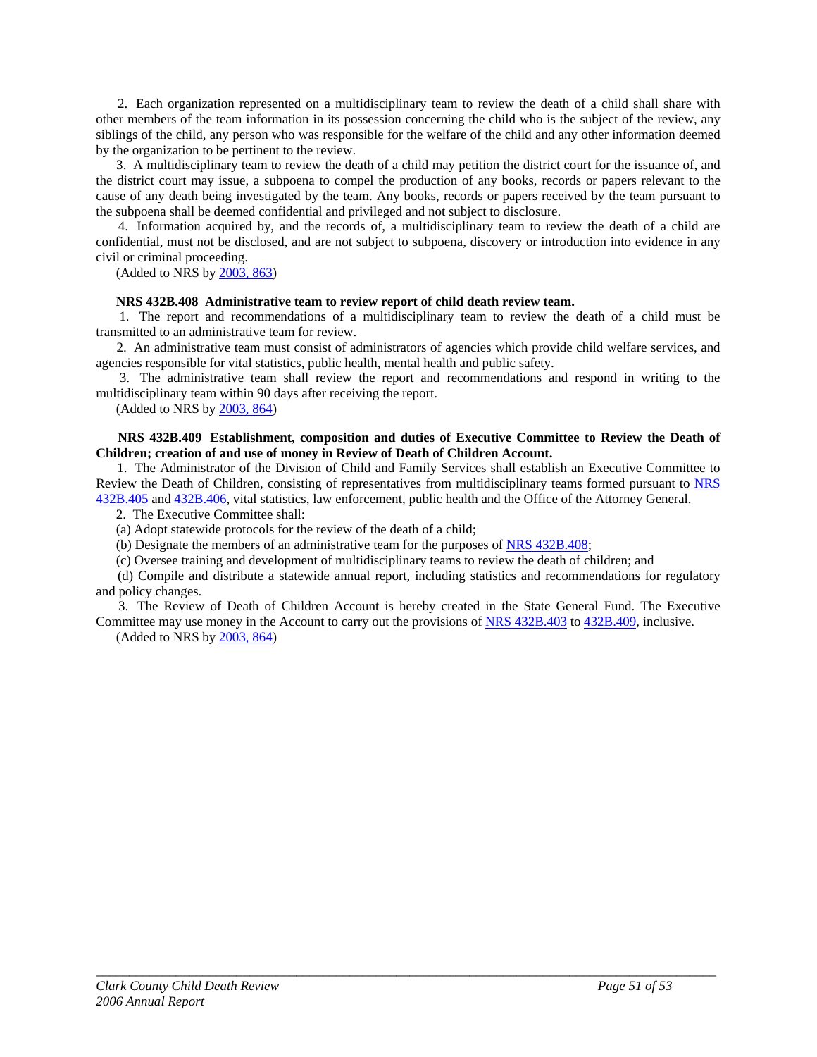2. Each organization represented on a multidisciplinary team to review the death of a child shall share with other members of the team information in its possession concerning the child who is the subject of the review, any siblings of the child, any person who was responsible for the welfare of the child and any other information deemed by the organization to be pertinent to the review.

3. A multidisciplinary team to review the death of a child may petition the district court for the issuance of, and the district court may issue, a subpoena to compel the production of any books, records or papers relevant to the cause of any death being investigated by the team. Any books, records or papers received by the team pursuant to the subpoena shall be deemed confidential and privileged and not subject to disclosure.

4. Information acquired by, and the records of, a multidisciplinary team to review the death of a child are confidential, must not be disclosed, and are not subject to subpoena, discovery or introduction into evidence in any civil or criminal proceeding.

(Added to NRS by 2003, 863)

**NRS 432B.408 Administrative team to review report of child death review team.**

1. The report and recommendations of a multidisciplinary team to review the death of a child must be transmitted to an administrative team for review.

2. An administrative team must consist of administrators of agencies which provide child welfare services, and agencies responsible for vital statistics, public health, mental health and public safety.

3. The administrative team shall review the report and recommendations and respond in writing to the multidisciplinary team within 90 days after receiving the report.

(Added to NRS by 2003, 864)

**NRS 432B.409 Establishment, composition and duties of Executive Committee to Review the Death of Children; creation of and use of money in Review of Death of Children Account.**

1. The Administrator of the Division of Child and Family Services shall establish an Executive Committee to Review the Death of Children, consisting of representatives from multidisciplinary teams formed pursuant to NRS 432B.405 and 432B.406, vital statistics, law enforcement, public health and the Office of the Attorney General.

2. The Executive Committee shall:

(a) Adopt statewide protocols for the review of the death of a child;

(b) Designate the members of an administrative team for the purposes of NRS 432B.408;

(c) Oversee training and development of multidisciplinary teams to review the death of children; and

(d) Compile and distribute a statewide annual report, including statistics and recommendations for regulatory and policy changes.

3. The Review of Death of Children Account is hereby created in the State General Fund. The Executive Committee may use money in the Account to carry out the provisions of NRS 432B.403 to 432B.409, inclusive.

(Added to NRS by 2003, 864)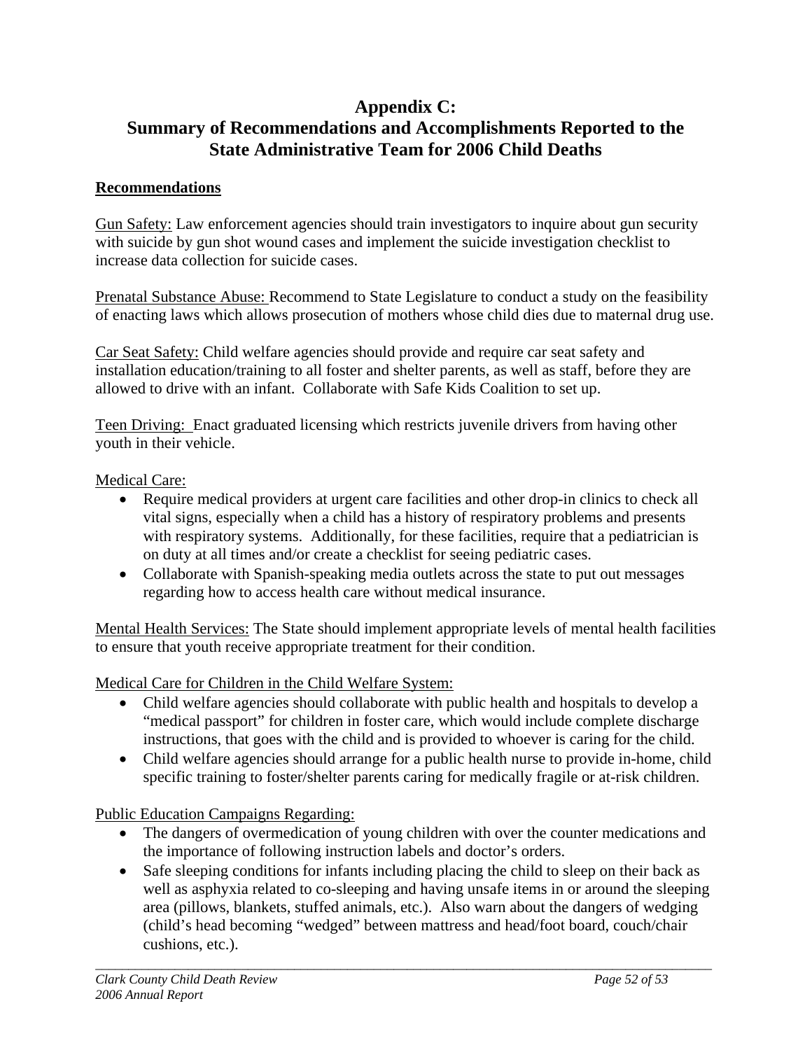# Appendix C:
# Summary of Recommendations and Accomplishments Reported to the State Administrative Team for 2006 Child Deaths

**Recommendations**

Gun Safety: Law enforcement agencies should train investigators to inquire about gun security with suicide by gun shot wound cases and implement the suicide investigation checklist to increase data collection for suicide cases.

Prenatal Substance Abuse: Recommend to State Legislature to conduct a study on the feasibility of enacting laws which allows prosecution of mothers whose child dies due to maternal drug use.

Car Seat Safety: Child welfare agencies should provide and require car seat safety and installation education/training to all foster and shelter parents, as well as staff, before they are allowed to drive with an infant. Collaborate with Safe Kids Coalition to set up.

Teen Driving: Enact graduated licensing which restricts juvenile drivers from having other youth in their vehicle.

Medical Care:

- Require medical providers at urgent care facilities and other drop-in clinics to check all vital signs, especially when a child has a history of respiratory problems and presents with respiratory systems. Additionally, for these facilities, require that a pediatrician is on duty at all times and/or create a checklist for seeing pediatric cases.
- Collaborate with Spanish-speaking media outlets across the state to put out messages regarding how to access health care without medical insurance.

Mental Health Services: The State should implement appropriate levels of mental health facilities to ensure that youth receive appropriate treatment for their condition.

Medical Care for Children in the Child Welfare System:

- Child welfare agencies should collaborate with public health and hospitals to develop a "medical passport" for children in foster care, which would include complete discharge instructions, that goes with the child and is provided to whoever is caring for the child.
- Child welfare agencies should arrange for a public health nurse to provide in-home, child specific training to foster/shelter parents caring for medically fragile or at-risk children.

Public Education Campaigns Regarding:

- The dangers of overmedication of young children with over the counter medications and the importance of following instruction labels and doctor's orders.
- Safe sleeping conditions for infants including placing the child to sleep on their back as well as asphyxia related to co-sleeping and having unsafe items in or around the sleeping area (pillows, blankets, stuffed animals, etc.). Also warn about the dangers of wedging (child's head becoming "wedged" between mattress and head/foot board, couch/chair cushions, etc.).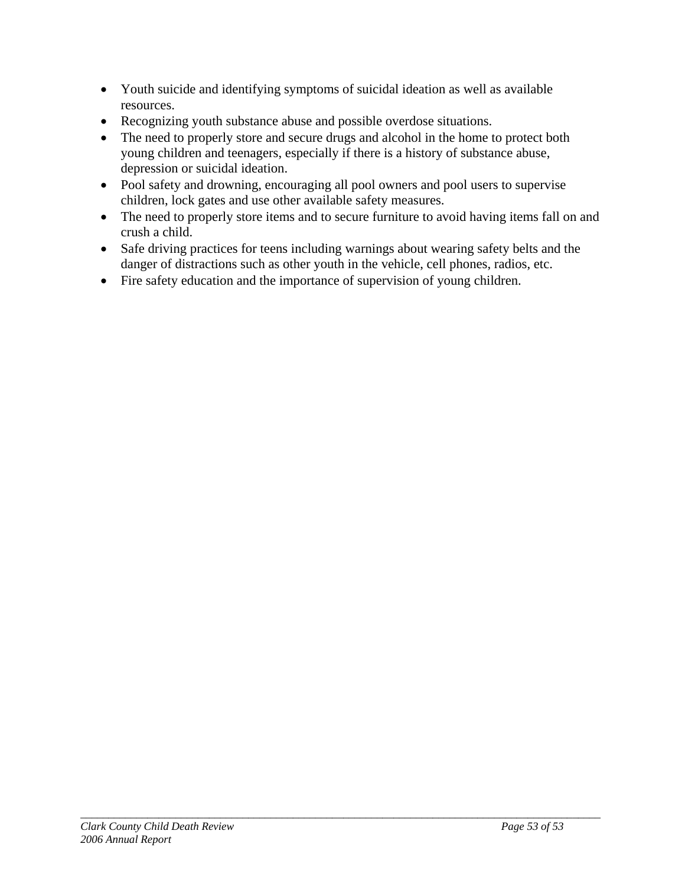- Youth suicide and identifying symptoms of suicidal ideation as well as available resources.
- Recognizing youth substance abuse and possible overdose situations.
- The need to properly store and secure drugs and alcohol in the home to protect both young children and teenagers, especially if there is a history of substance abuse, depression or suicidal ideation.
- Pool safety and drowning, encouraging all pool owners and pool users to supervise children, lock gates and use other available safety measures.
- The need to properly store items and to secure furniture to avoid having items fall on and crush a child.
- Safe driving practices for teens including warnings about wearing safety belts and the danger of distractions such as other youth in the vehicle, cell phones, radios, etc.
- Fire safety education and the importance of supervision of young children.